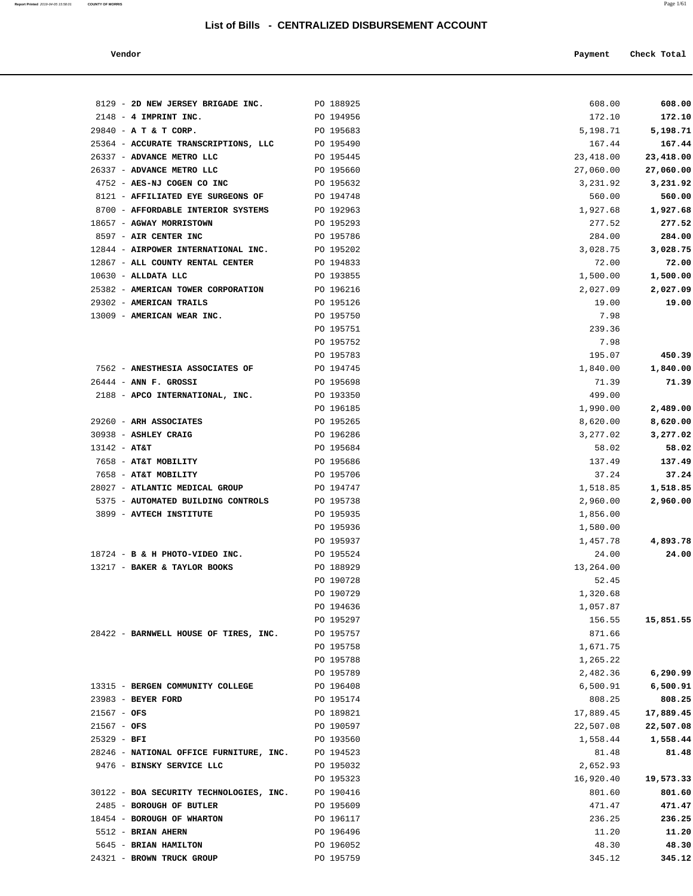# List of Bills - CENTRALIZED DISBURSEMENT ACCOUNT

| Vendor | | Payment | Check Total |
|---|---|---|---|
| 8129 - **2D NEW JERSEY BRIGADE INC.** | PO 188925 | 608.00 | **608.00** |
| 2148 - **4 IMPRINT INC.** | PO 194956 | 172.10 | **172.10** |
| 29840 - **A T & T CORP.** | PO 195683 | 5,198.71 | **5,198.71** |
| 25364 - **ACCURATE TRANSCRIPTIONS, LLC** | PO 195490 | 167.44 | **167.44** |
| 26337 - **ADVANCE METRO LLC** | PO 195445 | 23,418.00 | **23,418.00** |
| 26337 - **ADVANCE METRO LLC** | PO 195660 | 27,060.00 | **27,060.00** |
| 4752 - **AES-NJ COGEN CO INC** | PO 195632 | 3,231.92 | **3,231.92** |
| 8121 - **AFFILIATED EYE SURGEONS OF** | PO 194748 | 560.00 | **560.00** |
| 8700 - **AFFORDABLE INTERIOR SYSTEMS** | PO 192963 | 1,927.68 | **1,927.68** |
| 18657 - **AGWAY MORRISTOWN** | PO 195293 | 277.52 | **277.52** |
| 8597 - **AIR CENTER INC** | PO 195786 | 284.00 | **284.00** |
| 12844 - **AIRPOWER INTERNATIONAL INC.** | PO 195202 | 3,028.75 | **3,028.75** |
| 12867 - **ALL COUNTY RENTAL CENTER** | PO 194833 | 72.00 | **72.00** |
| 10630 - **ALLDATA LLC** | PO 193855 | 1,500.00 | **1,500.00** |
| 25382 - **AMERICAN TOWER CORPORATION** | PO 196216 | 2,027.09 | **2,027.09** |
| 29302 - **AMERICAN TRAILS** | PO 195126 | 19.00 | **19.00** |
| 13009 - **AMERICAN WEAR INC.** | PO 195750 | 7.98 | |
| | PO 195751 | 239.36 | |
| | PO 195752 | 7.98 | |
| | PO 195783 | 195.07 | **450.39** |
| 7562 - **ANESTHESIA ASSOCIATES OF** | PO 194745 | 1,840.00 | **1,840.00** |
| 26444 - **ANN F. GROSSI** | PO 195698 | 71.39 | **71.39** |
| 2188 - **APCO INTERNATIONAL, INC.** | PO 193350 | 499.00 | |
| | PO 196185 | 1,990.00 | **2,489.00** |
| 29260 - **ARH ASSOCIATES** | PO 195265 | 8,620.00 | **8,620.00** |
| 30938 - **ASHLEY CRAIG** | PO 196286 | 3,277.02 | **3,277.02** |
| 13142 - **AT&T** | PO 195684 | 58.02 | **58.02** |
| 7658 - **AT&T MOBILITY** | PO 195686 | 137.49 | **137.49** |
| 7658 - **AT&T MOBILITY** | PO 195706 | 37.24 | **37.24** |
| 28027 - **ATLANTIC MEDICAL GROUP** | PO 194747 | 1,518.85 | **1,518.85** |
| 5375 - **AUTOMATED BUILDING CONTROLS** | PO 195738 | 2,960.00 | **2,960.00** |
| 3899 - **AVTECH INSTITUTE** | PO 195935 | 1,856.00 | |
| | PO 195936 | 1,580.00 | |
| | PO 195937 | 1,457.78 | **4,893.78** |
| 18724 - **B & H PHOTO-VIDEO INC.** | PO 195524 | 24.00 | **24.00** |
| 13217 - **BAKER & TAYLOR BOOKS** | PO 188929 | 13,264.00 | |
| | PO 190728 | 52.45 | |
| | PO 190729 | 1,320.68 | |
| | PO 194636 | 1,057.87 | |
| | PO 195297 | 156.55 | **15,851.55** |
| 28422 - **BARNWELL HOUSE OF TIRES, INC.** | PO 195757 | 871.66 | |
| | PO 195758 | 1,671.75 | |
| | PO 195788 | 1,265.22 | |
| | PO 195789 | 2,482.36 | **6,290.99** |
| 13315 - **BERGEN COMMUNITY COLLEGE** | PO 196408 | 6,500.91 | **6,500.91** |
| 23983 - **BEYER FORD** | PO 195174 | 808.25 | **808.25** |
| 21567 - **OFS** | PO 189821 | 17,889.45 | **17,889.45** |
| 21567 - **OFS** | PO 190597 | 22,507.08 | **22,507.08** |
| 25329 - **BFI** | PO 193560 | 1,558.44 | **1,558.44** |
| 28246 - **NATIONAL OFFICE FURNITURE, INC.** | PO 194523 | 81.48 | **81.48** |
| 9476 - **BINSKY SERVICE LLC** | PO 195032 | 2,652.93 | |
| | PO 195323 | 16,920.40 | **19,573.33** |
| 30122 - **BOA SECURITY TECHNOLOGIES, INC.** | PO 190416 | 801.60 | **801.60** |
| 2485 - **BOROUGH OF BUTLER** | PO 195609 | 471.47 | **471.47** |
| 18454 - **BOROUGH OF WHARTON** | PO 196117 | 236.25 | **236.25** |
| 5512 - **BRIAN AHERN** | PO 196496 | 11.20 | **11.20** |
| 5645 - **BRIAN HAMILTON** | PO 196052 | 48.30 | **48.30** |
| 24321 - **BROWN TRUCK GROUP** | PO 195759 | 345.12 | **345.12** |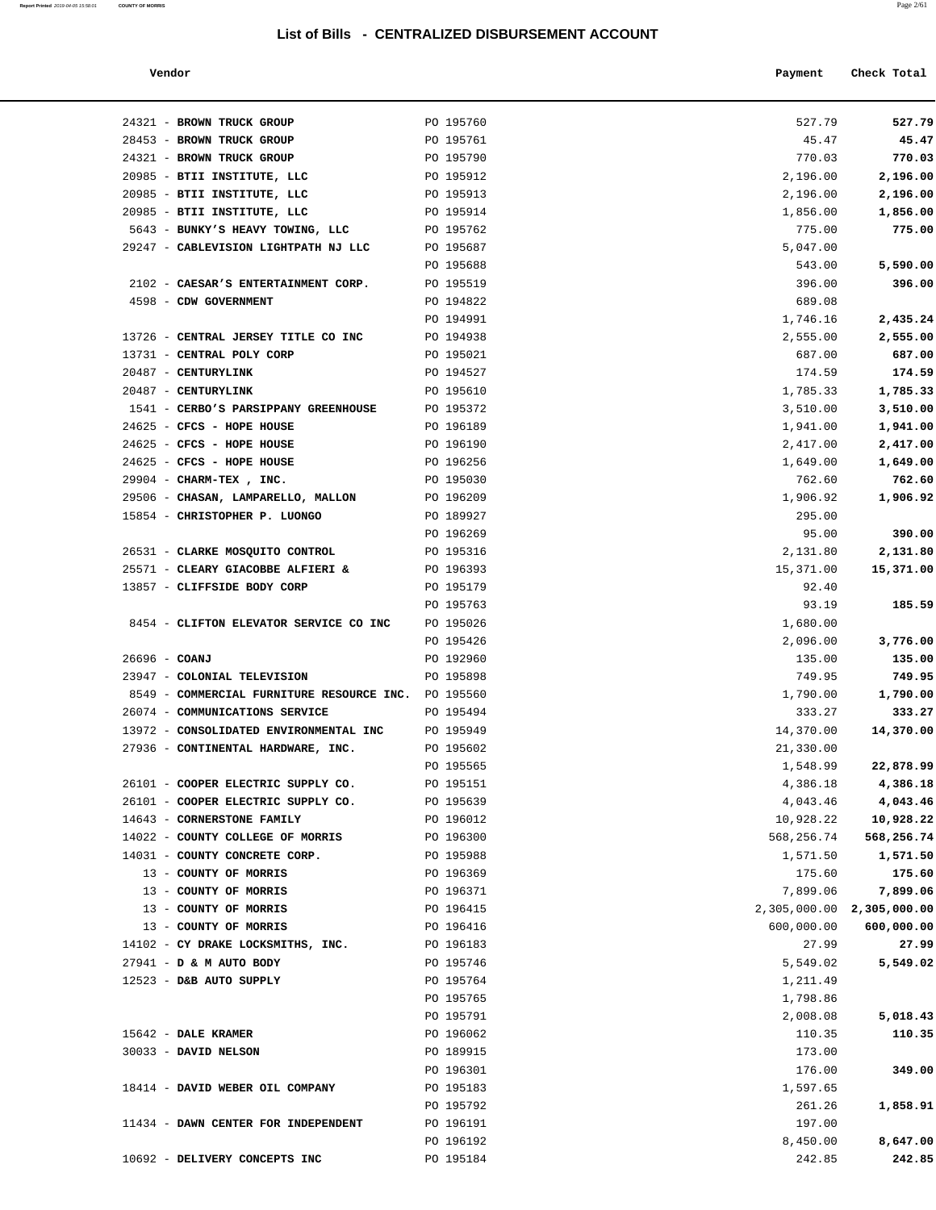## List of Bills - CENTRALIZED DISBURSEMENT ACCOUNT

| Vendor | | Payment | Check Total |
|---|---|---|---|
| 24321 - **BROWN TRUCK GROUP** | PO 195760 | 527.79 | **527.79** |
| 28453 - **BROWN TRUCK GROUP** | PO 195761 | 45.47 | **45.47** |
| 24321 - **BROWN TRUCK GROUP** | PO 195790 | 770.03 | **770.03** |
| 20985 - **BTII INSTITUTE, LLC** | PO 195912 | 2,196.00 | **2,196.00** |
| 20985 - **BTII INSTITUTE, LLC** | PO 195913 | 2,196.00 | **2,196.00** |
| 20985 - **BTII INSTITUTE, LLC** | PO 195914 | 1,856.00 | **1,856.00** |
| 5643 - **BUNKY'S HEAVY TOWING, LLC** | PO 195762 | 775.00 | **775.00** |
| 29247 - **CABLEVISION LIGHTPATH NJ LLC** | PO 195687 | 5,047.00 | |
| | PO 195688 | 543.00 | **5,590.00** |
| 2102 - **CAESAR'S ENTERTAINMENT CORP.** | PO 195519 | 396.00 | **396.00** |
| 4598 - **CDW GOVERNMENT** | PO 194822 | 689.08 | |
| | PO 194991 | 1,746.16 | **2,435.24** |
| 13726 - **CENTRAL JERSEY TITLE CO INC** | PO 194938 | 2,555.00 | **2,555.00** |
| 13731 - **CENTRAL POLY CORP** | PO 195021 | 687.00 | **687.00** |
| 20487 - **CENTURYLINK** | PO 194527 | 174.59 | **174.59** |
| 20487 - **CENTURYLINK** | PO 195610 | 1,785.33 | **1,785.33** |
| 1541 - **CERBO'S PARSIPPANY GREENHOUSE** | PO 195372 | 3,510.00 | **3,510.00** |
| 24625 - **CFCS - HOPE HOUSE** | PO 196189 | 1,941.00 | **1,941.00** |
| 24625 - **CFCS - HOPE HOUSE** | PO 196190 | 2,417.00 | **2,417.00** |
| 24625 - **CFCS - HOPE HOUSE** | PO 196256 | 1,649.00 | **1,649.00** |
| 29904 - **CHARM-TEX , INC.** | PO 195030 | 762.60 | **762.60** |
| 29506 - **CHASAN, LAMPARELLO, MALLON** | PO 196209 | 1,906.92 | **1,906.92** |
| 15854 - **CHRISTOPHER P. LUONGO** | PO 189927 | 295.00 | |
| | PO 196269 | 95.00 | **390.00** |
| 26531 - **CLARKE MOSQUITO CONTROL** | PO 195316 | 2,131.80 | **2,131.80** |
| 25571 - **CLEARY GIACOBBE ALFIERI &** | PO 196393 | 15,371.00 | **15,371.00** |
| 13857 - **CLIFFSIDE BODY CORP** | PO 195179 | 92.40 | |
| | PO 195763 | 93.19 | **185.59** |
| 8454 - **CLIFTON ELEVATOR SERVICE CO INC** | PO 195026 | 1,680.00 | |
| | PO 195426 | 2,096.00 | **3,776.00** |
| 26696 - **COANJ** | PO 192960 | 135.00 | **135.00** |
| 23947 - **COLONIAL TELEVISION** | PO 195898 | 749.95 | **749.95** |
| 8549 - **COMMERCIAL FURNITURE RESOURCE INC.** | PO 195560 | 1,790.00 | **1,790.00** |
| 26074 - **COMMUNICATIONS SERVICE** | PO 195494 | 333.27 | **333.27** |
| 13972 - **CONSOLIDATED ENVIRONMENTAL INC** | PO 195949 | 14,370.00 | **14,370.00** |
| 27936 - **CONTINENTAL HARDWARE, INC.** | PO 195602 | 21,330.00 | |
| | PO 195565 | 1,548.99 | **22,878.99** |
| 26101 - **COOPER ELECTRIC SUPPLY CO.** | PO 195151 | 4,386.18 | **4,386.18** |
| 26101 - **COOPER ELECTRIC SUPPLY CO.** | PO 195639 | 4,043.46 | **4,043.46** |
| 14643 - **CORNERSTONE FAMILY** | PO 196012 | 10,928.22 | **10,928.22** |
| 14022 - **COUNTY COLLEGE OF MORRIS** | PO 196300 | 568,256.74 | **568,256.74** |
| 14031 - **COUNTY CONCRETE CORP.** | PO 195988 | 1,571.50 | **1,571.50** |
| 13 - **COUNTY OF MORRIS** | PO 196369 | 175.60 | **175.60** |
| 13 - **COUNTY OF MORRIS** | PO 196371 | 7,899.06 | **7,899.06** |
| 13 - **COUNTY OF MORRIS** | PO 196415 | 2,305,000.00 | **2,305,000.00** |
| 13 - **COUNTY OF MORRIS** | PO 196416 | 600,000.00 | **600,000.00** |
| 14102 - **CY DRAKE LOCKSMITHS, INC.** | PO 196183 | 27.99 | **27.99** |
| 27941 - **D & M AUTO BODY** | PO 195746 | 5,549.02 | **5,549.02** |
| 12523 - **D&B AUTO SUPPLY** | PO 195764 | 1,211.49 | |
| | PO 195765 | 1,798.86 | |
| | PO 195791 | 2,008.08 | **5,018.43** |
| 15642 - **DALE KRAMER** | PO 196062 | 110.35 | **110.35** |
| 30033 - **DAVID NELSON** | PO 189915 | 173.00 | |
| | PO 196301 | 176.00 | **349.00** |
| 18414 - **DAVID WEBER OIL COMPANY** | PO 195183 | 1,597.65 | |
| | PO 195792 | 261.26 | **1,858.91** |
| 11434 - **DAWN CENTER FOR INDEPENDENT** | PO 196191 | 197.00 | |
| | PO 196192 | 8,450.00 | **8,647.00** |
| 10692 - **DELIVERY CONCEPTS INC** | PO 195184 | 242.85 | **242.85** |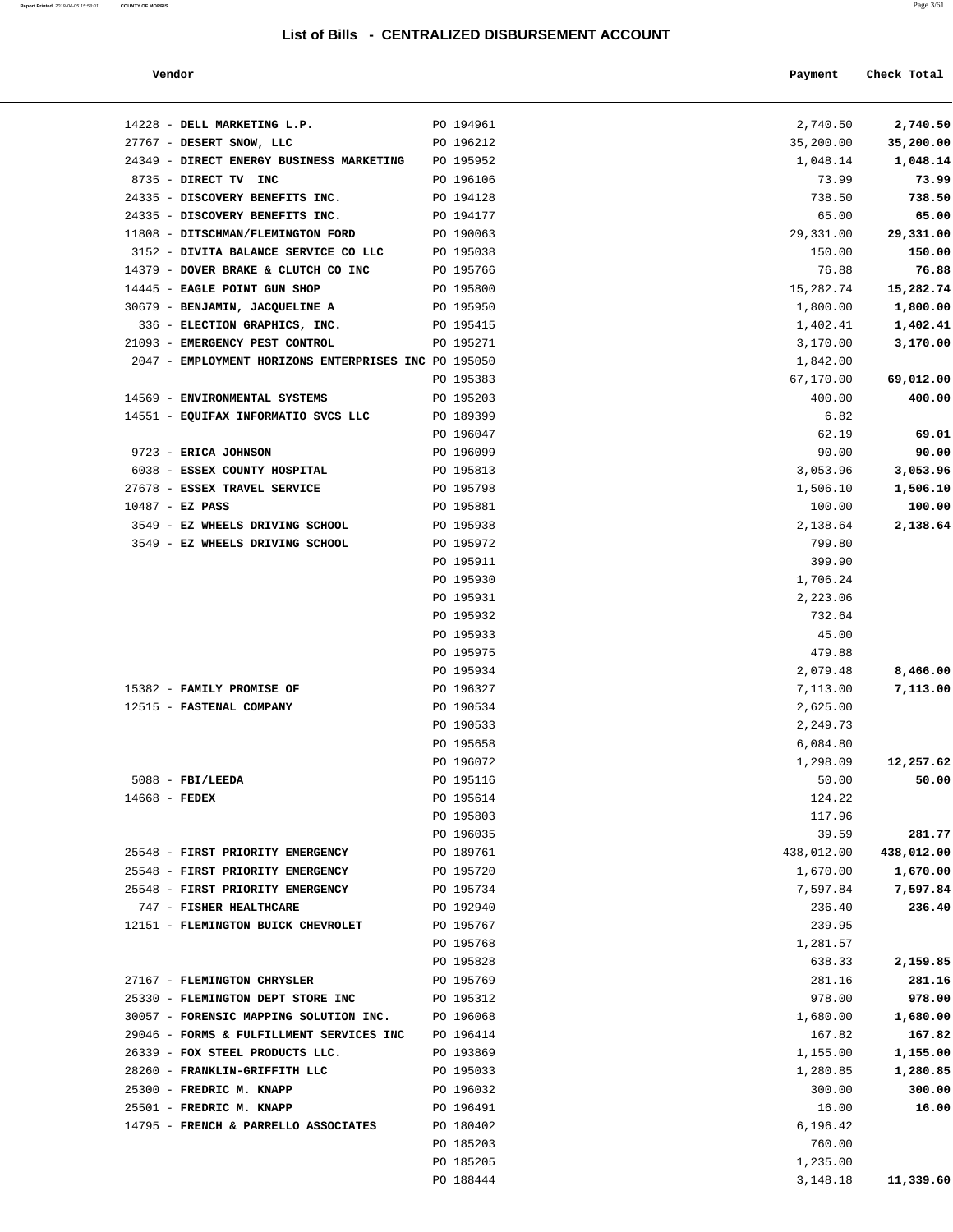## List of Bills - CENTRALIZED DISBURSEMENT ACCOUNT

| Vendor | | Payment | Check Total |
|---|---|---|---|
| 14228 - **DELL MARKETING L.P.** | PO 194961 | 2,740.50 | **2,740.50** |
| 27767 - **DESERT SNOW, LLC** | PO 196212 | 35,200.00 | **35,200.00** |
| 24349 - **DIRECT ENERGY BUSINESS MARKETING** | PO 195952 | 1,048.14 | **1,048.14** |
| 8735 - **DIRECT TV INC** | PO 196106 | 73.99 | **73.99** |
| 24335 - **DISCOVERY BENEFITS INC.** | PO 194128 | 738.50 | **738.50** |
| 24335 - **DISCOVERY BENEFITS INC.** | PO 194177 | 65.00 | **65.00** |
| 11808 - **DITSCHMAN/FLEMINGTON FORD** | PO 190063 | 29,331.00 | **29,331.00** |
| 3152 - **DIVITA BALANCE SERVICE CO LLC** | PO 195038 | 150.00 | **150.00** |
| 14379 - **DOVER BRAKE & CLUTCH CO INC** | PO 195766 | 76.88 | **76.88** |
| 14445 - **EAGLE POINT GUN SHOP** | PO 195800 | 15,282.74 | **15,282.74** |
| 30679 - **BENJAMIN, JACQUELINE A** | PO 195950 | 1,800.00 | **1,800.00** |
| 336 - **ELECTION GRAPHICS, INC.** | PO 195415 | 1,402.41 | **1,402.41** |
| 21093 - **EMERGENCY PEST CONTROL** | PO 195271 | 3,170.00 | **3,170.00** |
| 2047 - **EMPLOYMENT HORIZONS ENTERPRISES INC** | PO 195050 | 1,842.00 | |
| | PO 195383 | 67,170.00 | **69,012.00** |
| 14569 - **ENVIRONMENTAL SYSTEMS** | PO 195203 | 400.00 | **400.00** |
| 14551 - **EQUIFAX INFORMATIO SVCS LLC** | PO 189399 | 6.82 | |
| | PO 196047 | 62.19 | **69.01** |
| 9723 - **ERICA JOHNSON** | PO 196099 | 90.00 | **90.00** |
| 6038 - **ESSEX COUNTY HOSPITAL** | PO 195813 | 3,053.96 | **3,053.96** |
| 27678 - **ESSEX TRAVEL SERVICE** | PO 195798 | 1,506.10 | **1,506.10** |
| 10487 - **EZ PASS** | PO 195881 | 100.00 | **100.00** |
| 3549 - **EZ WHEELS DRIVING SCHOOL** | PO 195938 | 2,138.64 | **2,138.64** |
| 3549 - **EZ WHEELS DRIVING SCHOOL** | PO 195972 | 799.80 | |
| | PO 195911 | 399.90 | |
| | PO 195930 | 1,706.24 | |
| | PO 195931 | 2,223.06 | |
| | PO 195932 | 732.64 | |
| | PO 195933 | 45.00 | |
| | PO 195975 | 479.88 | |
| | PO 195934 | 2,079.48 | **8,466.00** |
| 15382 - **FAMILY PROMISE OF** | PO 196327 | 7,113.00 | **7,113.00** |
| 12515 - **FASTENAL COMPANY** | PO 190534 | 2,625.00 | |
| | PO 190533 | 2,249.73 | |
| | PO 195658 | 6,084.80 | |
| | PO 196072 | 1,298.09 | **12,257.62** |
| 5088 - **FBI/LEEDA** | PO 195116 | 50.00 | **50.00** |
| 14668 - **FEDEX** | PO 195614 | 124.22 | |
| | PO 195803 | 117.96 | |
| | PO 196035 | 39.59 | **281.77** |
| 25548 - **FIRST PRIORITY EMERGENCY** | PO 189761 | 438,012.00 | **438,012.00** |
| 25548 - **FIRST PRIORITY EMERGENCY** | PO 195720 | 1,670.00 | **1,670.00** |
| 25548 - **FIRST PRIORITY EMERGENCY** | PO 195734 | 7,597.84 | **7,597.84** |
| 747 - **FISHER HEALTHCARE** | PO 192940 | 236.40 | **236.40** |
| 12151 - **FLEMINGTON BUICK CHEVROLET** | PO 195767 | 239.95 | |
| | PO 195768 | 1,281.57 | |
| | PO 195828 | 638.33 | **2,159.85** |
| 27167 - **FLEMINGTON CHRYSLER** | PO 195769 | 281.16 | **281.16** |
| 25330 - **FLEMINGTON DEPT STORE INC** | PO 195312 | 978.00 | **978.00** |
| 30057 - **FORENSIC MAPPING SOLUTION INC.** | PO 196068 | 1,680.00 | **1,680.00** |
| 29046 - **FORMS & FULFILLMENT SERVICES INC** | PO 196414 | 167.82 | **167.82** |
| 26339 - **FOX STEEL PRODUCTS LLC.** | PO 193869 | 1,155.00 | **1,155.00** |
| 28260 - **FRANKLIN-GRIFFITH LLC** | PO 195033 | 1,280.85 | **1,280.85** |
| 25300 - **FREDRIC M. KNAPP** | PO 196032 | 300.00 | **300.00** |
| 25501 - **FREDRIC M. KNAPP** | PO 196491 | 16.00 | **16.00** |
| 14795 - **FRENCH & PARRELLO ASSOCIATES** | PO 180402 | 6,196.42 | |
| | PO 185203 | 760.00 | |
| | PO 185205 | 1,235.00 | |
| | PO 188444 | 3,148.18 | **11,339.60** |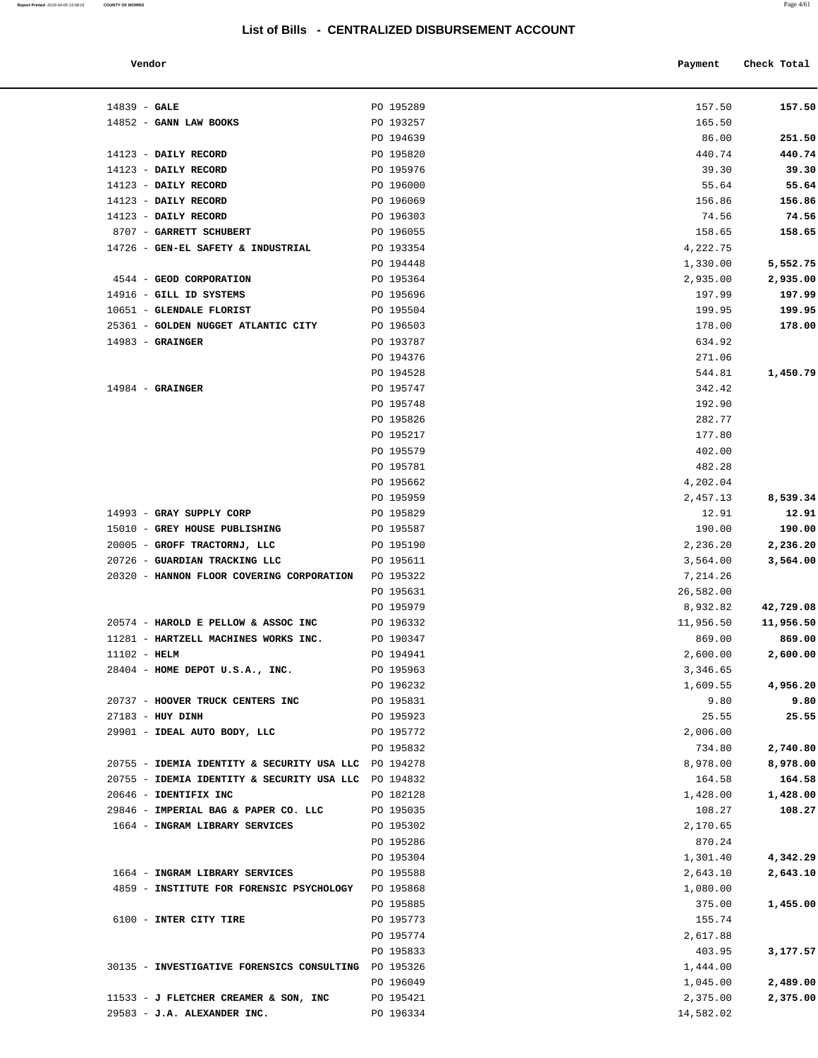## List of Bills - CENTRALIZED DISBURSEMENT ACCOUNT

| Vendor | | Payment | Check Total |
|---|---|---|---|
| 14839 - **GALE** | PO 195289 | 157.50 | **157.50** |
| 14852 - **GANN LAW BOOKS** | PO 193257 | 165.50 | |
| | PO 194639 | 86.00 | **251.50** |
| 14123 - **DAILY RECORD** | PO 195820 | 440.74 | **440.74** |
| 14123 - **DAILY RECORD** | PO 195976 | 39.30 | **39.30** |
| 14123 - **DAILY RECORD** | PO 196000 | 55.64 | **55.64** |
| 14123 - **DAILY RECORD** | PO 196069 | 156.86 | **156.86** |
| 14123 - **DAILY RECORD** | PO 196303 | 74.56 | **74.56** |
| 8707 - **GARRETT SCHUBERT** | PO 196055 | 158.65 | **158.65** |
| 14726 - **GEN-EL SAFETY & INDUSTRIAL** | PO 193354 | 4,222.75 | |
| | PO 194448 | 1,330.00 | **5,552.75** |
| 4544 - **GEOD CORPORATION** | PO 195364 | 2,935.00 | **2,935.00** |
| 14916 - **GILL ID SYSTEMS** | PO 195696 | 197.99 | **197.99** |
| 10651 - **GLENDALE FLORIST** | PO 195504 | 199.95 | **199.95** |
| 25361 - **GOLDEN NUGGET ATLANTIC CITY** | PO 196503 | 178.00 | **178.00** |
| 14983 - **GRAINGER** | PO 193787 | 634.92 | |
| | PO 194376 | 271.06 | |
| | PO 194528 | 544.81 | **1,450.79** |
| 14984 - **GRAINGER** | PO 195747 | 342.42 | |
| | PO 195748 | 192.90 | |
| | PO 195826 | 282.77 | |
| | PO 195217 | 177.80 | |
| | PO 195579 | 402.00 | |
| | PO 195781 | 482.28 | |
| | PO 195662 | 4,202.04 | |
| | PO 195959 | 2,457.13 | **8,539.34** |
| 14993 - **GRAY SUPPLY CORP** | PO 195829 | 12.91 | **12.91** |
| 15010 - **GREY HOUSE PUBLISHING** | PO 195587 | 190.00 | **190.00** |
| 20005 - **GROFF TRACTORNJ, LLC** | PO 195190 | 2,236.20 | **2,236.20** |
| 20726 - **GUARDIAN TRACKING LLC** | PO 195611 | 3,564.00 | **3,564.00** |
| 20320 - **HANNON FLOOR COVERING CORPORATION** | PO 195322 | 7,214.26 | |
| | PO 195631 | 26,582.00 | |
| | PO 195979 | 8,932.82 | **42,729.08** |
| 20574 - **HAROLD E PELLOW & ASSOC INC** | PO 196332 | 11,956.50 | **11,956.50** |
| 11281 - **HARTZELL MACHINES WORKS INC.** | PO 190347 | 869.00 | **869.00** |
| 11102 - **HELM** | PO 194941 | 2,600.00 | **2,600.00** |
| 28404 - **HOME DEPOT U.S.A., INC.** | PO 195963 | 3,346.65 | |
| | PO 196232 | 1,609.55 | **4,956.20** |
| 20737 - **HOOVER TRUCK CENTERS INC** | PO 195831 | 9.80 | **9.80** |
| 27183 - **HUY DINH** | PO 195923 | 25.55 | **25.55** |
| 29901 - **IDEAL AUTO BODY, LLC** | PO 195772 | 2,006.00 | |
| | PO 195832 | 734.80 | **2,740.80** |
| 20755 - **IDEMIA IDENTITY & SECURITY USA LLC** | PO 194278 | 8,978.00 | **8,978.00** |
| 20755 - **IDEMIA IDENTITY & SECURITY USA LLC** | PO 194832 | 164.58 | **164.58** |
| 20646 - **IDENTIFIX INC** | PO 182128 | 1,428.00 | **1,428.00** |
| 29846 - **IMPERIAL BAG & PAPER CO. LLC** | PO 195035 | 108.27 | **108.27** |
| 1664 - **INGRAM LIBRARY SERVICES** | PO 195302 | 2,170.65 | |
| | PO 195286 | 870.24 | |
| | PO 195304 | 1,301.40 | **4,342.29** |
| 1664 - **INGRAM LIBRARY SERVICES** | PO 195588 | 2,643.10 | **2,643.10** |
| 4859 - **INSTITUTE FOR FORENSIC PSYCHOLOGY** | PO 195868 | 1,080.00 | |
| | PO 195885 | 375.00 | **1,455.00** |
| 6100 - **INTER CITY TIRE** | PO 195773 | 155.74 | |
| | PO 195774 | 2,617.88 | |
| | PO 195833 | 403.95 | **3,177.57** |
| 30135 - **INVESTIGATIVE FORENSICS CONSULTING** | PO 195326 | 1,444.00 | |
| | PO 196049 | 1,045.00 | **2,489.00** |
| 11533 - **J FLETCHER CREAMER & SON, INC** | PO 195421 | 2,375.00 | **2,375.00** |
| 29583 - **J.A. ALEXANDER INC.** | PO 196334 | 14,582.02 | |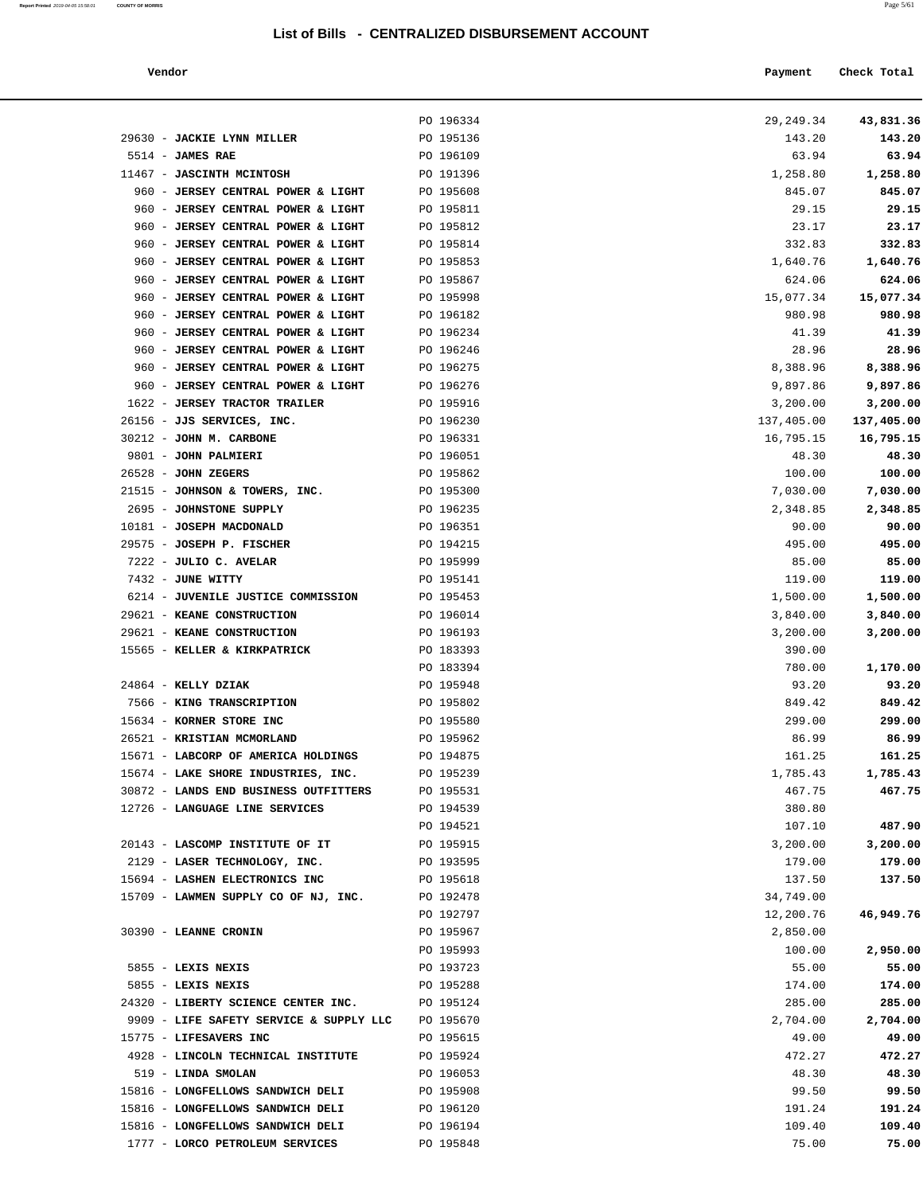## List of Bills - CENTRALIZED DISBURSEMENT ACCOUNT

| Vendor | | Payment | Check Total |
|---|---|---|---|
| | PO 196334 | 29,249.34 | **43,831.36** |
| 29630 - **JACKIE LYNN MILLER** | PO 195136 | 143.20 | **143.20** |
| 5514 - **JAMES RAE** | PO 196109 | 63.94 | **63.94** |
| 11467 - **JASCINTH MCINTOSH** | PO 191396 | 1,258.80 | **1,258.80** |
| 960 - **JERSEY CENTRAL POWER & LIGHT** | PO 195608 | 845.07 | **845.07** |
| 960 - **JERSEY CENTRAL POWER & LIGHT** | PO 195811 | 29.15 | **29.15** |
| 960 - **JERSEY CENTRAL POWER & LIGHT** | PO 195812 | 23.17 | **23.17** |
| 960 - **JERSEY CENTRAL POWER & LIGHT** | PO 195814 | 332.83 | **332.83** |
| 960 - **JERSEY CENTRAL POWER & LIGHT** | PO 195853 | 1,640.76 | **1,640.76** |
| 960 - **JERSEY CENTRAL POWER & LIGHT** | PO 195867 | 624.06 | **624.06** |
| 960 - **JERSEY CENTRAL POWER & LIGHT** | PO 195998 | 15,077.34 | **15,077.34** |
| 960 - **JERSEY CENTRAL POWER & LIGHT** | PO 196182 | 980.98 | **980.98** |
| 960 - **JERSEY CENTRAL POWER & LIGHT** | PO 196234 | 41.39 | **41.39** |
| 960 - **JERSEY CENTRAL POWER & LIGHT** | PO 196246 | 28.96 | **28.96** |
| 960 - **JERSEY CENTRAL POWER & LIGHT** | PO 196275 | 8,388.96 | **8,388.96** |
| 960 - **JERSEY CENTRAL POWER & LIGHT** | PO 196276 | 9,897.86 | **9,897.86** |
| 1622 - **JERSEY TRACTOR TRAILER** | PO 195916 | 3,200.00 | **3,200.00** |
| 26156 - **JJS SERVICES, INC.** | PO 196230 | 137,405.00 | **137,405.00** |
| 30212 - **JOHN M. CARBONE** | PO 196331 | 16,795.15 | **16,795.15** |
| 9801 - **JOHN PALMIERI** | PO 196051 | 48.30 | **48.30** |
| 26528 - **JOHN ZEGERS** | PO 195862 | 100.00 | **100.00** |
| 21515 - **JOHNSON & TOWERS, INC.** | PO 195300 | 7,030.00 | **7,030.00** |
| 2695 - **JOHNSTONE SUPPLY** | PO 196235 | 2,348.85 | **2,348.85** |
| 10181 - **JOSEPH MACDONALD** | PO 196351 | 90.00 | **90.00** |
| 29575 - **JOSEPH P. FISCHER** | PO 194215 | 495.00 | **495.00** |
| 7222 - **JULIO C. AVELAR** | PO 195999 | 85.00 | **85.00** |
| 7432 - **JUNE WITTY** | PO 195141 | 119.00 | **119.00** |
| 6214 - **JUVENILE JUSTICE COMMISSION** | PO 195453 | 1,500.00 | **1,500.00** |
| 29621 - **KEANE CONSTRUCTION** | PO 196014 | 3,840.00 | **3,840.00** |
| 29621 - **KEANE CONSTRUCTION** | PO 196193 | 3,200.00 | **3,200.00** |
| 15565 - **KELLER & KIRKPATRICK** | PO 183393 | 390.00 | |
| | PO 183394 | 780.00 | **1,170.00** |
| 24864 - **KELLY DZIAK** | PO 195948 | 93.20 | **93.20** |
| 7566 - **KING TRANSCRIPTION** | PO 195802 | 849.42 | **849.42** |
| 15634 - **KORNER STORE INC** | PO 195580 | 299.00 | **299.00** |
| 26521 - **KRISTIAN MCMORLAND** | PO 195962 | 86.99 | **86.99** |
| 15671 - **LABCORP OF AMERICA HOLDINGS** | PO 194875 | 161.25 | **161.25** |
| 15674 - **LAKE SHORE INDUSTRIES, INC.** | PO 195239 | 1,785.43 | **1,785.43** |
| 30872 - **LANDS END BUSINESS OUTFITTERS** | PO 195531 | 467.75 | **467.75** |
| 12726 - **LANGUAGE LINE SERVICES** | PO 194539 | 380.80 | |
| | PO 194521 | 107.10 | **487.90** |
| 20143 - **LASCOMP INSTITUTE OF IT** | PO 195915 | 3,200.00 | **3,200.00** |
| 2129 - **LASER TECHNOLOGY, INC.** | PO 193595 | 179.00 | **179.00** |
| 15694 - **LASHEN ELECTRONICS INC** | PO 195618 | 137.50 | **137.50** |
| 15709 - **LAWMEN SUPPLY CO OF NJ, INC.** | PO 192478 | 34,749.00 | |
| | PO 192797 | 12,200.76 | **46,949.76** |
| 30390 - **LEANNE CRONIN** | PO 195967 | 2,850.00 | |
| | PO 195993 | 100.00 | **2,950.00** |
| 5855 - **LEXIS NEXIS** | PO 193723 | 55.00 | **55.00** |
| 5855 - **LEXIS NEXIS** | PO 195288 | 174.00 | **174.00** |
| 24320 - **LIBERTY SCIENCE CENTER INC.** | PO 195124 | 285.00 | **285.00** |
| 9909 - **LIFE SAFETY SERVICE & SUPPLY LLC** | PO 195670 | 2,704.00 | **2,704.00** |
| 15775 - **LIFESAVERS INC** | PO 195615 | 49.00 | **49.00** |
| 4928 - **LINCOLN TECHNICAL INSTITUTE** | PO 195924 | 472.27 | **472.27** |
| 519 - **LINDA SMOLAN** | PO 196053 | 48.30 | **48.30** |
| 15816 - **LONGFELLOWS SANDWICH DELI** | PO 195908 | 99.50 | **99.50** |
| 15816 - **LONGFELLOWS SANDWICH DELI** | PO 196120 | 191.24 | **191.24** |
| 15816 - **LONGFELLOWS SANDWICH DELI** | PO 196194 | 109.40 | **109.40** |
| 1777 - **LORCO PETROLEUM SERVICES** | PO 195848 | 75.00 | **75.00** |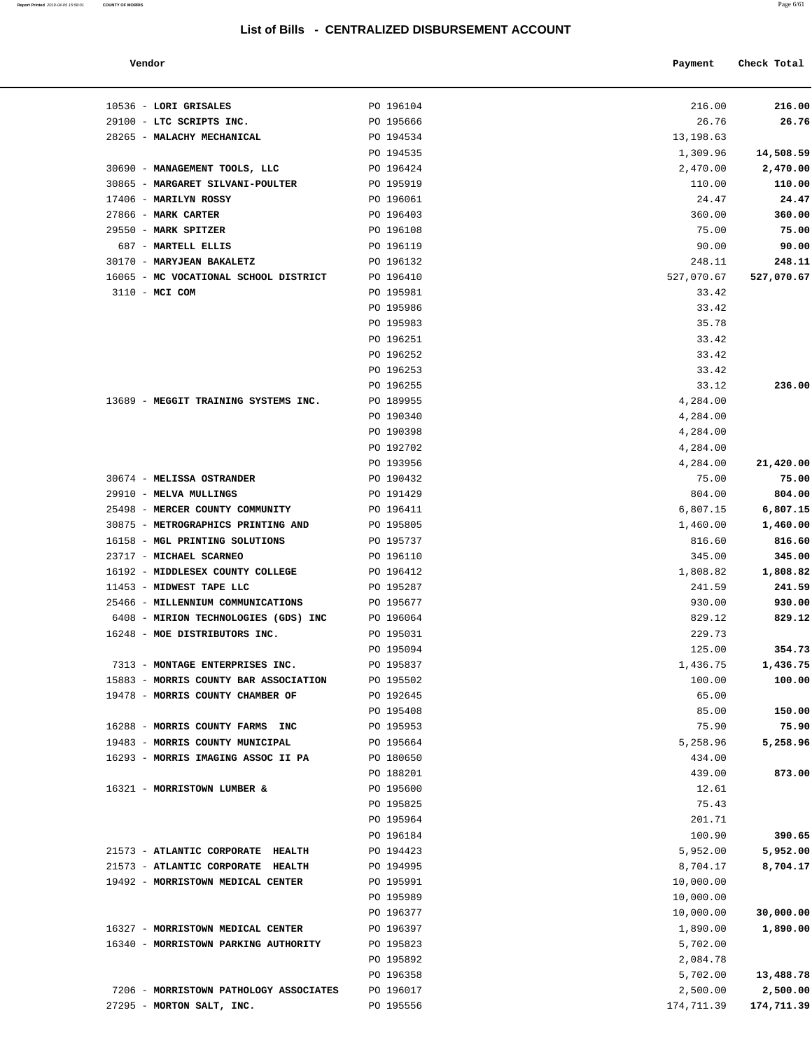# List of Bills - CENTRALIZED DISBURSEMENT ACCOUNT

| Vendor | | Payment | Check Total |
|---|---|---|---|
| 10536 - **LORI GRISALES** | PO 196104 | 216.00 | **216.00** |
| 29100 - **LTC SCRIPTS INC.** | PO 195666 | 26.76 | **26.76** |
| 28265 - **MALACHY MECHANICAL** | PO 194534 | 13,198.63 | |
| | PO 194535 | 1,309.96 | **14,508.59** |
| 30690 - **MANAGEMENT TOOLS, LLC** | PO 196424 | 2,470.00 | **2,470.00** |
| 30865 - **MARGARET SILVANI-POULTER** | PO 195919 | 110.00 | **110.00** |
| 17406 - **MARILYN ROSSY** | PO 196061 | 24.47 | **24.47** |
| 27866 - **MARK CARTER** | PO 196403 | 360.00 | **360.00** |
| 29550 - **MARK SPITZER** | PO 196108 | 75.00 | **75.00** |
| 687 - **MARTELL ELLIS** | PO 196119 | 90.00 | **90.00** |
| 30170 - **MARYJEAN BAKALETZ** | PO 196132 | 248.11 | **248.11** |
| 16065 - **MC VOCATIONAL SCHOOL DISTRICT** | PO 196410 | 527,070.67 | **527,070.67** |
| 3110 - **MCI COM** | PO 195981 | 33.42 | |
| | PO 195986 | 33.42 | |
| | PO 195983 | 35.78 | |
| | PO 196251 | 33.42 | |
| | PO 196252 | 33.42 | |
| | PO 196253 | 33.42 | |
| | PO 196255 | 33.12 | **236.00** |
| 13689 - **MEGGIT TRAINING SYSTEMS INC.** | PO 189955 | 4,284.00 | |
| | PO 190340 | 4,284.00 | |
| | PO 190398 | 4,284.00 | |
| | PO 192702 | 4,284.00 | |
| | PO 193956 | 4,284.00 | **21,420.00** |
| 30674 - **MELISSA OSTRANDER** | PO 190432 | 75.00 | **75.00** |
| 29910 - **MELVA MULLINGS** | PO 191429 | 804.00 | **804.00** |
| 25498 - **MERCER COUNTY COMMUNITY** | PO 196411 | 6,807.15 | **6,807.15** |
| 30875 - **METROGRAPHICS PRINTING AND** | PO 195805 | 1,460.00 | **1,460.00** |
| 16158 - **MGL PRINTING SOLUTIONS** | PO 195737 | 816.60 | **816.60** |
| 23717 - **MICHAEL SCARNEO** | PO 196110 | 345.00 | **345.00** |
| 16192 - **MIDDLESEX COUNTY COLLEGE** | PO 196412 | 1,808.82 | **1,808.82** |
| 11453 - **MIDWEST TAPE LLC** | PO 195287 | 241.59 | **241.59** |
| 25466 - **MILLENNIUM COMMUNICATIONS** | PO 195677 | 930.00 | **930.00** |
| 6408 - **MIRION TECHNOLOGIES (GDS) INC** | PO 196064 | 829.12 | **829.12** |
| 16248 - **MOE DISTRIBUTORS INC.** | PO 195031 | 229.73 | |
| | PO 195094 | 125.00 | **354.73** |
| 7313 - **MONTAGE ENTERPRISES INC.** | PO 195837 | 1,436.75 | **1,436.75** |
| 15883 - **MORRIS COUNTY BAR ASSOCIATION** | PO 195502 | 100.00 | **100.00** |
| 19478 - **MORRIS COUNTY CHAMBER OF** | PO 192645 | 65.00 | |
| | PO 195408 | 85.00 | **150.00** |
| 16288 - **MORRIS COUNTY FARMS INC** | PO 195953 | 75.90 | **75.90** |
| 19483 - **MORRIS COUNTY MUNICIPAL** | PO 195664 | 5,258.96 | **5,258.96** |
| 16293 - **MORRIS IMAGING ASSOC II PA** | PO 180650 | 434.00 | |
| | PO 188201 | 439.00 | **873.00** |
| 16321 - **MORRISTOWN LUMBER &** | PO 195600 | 12.61 | |
| | PO 195825 | 75.43 | |
| | PO 195964 | 201.71 | |
| | PO 196184 | 100.90 | **390.65** |
| 21573 - **ATLANTIC CORPORATE HEALTH** | PO 194423 | 5,952.00 | **5,952.00** |
| 21573 - **ATLANTIC CORPORATE HEALTH** | PO 194995 | 8,704.17 | **8,704.17** |
| 19492 - **MORRISTOWN MEDICAL CENTER** | PO 195991 | 10,000.00 | |
| | PO 195989 | 10,000.00 | |
| | PO 196377 | 10,000.00 | **30,000.00** |
| 16327 - **MORRISTOWN MEDICAL CENTER** | PO 196397 | 1,890.00 | **1,890.00** |
| 16340 - **MORRISTOWN PARKING AUTHORITY** | PO 195823 | 5,702.00 | |
| | PO 195892 | 2,084.78 | |
| | PO 196358 | 5,702.00 | **13,488.78** |
| 7206 - **MORRISTOWN PATHOLOGY ASSOCIATES** | PO 196017 | 2,500.00 | **2,500.00** |
| 27295 - **MORTON SALT, INC.** | PO 195556 | 174,711.39 | **174,711.39** |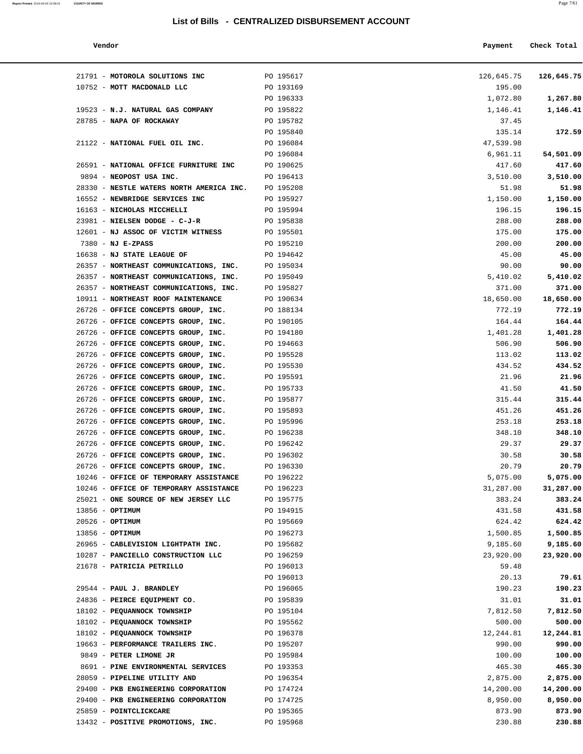## List of Bills - CENTRALIZED DISBURSEMENT ACCOUNT

| Vendor | | Payment | Check Total |
|---|---|---|---|
| 21791 - **MOTOROLA SOLUTIONS INC** | PO 195617 | 126,645.75 | **126,645.75** |
| 10752 - **MOTT MACDONALD LLC** | PO 193169 | 195.00 | |
| | PO 196333 | 1,072.80 | **1,267.80** |
| 19523 - **N.J. NATURAL GAS COMPANY** | PO 195822 | 1,146.41 | **1,146.41** |
| 28785 - **NAPA OF ROCKAWAY** | PO 195782 | 37.45 | |
| | PO 195840 | 135.14 | **172.59** |
| 21122 - **NATIONAL FUEL OIL INC.** | PO 196084 | 47,539.98 | |
| | PO 196084 | 6,961.11 | **54,501.09** |
| 26591 - **NATIONAL OFFICE FURNITURE INC** | PO 190625 | 417.60 | **417.60** |
| 9894 - **NEOPOST USA INC.** | PO 196413 | 3,510.00 | **3,510.00** |
| 28330 - **NESTLE WATERS NORTH AMERICA INC.** | PO 195208 | 51.98 | **51.98** |
| 16552 - **NEWBRIDGE SERVICES INC** | PO 195927 | 1,150.00 | **1,150.00** |
| 16163 - **NICHOLAS MICCHELLI** | PO 195994 | 196.15 | **196.15** |
| 23981 - **NIELSEN DODGE - C-J-R** | PO 195838 | 288.00 | **288.00** |
| 12601 - **NJ ASSOC OF VICTIM WITNESS** | PO 195501 | 175.00 | **175.00** |
| 7380 - **NJ E-ZPASS** | PO 195210 | 200.00 | **200.00** |
| 16638 - **NJ STATE LEAGUE OF** | PO 194642 | 45.00 | **45.00** |
| 26357 - **NORTHEAST COMMUNICATIONS, INC.** | PO 195034 | 90.00 | **90.00** |
| 26357 - **NORTHEAST COMMUNICATIONS, INC.** | PO 195049 | 5,410.02 | **5,410.02** |
| 26357 - **NORTHEAST COMMUNICATIONS, INC.** | PO 195827 | 371.00 | **371.00** |
| 10911 - **NORTHEAST ROOF MAINTENANCE** | PO 190634 | 18,650.00 | **18,650.00** |
| 26726 - **OFFICE CONCEPTS GROUP, INC.** | PO 188134 | 772.19 | **772.19** |
| 26726 - **OFFICE CONCEPTS GROUP, INC.** | PO 190105 | 164.44 | **164.44** |
| 26726 - **OFFICE CONCEPTS GROUP, INC.** | PO 194180 | 1,401.28 | **1,401.28** |
| 26726 - **OFFICE CONCEPTS GROUP, INC.** | PO 194663 | 506.90 | **506.90** |
| 26726 - **OFFICE CONCEPTS GROUP, INC.** | PO 195528 | 113.02 | **113.02** |
| 26726 - **OFFICE CONCEPTS GROUP, INC.** | PO 195530 | 434.52 | **434.52** |
| 26726 - **OFFICE CONCEPTS GROUP, INC.** | PO 195591 | 21.96 | **21.96** |
| 26726 - **OFFICE CONCEPTS GROUP, INC.** | PO 195733 | 41.50 | **41.50** |
| 26726 - **OFFICE CONCEPTS GROUP, INC.** | PO 195877 | 315.44 | **315.44** |
| 26726 - **OFFICE CONCEPTS GROUP, INC.** | PO 195893 | 451.26 | **451.26** |
| 26726 - **OFFICE CONCEPTS GROUP, INC.** | PO 195996 | 253.18 | **253.18** |
| 26726 - **OFFICE CONCEPTS GROUP, INC.** | PO 196238 | 348.10 | **348.10** |
| 26726 - **OFFICE CONCEPTS GROUP, INC.** | PO 196242 | 29.37 | **29.37** |
| 26726 - **OFFICE CONCEPTS GROUP, INC.** | PO 196302 | 30.58 | **30.58** |
| 26726 - **OFFICE CONCEPTS GROUP, INC.** | PO 196330 | 20.79 | **20.79** |
| 10246 - **OFFICE OF TEMPORARY ASSISTANCE** | PO 196222 | 5,075.00 | **5,075.00** |
| 10246 - **OFFICE OF TEMPORARY ASSISTANCE** | PO 196223 | 31,287.00 | **31,287.00** |
| 25021 - **ONE SOURCE OF NEW JERSEY LLC** | PO 195775 | 383.24 | **383.24** |
| 13856 - **OPTIMUM** | PO 194915 | 431.58 | **431.58** |
| 20526 - **OPTIMUM** | PO 195669 | 624.42 | **624.42** |
| 13856 - **OPTIMUM** | PO 196273 | 1,500.85 | **1,500.85** |
| 26965 - **CABLEVISION LIGHTPATH INC.** | PO 195682 | 9,185.60 | **9,185.60** |
| 10287 - **PANCIELLO CONSTRUCTION LLC** | PO 196259 | 23,920.00 | **23,920.00** |
| 21678 - **PATRICIA PETRILLO** | PO 196013 | 59.48 | |
| | PO 196013 | 20.13 | **79.61** |
| 29544 - **PAUL J. BRANDLEY** | PO 196065 | 190.23 | **190.23** |
| 24836 - **PEIRCE EQUIPMENT CO.** | PO 195839 | 31.01 | **31.01** |
| 18102 - **PEQUANNOCK TOWNSHIP** | PO 195104 | 7,812.50 | **7,812.50** |
| 18102 - **PEQUANNOCK TOWNSHIP** | PO 195562 | 500.00 | **500.00** |
| 18102 - **PEQUANNOCK TOWNSHIP** | PO 196378 | 12,244.81 | **12,244.81** |
| 19663 - **PERFORMANCE TRAILERS INC.** | PO 195207 | 990.00 | **990.00** |
| 9849 - **PETER LIMONE JR** | PO 195984 | 100.00 | **100.00** |
| 8691 - **PINE ENVIRONMENTAL SERVICES** | PO 193353 | 465.30 | **465.30** |
| 28059 - **PIPELINE UTILITY AND** | PO 196354 | 2,875.00 | **2,875.00** |
| 29400 - **PKB ENGINEERING CORPORATION** | PO 174724 | 14,200.00 | **14,200.00** |
| 29400 - **PKB ENGINEERING CORPORATION** | PO 174725 | 8,950.00 | **8,950.00** |
| 25859 - **POINTCLICKCARE** | PO 195365 | 873.90 | **873.90** |
| 13432 - **POSITIVE PROMOTIONS, INC.** | PO 195968 | 230.88 | **230.88** |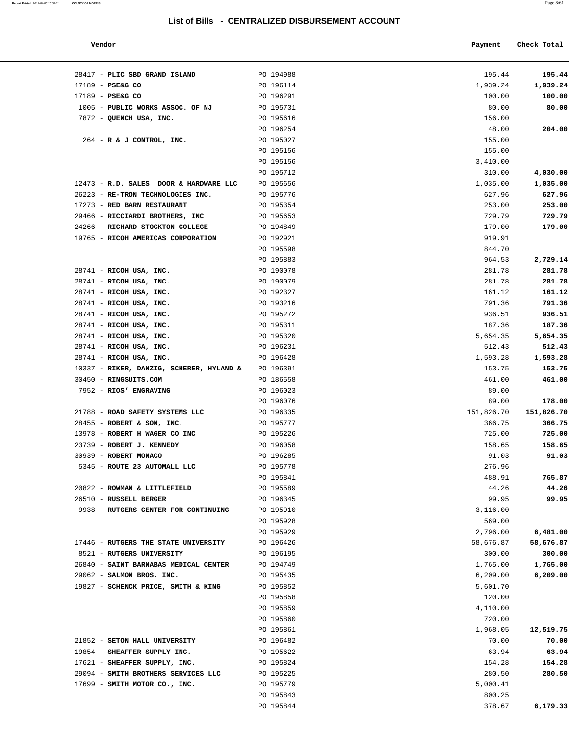# List of Bills - CENTRALIZED DISBURSEMENT ACCOUNT

| Vendor | | Payment | Check Total |
|---|---|---|---|
| 28417 - **PLIC SBD GRAND ISLAND** | PO 194988 | 195.44 | **195.44** |
| 17189 - **PSE&G CO** | PO 196114 | 1,939.24 | **1,939.24** |
| 17189 - **PSE&G CO** | PO 196291 | 100.00 | **100.00** |
| 1005 - **PUBLIC WORKS ASSOC. OF NJ** | PO 195731 | 80.00 | **80.00** |
| 7872 - **QUENCH USA, INC.** | PO 195616 | 156.00 | |
| | PO 196254 | 48.00 | **204.00** |
| 264 - **R & J CONTROL, INC.** | PO 195027 | 155.00 | |
| | PO 195156 | 155.00 | |
| | PO 195156 | 3,410.00 | |
| | PO 195712 | 310.00 | **4,030.00** |
| 12473 - **R.D. SALES DOOR & HARDWARE LLC** | PO 195656 | 1,035.00 | **1,035.00** |
| 26223 - **RE-TRON TECHNOLOGIES INC.** | PO 195776 | 627.96 | **627.96** |
| 17273 - **RED BARN RESTAURANT** | PO 195354 | 253.00 | **253.00** |
| 29466 - **RICCIARDI BROTHERS, INC** | PO 195653 | 729.79 | **729.79** |
| 24266 - **RICHARD STOCKTON COLLEGE** | PO 194849 | 179.00 | **179.00** |
| 19765 - **RICOH AMERICAS CORPORATION** | PO 192921 | 919.91 | |
| | PO 195598 | 844.70 | |
| | PO 195883 | 964.53 | **2,729.14** |
| 28741 - **RICOH USA, INC.** | PO 190078 | 281.78 | **281.78** |
| 28741 - **RICOH USA, INC.** | PO 190079 | 281.78 | **281.78** |
| 28741 - **RICOH USA, INC.** | PO 192327 | 161.12 | **161.12** |
| 28741 - **RICOH USA, INC.** | PO 193216 | 791.36 | **791.36** |
| 28741 - **RICOH USA, INC.** | PO 195272 | 936.51 | **936.51** |
| 28741 - **RICOH USA, INC.** | PO 195311 | 187.36 | **187.36** |
| 28741 - **RICOH USA, INC.** | PO 195320 | 5,654.35 | **5,654.35** |
| 28741 - **RICOH USA, INC.** | PO 196231 | 512.43 | **512.43** |
| 28741 - **RICOH USA, INC.** | PO 196428 | 1,593.28 | **1,593.28** |
| 10337 - **RIKER, DANZIG, SCHERER, HYLAND &** | PO 196391 | 153.75 | **153.75** |
| 30450 - **RINGSUITS.COM** | PO 186558 | 461.00 | **461.00** |
| 7952 - **RIOS' ENGRAVING** | PO 196023 | 89.00 | |
| | PO 196076 | 89.00 | **178.00** |
| 21788 - **ROAD SAFETY SYSTEMS LLC** | PO 196335 | 151,826.70 | **151,826.70** |
| 28455 - **ROBERT & SON, INC.** | PO 195777 | 366.75 | **366.75** |
| 13978 - **ROBERT H WAGER CO INC** | PO 195226 | 725.00 | **725.00** |
| 23739 - **ROBERT J. KENNEDY** | PO 196058 | 158.65 | **158.65** |
| 30939 - **ROBERT MONACO** | PO 196285 | 91.03 | **91.03** |
| 5345 - **ROUTE 23 AUTOMALL LLC** | PO 195778 | 276.96 | |
| | PO 195841 | 488.91 | **765.87** |
| 20822 - **ROWMAN & LITTLEFIELD** | PO 195589 | 44.26 | **44.26** |
| 26510 - **RUSSELL BERGER** | PO 196345 | 99.95 | **99.95** |
| 9938 - **RUTGERS CENTER FOR CONTINUING** | PO 195910 | 3,116.00 | |
| | PO 195928 | 569.00 | |
| | PO 195929 | 2,796.00 | **6,481.00** |
| 17446 - **RUTGERS THE STATE UNIVERSITY** | PO 196426 | 58,676.87 | **58,676.87** |
| 8521 - **RUTGERS UNIVERSITY** | PO 196195 | 300.00 | **300.00** |
| 26840 - **SAINT BARNABAS MEDICAL CENTER** | PO 194749 | 1,765.00 | **1,765.00** |
| 29062 - **SALMON BROS. INC.** | PO 195435 | 6,209.00 | **6,209.00** |
| 19827 - **SCHENCK PRICE, SMITH & KING** | PO 195852 | 5,601.70 | |
| | PO 195858 | 120.00 | |
| | PO 195859 | 4,110.00 | |
| | PO 195860 | 720.00 | |
| | PO 195861 | 1,968.05 | **12,519.75** |
| 21852 - **SETON HALL UNIVERSITY** | PO 196482 | 70.00 | **70.00** |
| 19854 - **SHEAFFER SUPPLY INC.** | PO 195622 | 63.94 | **63.94** |
| 17621 - **SHEAFFER SUPPLY, INC.** | PO 195824 | 154.28 | **154.28** |
| 29094 - **SMITH BROTHERS SERVICES LLC** | PO 195225 | 280.50 | **280.50** |
| 17699 - **SMITH MOTOR CO., INC.** | PO 195779 | 5,000.41 | |
| | PO 195843 | 800.25 | |
| | PO 195844 | 378.67 | **6,179.33** |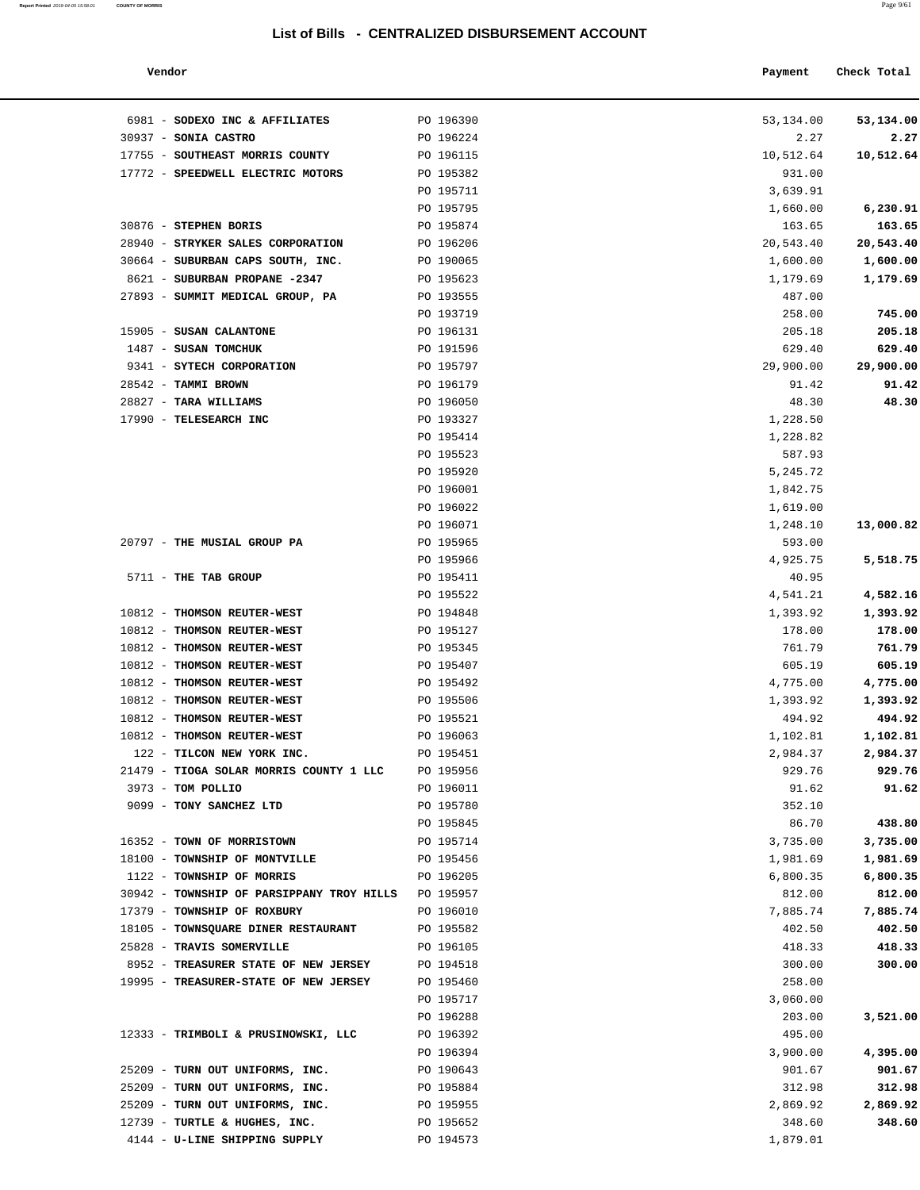## List of Bills - CENTRALIZED DISBURSEMENT ACCOUNT

| Vendor | | Payment | Check Total |
|---|---|---|---|
| 6981 - **SODEXO INC & AFFILIATES** | PO 196390 | 53,134.00 | **53,134.00** |
| 30937 - **SONIA CASTRO** | PO 196224 | 2.27 | **2.27** |
| 17755 - **SOUTHEAST MORRIS COUNTY** | PO 196115 | 10,512.64 | **10,512.64** |
| 17772 - **SPEEDWELL ELECTRIC MOTORS** | PO 195382 | 931.00 | |
| | PO 195711 | 3,639.91 | |
| | PO 195795 | 1,660.00 | **6,230.91** |
| 30876 - **STEPHEN BORIS** | PO 195874 | 163.65 | **163.65** |
| 28940 - **STRYKER SALES CORPORATION** | PO 196206 | 20,543.40 | **20,543.40** |
| 30664 - **SUBURBAN CAPS SOUTH, INC.** | PO 190065 | 1,600.00 | **1,600.00** |
| 8621 - **SUBURBAN PROPANE -2347** | PO 195623 | 1,179.69 | **1,179.69** |
| 27893 - **SUMMIT MEDICAL GROUP, PA** | PO 193555 | 487.00 | |
| | PO 193719 | 258.00 | **745.00** |
| 15905 - **SUSAN CALANTONE** | PO 196131 | 205.18 | **205.18** |
| 1487 - **SUSAN TOMCHUK** | PO 191596 | 629.40 | **629.40** |
| 9341 - **SYTECH CORPORATION** | PO 195797 | 29,900.00 | **29,900.00** |
| 28542 - **TAMMI BROWN** | PO 196179 | 91.42 | **91.42** |
| 28827 - **TARA WILLIAMS** | PO 196050 | 48.30 | **48.30** |
| 17990 - **TELESEARCH INC** | PO 193327 | 1,228.50 | |
| | PO 195414 | 1,228.82 | |
| | PO 195523 | 587.93 | |
| | PO 195920 | 5,245.72 | |
| | PO 196001 | 1,842.75 | |
| | PO 196022 | 1,619.00 | |
| | PO 196071 | 1,248.10 | **13,000.82** |
| 20797 - **THE MUSIAL GROUP PA** | PO 195965 | 593.00 | |
| | PO 195966 | 4,925.75 | **5,518.75** |
| 5711 - **THE TAB GROUP** | PO 195411 | 40.95 | |
| | PO 195522 | 4,541.21 | **4,582.16** |
| 10812 - **THOMSON REUTER-WEST** | PO 194848 | 1,393.92 | **1,393.92** |
| 10812 - **THOMSON REUTER-WEST** | PO 195127 | 178.00 | **178.00** |
| 10812 - **THOMSON REUTER-WEST** | PO 195345 | 761.79 | **761.79** |
| 10812 - **THOMSON REUTER-WEST** | PO 195407 | 605.19 | **605.19** |
| 10812 - **THOMSON REUTER-WEST** | PO 195492 | 4,775.00 | **4,775.00** |
| 10812 - **THOMSON REUTER-WEST** | PO 195506 | 1,393.92 | **1,393.92** |
| 10812 - **THOMSON REUTER-WEST** | PO 195521 | 494.92 | **494.92** |
| 10812 - **THOMSON REUTER-WEST** | PO 196063 | 1,102.81 | **1,102.81** |
| 122 - **TILCON NEW YORK INC.** | PO 195451 | 2,984.37 | **2,984.37** |
| 21479 - **TIOGA SOLAR MORRIS COUNTY 1 LLC** | PO 195956 | 929.76 | **929.76** |
| 3973 - **TOM POLLIO** | PO 196011 | 91.62 | **91.62** |
| 9099 - **TONY SANCHEZ LTD** | PO 195780 | 352.10 | |
| | PO 195845 | 86.70 | **438.80** |
| 16352 - **TOWN OF MORRISTOWN** | PO 195714 | 3,735.00 | **3,735.00** |
| 18100 - **TOWNSHIP OF MONTVILLE** | PO 195456 | 1,981.69 | **1,981.69** |
| 1122 - **TOWNSHIP OF MORRIS** | PO 196205 | 6,800.35 | **6,800.35** |
| 30942 - **TOWNSHIP OF PARSIPPANY TROY HILLS** | PO 195957 | 812.00 | **812.00** |
| 17379 - **TOWNSHIP OF ROXBURY** | PO 196010 | 7,885.74 | **7,885.74** |
| 18105 - **TOWNSQUARE DINER RESTAURANT** | PO 195582 | 402.50 | **402.50** |
| 25828 - **TRAVIS SOMERVILLE** | PO 196105 | 418.33 | **418.33** |
| 8952 - **TREASURER STATE OF NEW JERSEY** | PO 194518 | 300.00 | **300.00** |
| 19995 - **TREASURER-STATE OF NEW JERSEY** | PO 195460 | 258.00 | |
| | PO 195717 | 3,060.00 | |
| | PO 196288 | 203.00 | **3,521.00** |
| 12333 - **TRIMBOLI & PRUSINOWSKI, LLC** | PO 196392 | 495.00 | |
| | PO 196394 | 3,900.00 | **4,395.00** |
| 25209 - **TURN OUT UNIFORMS, INC.** | PO 190643 | 901.67 | **901.67** |
| 25209 - **TURN OUT UNIFORMS, INC.** | PO 195884 | 312.98 | **312.98** |
| 25209 - **TURN OUT UNIFORMS, INC.** | PO 195955 | 2,869.92 | **2,869.92** |
| 12739 - **TURTLE & HUGHES, INC.** | PO 195652 | 348.60 | **348.60** |
| 4144 - **U-LINE SHIPPING SUPPLY** | PO 194573 | 1,879.01 | |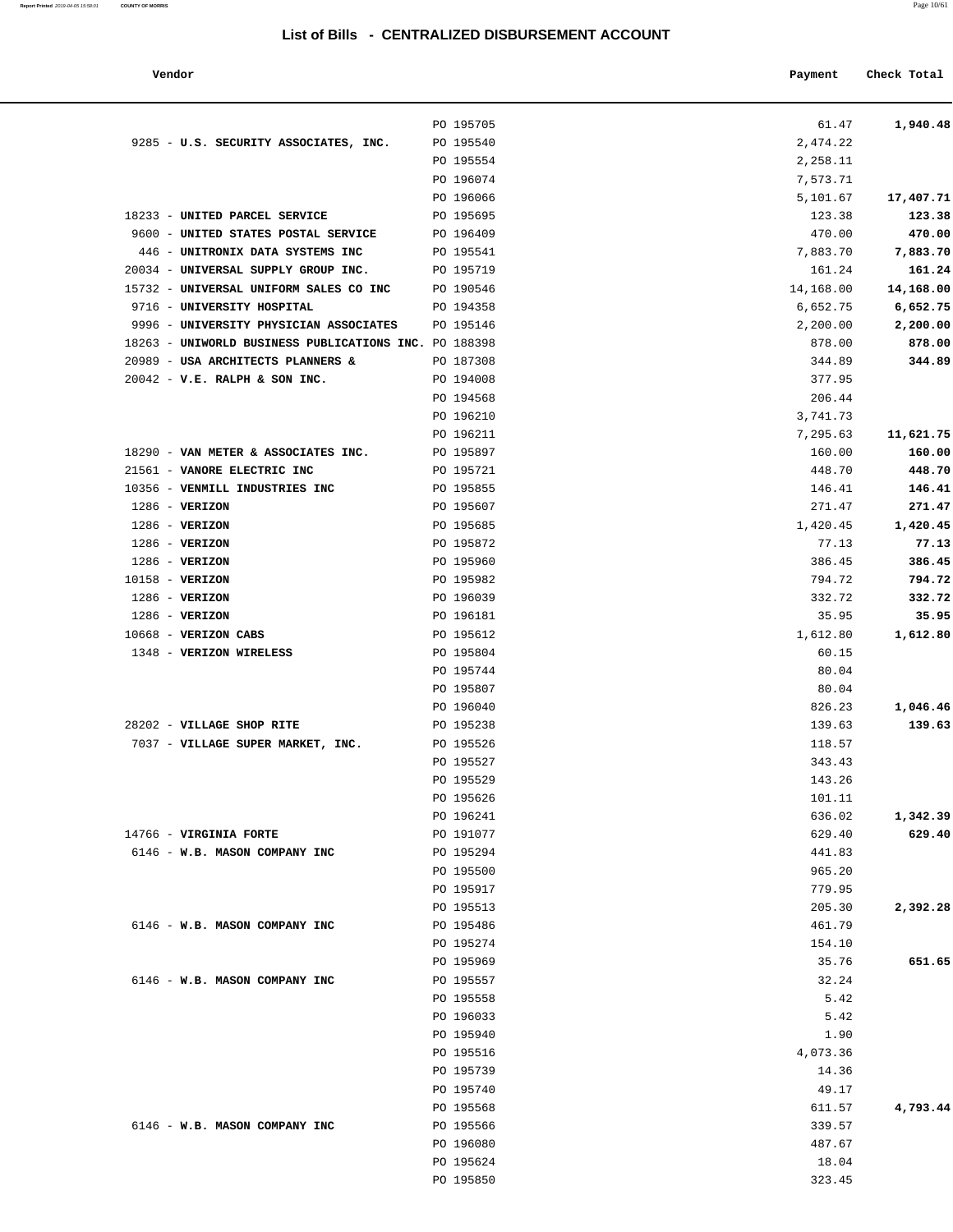## List of Bills - CENTRALIZED DISBURSEMENT ACCOUNT

| Vendor | | Payment | Check Total |
|---|---|---|---|
| | PO 195705 | 61.47 | **1,940.48** |
| 9285 - **U.S. SECURITY ASSOCIATES, INC.** | PO 195540 | 2,474.22 | |
| | PO 195554 | 2,258.11 | |
| | PO 196074 | 7,573.71 | |
| | PO 196066 | 5,101.67 | **17,407.71** |
| 18233 - **UNITED PARCEL SERVICE** | PO 195695 | 123.38 | **123.38** |
| 9600 - **UNITED STATES POSTAL SERVICE** | PO 196409 | 470.00 | **470.00** |
| 446 - **UNITRONIX DATA SYSTEMS INC** | PO 195541 | 7,883.70 | **7,883.70** |
| 20034 - **UNIVERSAL SUPPLY GROUP INC.** | PO 195719 | 161.24 | **161.24** |
| 15732 - **UNIVERSAL UNIFORM SALES CO INC** | PO 190546 | 14,168.00 | **14,168.00** |
| 9716 - **UNIVERSITY HOSPITAL** | PO 194358 | 6,652.75 | **6,652.75** |
| 9996 - **UNIVERSITY PHYSICIAN ASSOCIATES** | PO 195146 | 2,200.00 | **2,200.00** |
| 18263 - **UNIWORLD BUSINESS PUBLICATIONS INC.** | PO 188398 | 878.00 | **878.00** |
| 20989 - **USA ARCHITECTS PLANNERS &** | PO 187308 | 344.89 | **344.89** |
| 20042 - **V.E. RALPH & SON INC.** | PO 194008 | 377.95 | |
| | PO 194568 | 206.44 | |
| | PO 196210 | 3,741.73 | |
| | PO 196211 | 7,295.63 | **11,621.75** |
| 18290 - **VAN METER & ASSOCIATES INC.** | PO 195897 | 160.00 | **160.00** |
| 21561 - **VANORE ELECTRIC INC** | PO 195721 | 448.70 | **448.70** |
| 10356 - **VENMILL INDUSTRIES INC** | PO 195855 | 146.41 | **146.41** |
| 1286 - **VERIZON** | PO 195607 | 271.47 | **271.47** |
| 1286 - **VERIZON** | PO 195685 | 1,420.45 | **1,420.45** |
| 1286 - **VERIZON** | PO 195872 | 77.13 | **77.13** |
| 1286 - **VERIZON** | PO 195960 | 386.45 | **386.45** |
| 10158 - **VERIZON** | PO 195982 | 794.72 | **794.72** |
| 1286 - **VERIZON** | PO 196039 | 332.72 | **332.72** |
| 1286 - **VERIZON** | PO 196181 | 35.95 | **35.95** |
| 10668 - **VERIZON CABS** | PO 195612 | 1,612.80 | **1,612.80** |
| 1348 - **VERIZON WIRELESS** | PO 195804 | 60.15 | |
| | PO 195744 | 80.04 | |
| | PO 195807 | 80.04 | |
| | PO 196040 | 826.23 | **1,046.46** |
| 28202 - **VILLAGE SHOP RITE** | PO 195238 | 139.63 | **139.63** |
| 7037 - **VILLAGE SUPER MARKET, INC.** | PO 195526 | 118.57 | |
| | PO 195527 | 343.43 | |
| | PO 195529 | 143.26 | |
| | PO 195626 | 101.11 | |
| | PO 196241 | 636.02 | **1,342.39** |
| 14766 - **VIRGINIA FORTE** | PO 191077 | 629.40 | **629.40** |
| 6146 - **W.B. MASON COMPANY INC** | PO 195294 | 441.83 | |
| | PO 195500 | 965.20 | |
| | PO 195917 | 779.95 | |
| | PO 195513 | 205.30 | **2,392.28** |
| 6146 - **W.B. MASON COMPANY INC** | PO 195486 | 461.79 | |
| | PO 195274 | 154.10 | |
| | PO 195969 | 35.76 | **651.65** |
| 6146 - **W.B. MASON COMPANY INC** | PO 195557 | 32.24 | |
| | PO 195558 | 5.42 | |
| | PO 196033 | 5.42 | |
| | PO 195940 | 1.90 | |
| | PO 195516 | 4,073.36 | |
| | PO 195739 | 14.36 | |
| | PO 195740 | 49.17 | |
| | PO 195568 | 611.57 | **4,793.44** |
| 6146 - **W.B. MASON COMPANY INC** | PO 195566 | 339.57 | |
| | PO 196080 | 487.67 | |
| | PO 195624 | 18.04 | |
| | PO 195850 | 323.45 | |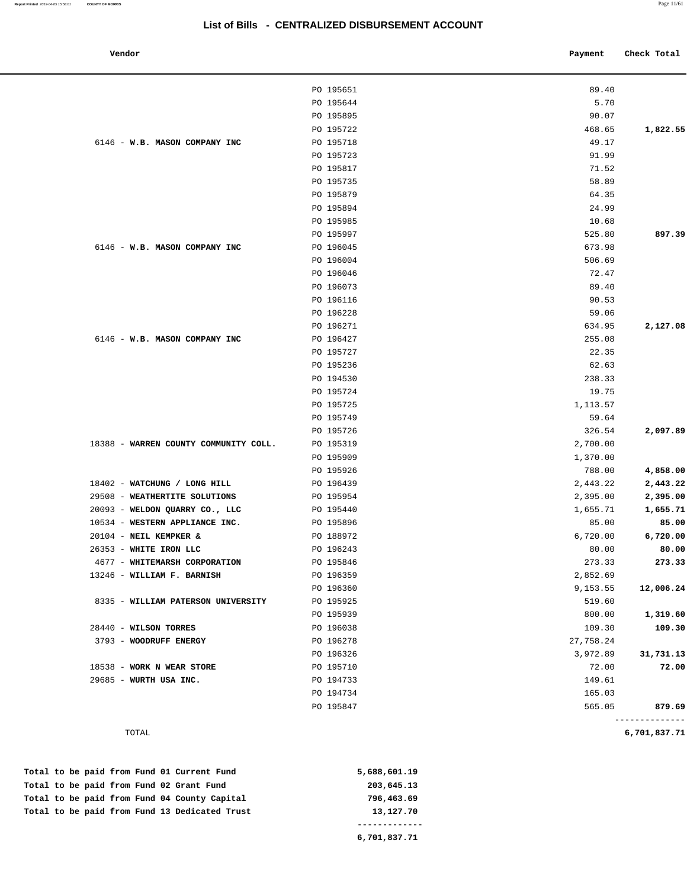## List of Bills - CENTRALIZED DISBURSEMENT ACCOUNT

| Vendor | | Payment | Check Total |
|---|---|---|---|
| | PO 195651 | 89.40 | |
| | PO 195644 | 5.70 | |
| | PO 195895 | 90.07 | |
| | PO 195722 | 468.65 | **1,822.55** |
| 6146 - **W.B. MASON COMPANY INC** | PO 195718 | 49.17 | |
| | PO 195723 | 91.99 | |
| | PO 195817 | 71.52 | |
| | PO 195735 | 58.89 | |
| | PO 195879 | 64.35 | |
| | PO 195894 | 24.99 | |
| | PO 195985 | 10.68 | |
| | PO 195997 | 525.80 | **897.39** |
| 6146 - **W.B. MASON COMPANY INC** | PO 196045 | 673.98 | |
| | PO 196004 | 506.69 | |
| | PO 196046 | 72.47 | |
| | PO 196073 | 89.40 | |
| | PO 196116 | 90.53 | |
| | PO 196228 | 59.06 | |
| | PO 196271 | 634.95 | **2,127.08** |
| 6146 - **W.B. MASON COMPANY INC** | PO 196427 | 255.08 | |
| | PO 195727 | 22.35 | |
| | PO 195236 | 62.63 | |
| | PO 194530 | 238.33 | |
| | PO 195724 | 19.75 | |
| | PO 195725 | 1,113.57 | |
| | PO 195749 | 59.64 | |
| | PO 195726 | 326.54 | **2,097.89** |
| 18388 - **WARREN COUNTY COMMUNITY COLL.** | PO 195319 | 2,700.00 | |
| | PO 195909 | 1,370.00 | |
| | PO 195926 | 788.00 | **4,858.00** |
| 18402 - **WATCHUNG / LONG HILL** | PO 196439 | 2,443.22 | **2,443.22** |
| 29508 - **WEATHERTITE SOLUTIONS** | PO 195954 | 2,395.00 | **2,395.00** |
| 20093 - **WELDON QUARRY CO., LLC** | PO 195440 | 1,655.71 | **1,655.71** |
| 10534 - **WESTERN APPLIANCE INC.** | PO 195896 | 85.00 | **85.00** |
| 20104 - **NEIL KEMPKER &** | PO 188972 | 6,720.00 | **6,720.00** |
| 26353 - **WHITE IRON LLC** | PO 196243 | 80.00 | **80.00** |
| 4677 - **WHITEMARSH CORPORATION** | PO 195846 | 273.33 | **273.33** |
| 13246 - **WILLIAM F. BARNISH** | PO 196359 | 2,852.69 | |
| | PO 196360 | 9,153.55 | **12,006.24** |
| 8335 - **WILLIAM PATERSON UNIVERSITY** | PO 195925 | 519.60 | |
| | PO 195939 | 800.00 | **1,319.60** |
| 28440 - **WILSON TORRES** | PO 196038 | 109.30 | **109.30** |
| 3793 - **WOODRUFF ENERGY** | PO 196278 | 27,758.24 | |
| | PO 196326 | 3,972.89 | **31,731.13** |
| 18538 - **WORK N WEAR STORE** | PO 195710 | 72.00 | **72.00** |
| 29685 - **WURTH USA INC.** | PO 194733 | 149.61 | |
| | PO 194734 | 165.03 | |
| | PO 195847 | 565.05 | **879.69** |
| TOTAL | | | **6,701,837.71** |

| | |
|---|---|
| **Total to be paid from Fund 01 Current Fund** | **5,688,601.19** |
| **Total to be paid from Fund 02 Grant Fund** | **203,645.13** |
| **Total to be paid from Fund 04 County Capital** | **796,463.69** |
| **Total to be paid from Fund 13 Dedicated Trust** | **13,127.70** |
| | **6,701,837.71** |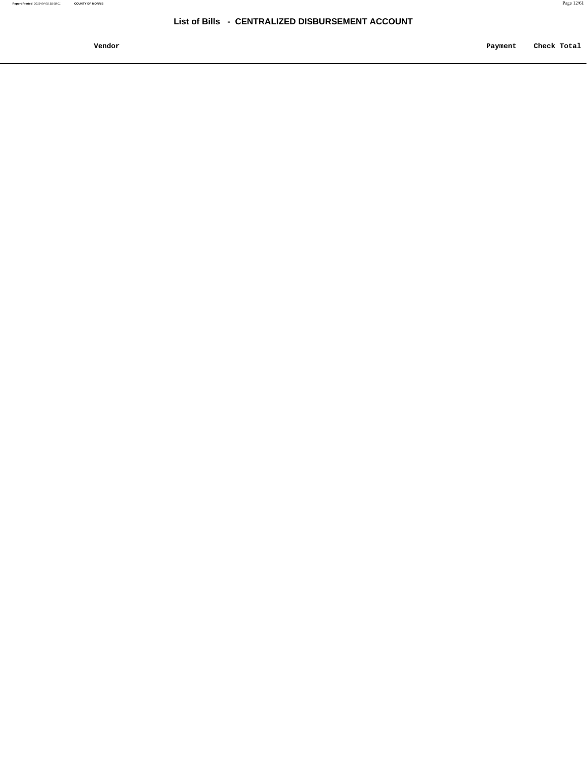# List of Bills - CENTRALIZED DISBURSEMENT ACCOUNT

| Vendor | Payment | Check Total |
| --- | --- | --- |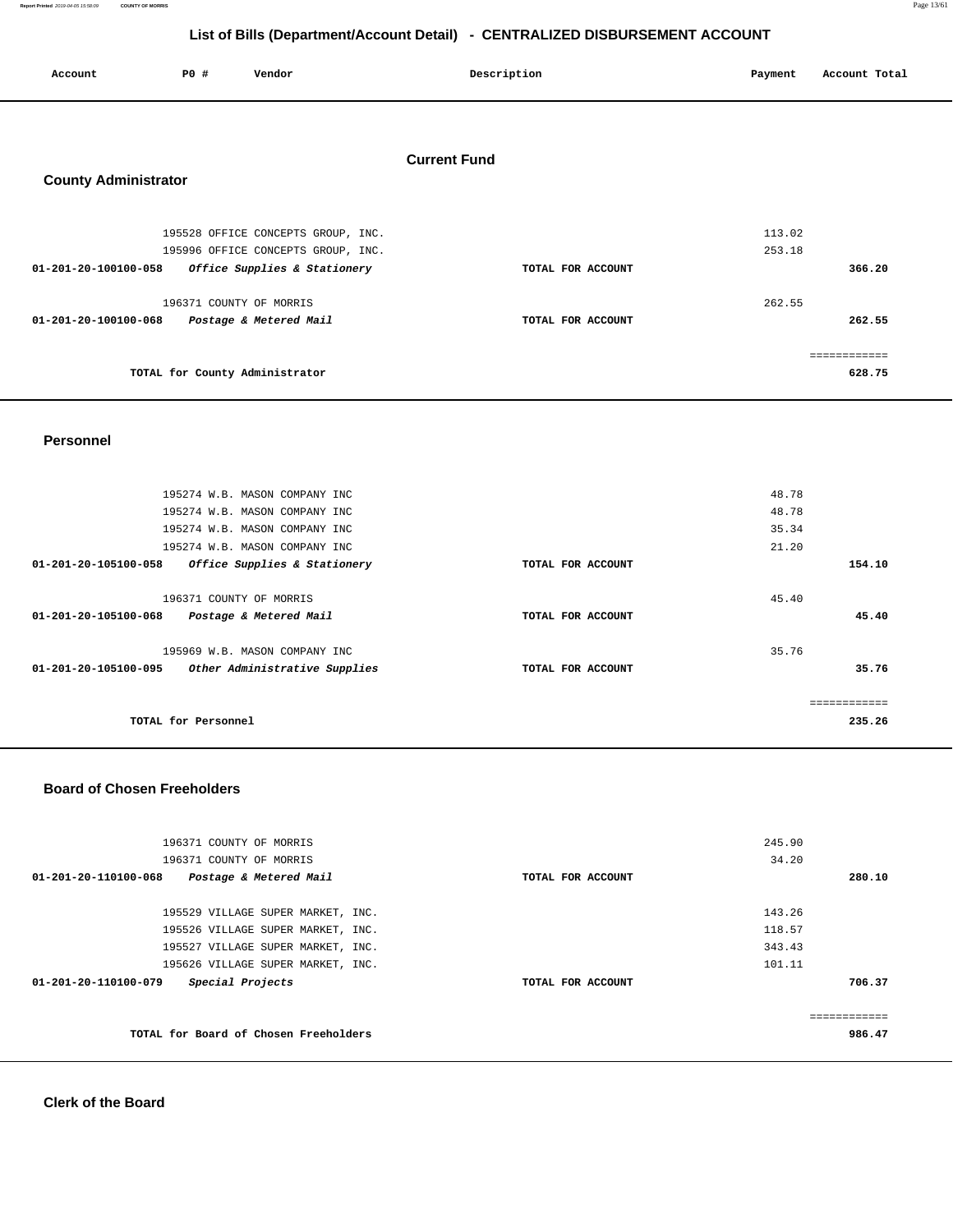## List of Bills (Department/Account Detail) - CENTRALIZED DISBURSEMENT ACCOUNT

| Account | PO # | Vendor | Description | Payment | Account Total |
|---|---|---|---|---|---|

### Current Fund

### County Administrator

| Account | PO # | Vendor | Description | Payment | Account Total |
|---|---|---|---|---|---|
| | 195528 | OFFICE CONCEPTS GROUP, INC. | | 113.02 | |
| | 195996 | OFFICE CONCEPTS GROUP, INC. | | 253.18 | |
| 01-201-20-100100-058 | | *Office Supplies & Stationery* | TOTAL FOR ACCOUNT | | 366.20 |
| | 196371 | COUNTY OF MORRIS | | 262.55 | |
| 01-201-20-100100-068 | | *Postage & Metered Mail* | TOTAL FOR ACCOUNT | | 262.55 |
| | | TOTAL for County Administrator | | | 628.75 |

### Personnel

| Account | PO # | Vendor | Description | Payment | Account Total |
|---|---|---|---|---|---|
| | 195274 | W.B. MASON COMPANY INC | | 48.78 | |
| | 195274 | W.B. MASON COMPANY INC | | 48.78 | |
| | 195274 | W.B. MASON COMPANY INC | | 35.34 | |
| | 195274 | W.B. MASON COMPANY INC | | 21.20 | |
| 01-201-20-105100-058 | | *Office Supplies & Stationery* | TOTAL FOR ACCOUNT | | 154.10 |
| | 196371 | COUNTY OF MORRIS | | 45.40 | |
| 01-201-20-105100-068 | | *Postage & Metered Mail* | TOTAL FOR ACCOUNT | | 45.40 |
| | 195969 | W.B. MASON COMPANY INC | | 35.76 | |
| 01-201-20-105100-095 | | *Other Administrative Supplies* | TOTAL FOR ACCOUNT | | 35.76 |
| | | TOTAL for Personnel | | | 235.26 |

### Board of Chosen Freeholders

| Account | PO # | Vendor | Description | Payment | Account Total |
|---|---|---|---|---|---|
| | 196371 | COUNTY OF MORRIS | | 245.90 | |
| | 196371 | COUNTY OF MORRIS | | 34.20 | |
| 01-201-20-110100-068 | | *Postage & Metered Mail* | TOTAL FOR ACCOUNT | | 280.10 |
| | 195529 | VILLAGE SUPER MARKET, INC. | | 143.26 | |
| | 195526 | VILLAGE SUPER MARKET, INC. | | 118.57 | |
| | 195527 | VILLAGE SUPER MARKET, INC. | | 343.43 | |
| | 195626 | VILLAGE SUPER MARKET, INC. | | 101.11 | |
| 01-201-20-110100-079 | | *Special Projects* | TOTAL FOR ACCOUNT | | 706.37 |
| | | TOTAL for Board of Chosen Freeholders | | | 986.47 |

### Clerk of the Board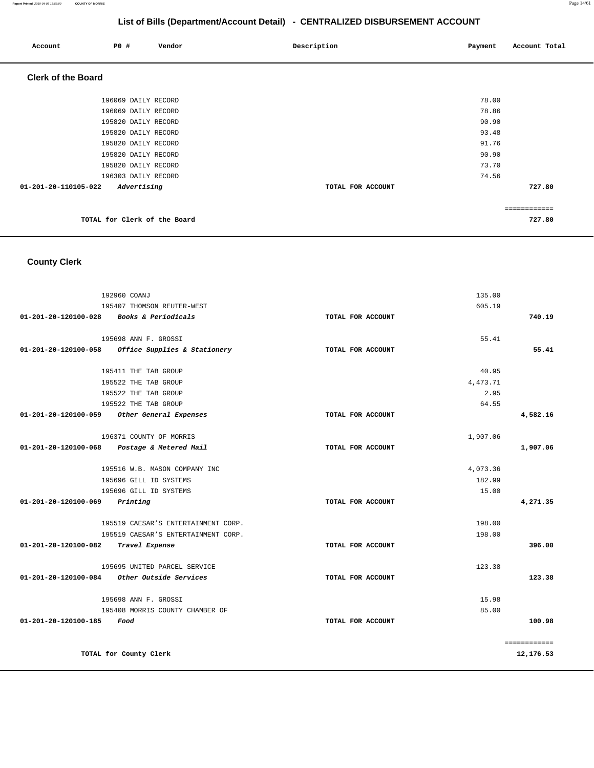# List of Bills (Department/Account Detail) - CENTRALIZED DISBURSEMENT ACCOUNT

| Account | PO # | Vendor | Description | Payment | Account Total |
|---|---|---|---|---|---|

## Clerk of the Board

| Account | PO # | Vendor | Description | Payment | Account Total |
|---|---|---|---|---|---|
| | 196069 | DAILY RECORD | | 78.00 | |
| | 196069 | DAILY RECORD | | 78.86 | |
| | 195820 | DAILY RECORD | | 90.90 | |
| | 195820 | DAILY RECORD | | 93.48 | |
| | 195820 | DAILY RECORD | | 91.76 | |
| | 195820 | DAILY RECORD | | 90.90 | |
| | 195820 | DAILY RECORD | | 73.70 | |
| | 196303 | DAILY RECORD | | 74.56 | |
| **01-201-20-110105-022** | | ***Advertising*** | **TOTAL FOR ACCOUNT** | | **727.80** |
| | | | | | ============ |
| | | **TOTAL for Clerk of the Board** | | | **727.80** |

## County Clerk

| Account | PO # | Vendor | Description | Payment | Account Total |
|---|---|---|---|---|---|
| | 192960 | COANJ | | 135.00 | |
| | 195407 | THOMSON REUTER-WEST | | 605.19 | |
| **01-201-20-120100-028** | | ***Books & Periodicals*** | **TOTAL FOR ACCOUNT** | | **740.19** |
| | 195698 | ANN F. GROSSI | | 55.41 | |
| **01-201-20-120100-058** | | ***Office Supplies & Stationery*** | **TOTAL FOR ACCOUNT** | | **55.41** |
| | 195411 | THE TAB GROUP | | 40.95 | |
| | 195522 | THE TAB GROUP | | 4,473.71 | |
| | 195522 | THE TAB GROUP | | 2.95 | |
| | 195522 | THE TAB GROUP | | 64.55 | |
| **01-201-20-120100-059** | | ***Other General Expenses*** | **TOTAL FOR ACCOUNT** | | **4,582.16** |
| | 196371 | COUNTY OF MORRIS | | 1,907.06 | |
| **01-201-20-120100-068** | | ***Postage & Metered Mail*** | **TOTAL FOR ACCOUNT** | | **1,907.06** |
| | 195516 | W.B. MASON COMPANY INC | | 4,073.36 | |
| | 195696 | GILL ID SYSTEMS | | 182.99 | |
| | 195696 | GILL ID SYSTEMS | | 15.00 | |
| **01-201-20-120100-069** | | ***Printing*** | **TOTAL FOR ACCOUNT** | | **4,271.35** |
| | 195519 | CAESAR'S ENTERTAINMENT CORP. | | 198.00 | |
| | 195519 | CAESAR'S ENTERTAINMENT CORP. | | 198.00 | |
| **01-201-20-120100-082** | | ***Travel Expense*** | **TOTAL FOR ACCOUNT** | | **396.00** |
| | 195695 | UNITED PARCEL SERVICE | | 123.38 | |
| **01-201-20-120100-084** | | ***Other Outside Services*** | **TOTAL FOR ACCOUNT** | | **123.38** |
| | 195698 | ANN F. GROSSI | | 15.98 | |
| | 195408 | MORRIS COUNTY CHAMBER OF | | 85.00 | |
| **01-201-20-120100-185** | | ***Food*** | **TOTAL FOR ACCOUNT** | | **100.98** |
| | | | | | ============ |
| | | **TOTAL for County Clerk** | | | **12,176.53** |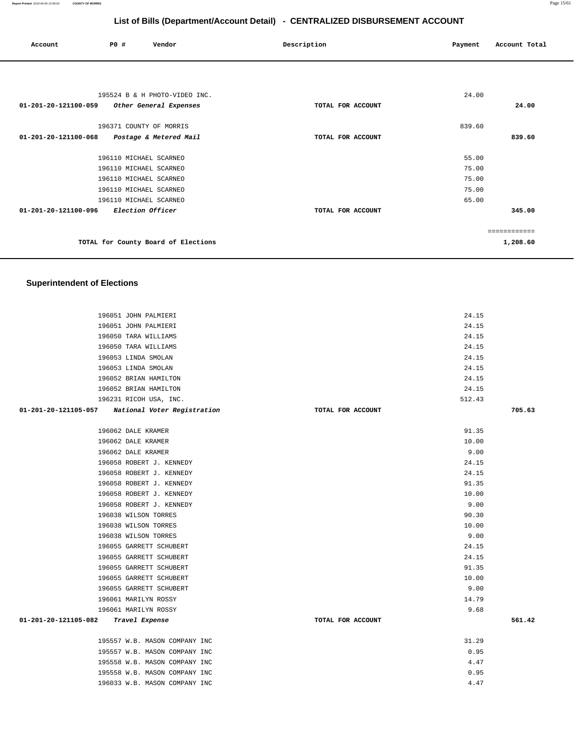## List of Bills (Department/Account Detail) - CENTRALIZED DISBURSEMENT ACCOUNT

| Account | PO # | Vendor | Description | Payment | Account Total |
|---|---|---|---|---|---|
| | 195524 | B & H PHOTO-VIDEO INC. | | 24.00 | |
| 01-201-20-121100-059 | | *Other General Expenses* | TOTAL FOR ACCOUNT | | 24.00 |
| | 196371 | COUNTY OF MORRIS | | 839.60 | |
| 01-201-20-121100-068 | | *Postage & Metered Mail* | TOTAL FOR ACCOUNT | | 839.60 |
| | 196110 | MICHAEL SCARNEO | | 55.00 | |
| | 196110 | MICHAEL SCARNEO | | 75.00 | |
| | 196110 | MICHAEL SCARNEO | | 75.00 | |
| | 196110 | MICHAEL SCARNEO | | 75.00 | |
| | 196110 | MICHAEL SCARNEO | | 65.00 | |
| 01-201-20-121100-096 | | *Election Officer* | TOTAL FOR ACCOUNT | | 345.00 |
| | | | | | ============ |
| | | TOTAL for County Board of Elections | | | 1,208.60 |

### Superintendent of Elections

| Account | PO # | Vendor | Description | Payment | Account Total |
|---|---|---|---|---|---|
| | 196051 | JOHN PALMIERI | | 24.15 | |
| | 196051 | JOHN PALMIERI | | 24.15 | |
| | 196050 | TARA WILLIAMS | | 24.15 | |
| | 196050 | TARA WILLIAMS | | 24.15 | |
| | 196053 | LINDA SMOLAN | | 24.15 | |
| | 196053 | LINDA SMOLAN | | 24.15 | |
| | 196052 | BRIAN HAMILTON | | 24.15 | |
| | 196052 | BRIAN HAMILTON | | 24.15 | |
| | 196231 | RICOH USA, INC. | | 512.43 | |
| 01-201-20-121105-057 | | *National Voter Registration* | TOTAL FOR ACCOUNT | | 705.63 |
| | 196062 | DALE KRAMER | | 91.35 | |
| | 196062 | DALE KRAMER | | 10.00 | |
| | 196062 | DALE KRAMER | | 9.00 | |
| | 196058 | ROBERT J. KENNEDY | | 24.15 | |
| | 196058 | ROBERT J. KENNEDY | | 24.15 | |
| | 196058 | ROBERT J. KENNEDY | | 91.35 | |
| | 196058 | ROBERT J. KENNEDY | | 10.00 | |
| | 196058 | ROBERT J. KENNEDY | | 9.00 | |
| | 196038 | WILSON TORRES | | 90.30 | |
| | 196038 | WILSON TORRES | | 10.00 | |
| | 196038 | WILSON TORRES | | 9.00 | |
| | 196055 | GARRETT SCHUBERT | | 24.15 | |
| | 196055 | GARRETT SCHUBERT | | 24.15 | |
| | 196055 | GARRETT SCHUBERT | | 91.35 | |
| | 196055 | GARRETT SCHUBERT | | 10.00 | |
| | 196055 | GARRETT SCHUBERT | | 9.00 | |
| | 196061 | MARILYN ROSSY | | 14.79 | |
| | 196061 | MARILYN ROSSY | | 9.68 | |
| 01-201-20-121105-082 | | *Travel Expense* | TOTAL FOR ACCOUNT | | 561.42 |
| | 195557 | W.B. MASON COMPANY INC | | 31.29 | |
| | 195557 | W.B. MASON COMPANY INC | | 0.95 | |
| | 195558 | W.B. MASON COMPANY INC | | 4.47 | |
| | 195558 | W.B. MASON COMPANY INC | | 0.95 | |
| | 196033 | W.B. MASON COMPANY INC | | 4.47 | |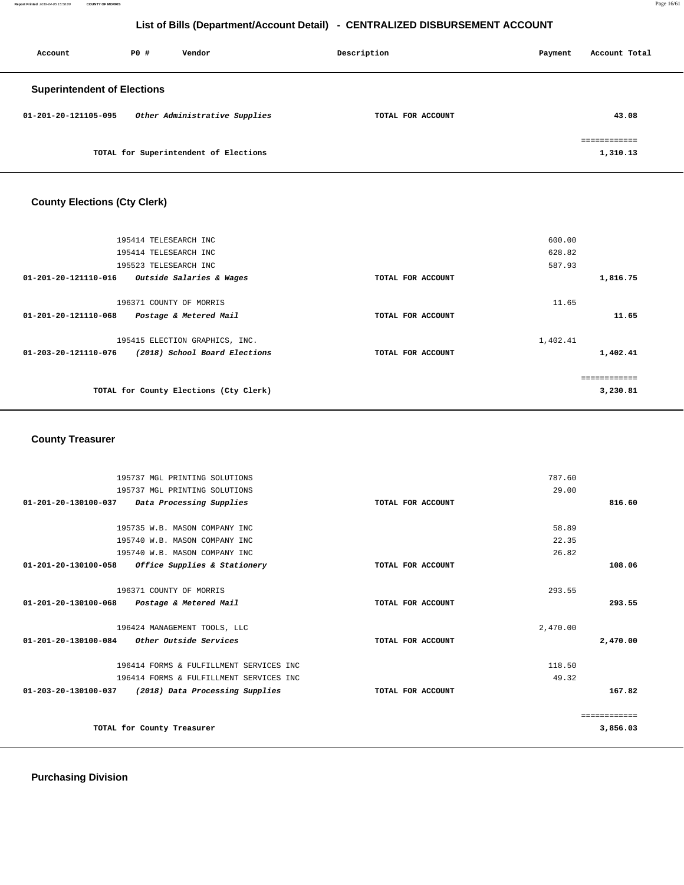# List of Bills (Department/Account Detail) - CENTRALIZED DISBURSEMENT ACCOUNT

| Account | PO # | Vendor | Description | Payment | Account Total |
|---|---|---|---|---|---|

## Superintendent of Elections

| Account | PO # | Vendor | Description | Payment | Account Total |
|---|---|---|---|---|---|
| 01-201-20-121105-095 | | *Other Administrative Supplies* | TOTAL FOR ACCOUNT | | 43.08 |
| | | | | | ============ |
| | | TOTAL for Superintendent of Elections | | | 1,310.13 |

## County Elections (Cty Clerk)

| Account | PO # | Vendor | Description | Payment | Account Total |
|---|---|---|---|---|---|
| | 195414 | TELESEARCH INC | | 600.00 | |
| | 195414 | TELESEARCH INC | | 628.82 | |
| | 195523 | TELESEARCH INC | | 587.93 | |
| 01-201-20-121110-016 | | *Outside Salaries & Wages* | TOTAL FOR ACCOUNT | | 1,816.75 |
| | 196371 | COUNTY OF MORRIS | | 11.65 | |
| 01-201-20-121110-068 | | *Postage & Metered Mail* | TOTAL FOR ACCOUNT | | 11.65 |
| | 195415 | ELECTION GRAPHICS, INC. | | 1,402.41 | |
| 01-203-20-121110-076 | | *(2018) School Board Elections* | TOTAL FOR ACCOUNT | | 1,402.41 |
| | | | | | ============ |
| | | TOTAL for County Elections (Cty Clerk) | | | 3,230.81 |

## County Treasurer

| Account | PO # | Vendor | Description | Payment | Account Total |
|---|---|---|---|---|---|
| | 195737 | MGL PRINTING SOLUTIONS | | 787.60 | |
| | 195737 | MGL PRINTING SOLUTIONS | | 29.00 | |
| 01-201-20-130100-037 | | *Data Processing Supplies* | TOTAL FOR ACCOUNT | | 816.60 |
| | 195735 | W.B. MASON COMPANY INC | | 58.89 | |
| | 195740 | W.B. MASON COMPANY INC | | 22.35 | |
| | 195740 | W.B. MASON COMPANY INC | | 26.82 | |
| 01-201-20-130100-058 | | *Office Supplies & Stationery* | TOTAL FOR ACCOUNT | | 108.06 |
| | 196371 | COUNTY OF MORRIS | | 293.55 | |
| 01-201-20-130100-068 | | *Postage & Metered Mail* | TOTAL FOR ACCOUNT | | 293.55 |
| | 196424 | MANAGEMENT TOOLS, LLC | | 2,470.00 | |
| 01-201-20-130100-084 | | *Other Outside Services* | TOTAL FOR ACCOUNT | | 2,470.00 |
| | 196414 | FORMS & FULFILLMENT SERVICES INC | | 118.50 | |
| | 196414 | FORMS & FULFILLMENT SERVICES INC | | 49.32 | |
| 01-203-20-130100-037 | | *(2018) Data Processing Supplies* | TOTAL FOR ACCOUNT | | 167.82 |
| | | | | | ============ |
| | | TOTAL for County Treasurer | | | 3,856.03 |

## Purchasing Division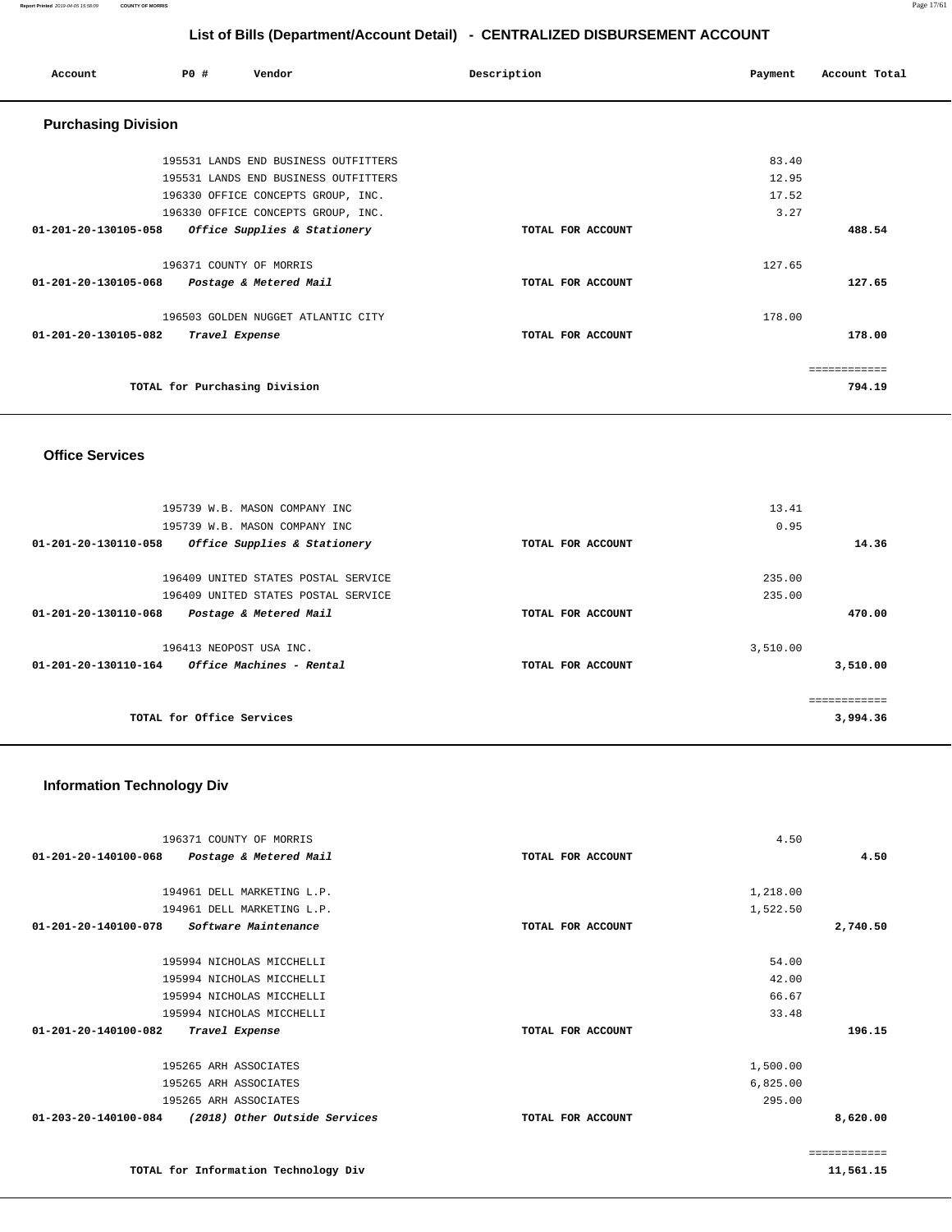# List of Bills (Department/Account Detail) - CENTRALIZED DISBURSEMENT ACCOUNT

| Account | PO # | Vendor | Description | Payment | Account Total |
|---|---|---|---|---|---|

## Purchasing Division

| Account | PO # | Vendor | Description | Payment | Account Total |
|---|---|---|---|---|---|
| | 195531 | LANDS END BUSINESS OUTFITTERS | | 83.40 | |
| | 195531 | LANDS END BUSINESS OUTFITTERS | | 12.95 | |
| | 196330 | OFFICE CONCEPTS GROUP, INC. | | 17.52 | |
| | 196330 | OFFICE CONCEPTS GROUP, INC. | | 3.27 | |
| **01-201-20-130105-058** | | ***Office Supplies & Stationery*** | **TOTAL FOR ACCOUNT** | | **488.54** |
| | 196371 | COUNTY OF MORRIS | | 127.65 | |
| **01-201-20-130105-068** | | ***Postage & Metered Mail*** | **TOTAL FOR ACCOUNT** | | **127.65** |
| | 196503 | GOLDEN NUGGET ATLANTIC CITY | | 178.00 | |
| **01-201-20-130105-082** | | ***Travel Expense*** | **TOTAL FOR ACCOUNT** | | **178.00** |
| | | **TOTAL for Purchasing Division** | | | **794.19** |

## Office Services

| Account | PO # | Vendor | Description | Payment | Account Total |
|---|---|---|---|---|---|
| | 195739 | W.B. MASON COMPANY INC | | 13.41 | |
| | 195739 | W.B. MASON COMPANY INC | | 0.95 | |
| **01-201-20-130110-058** | | ***Office Supplies & Stationery*** | **TOTAL FOR ACCOUNT** | | **14.36** |
| | 196409 | UNITED STATES POSTAL SERVICE | | 235.00 | |
| | 196409 | UNITED STATES POSTAL SERVICE | | 235.00 | |
| **01-201-20-130110-068** | | ***Postage & Metered Mail*** | **TOTAL FOR ACCOUNT** | | **470.00** |
| | 196413 | NEOPOST USA INC. | | 3,510.00 | |
| **01-201-20-130110-164** | | ***Office Machines - Rental*** | **TOTAL FOR ACCOUNT** | | **3,510.00** |
| | | **TOTAL for Office Services** | | | **3,994.36** |

## Information Technology Div

| Account | PO # | Vendor | Description | Payment | Account Total |
|---|---|---|---|---|---|
| | 196371 | COUNTY OF MORRIS | | 4.50 | |
| **01-201-20-140100-068** | | ***Postage & Metered Mail*** | **TOTAL FOR ACCOUNT** | | **4.50** |
| | 194961 | DELL MARKETING L.P. | | 1,218.00 | |
| | 194961 | DELL MARKETING L.P. | | 1,522.50 | |
| **01-201-20-140100-078** | | ***Software Maintenance*** | **TOTAL FOR ACCOUNT** | | **2,740.50** |
| | 195994 | NICHOLAS MICCHELLI | | 54.00 | |
| | 195994 | NICHOLAS MICCHELLI | | 42.00 | |
| | 195994 | NICHOLAS MICCHELLI | | 66.67 | |
| | 195994 | NICHOLAS MICCHELLI | | 33.48 | |
| **01-201-20-140100-082** | | ***Travel Expense*** | **TOTAL FOR ACCOUNT** | | **196.15** |
| | 195265 | ARH ASSOCIATES | | 1,500.00 | |
| | 195265 | ARH ASSOCIATES | | 6,825.00 | |
| | 195265 | ARH ASSOCIATES | | 295.00 | |
| **01-203-20-140100-084** | | ***(2018) Other Outside Services*** | **TOTAL FOR ACCOUNT** | | **8,620.00** |
| | | **TOTAL for Information Technology Div** | | | **11,561.15** |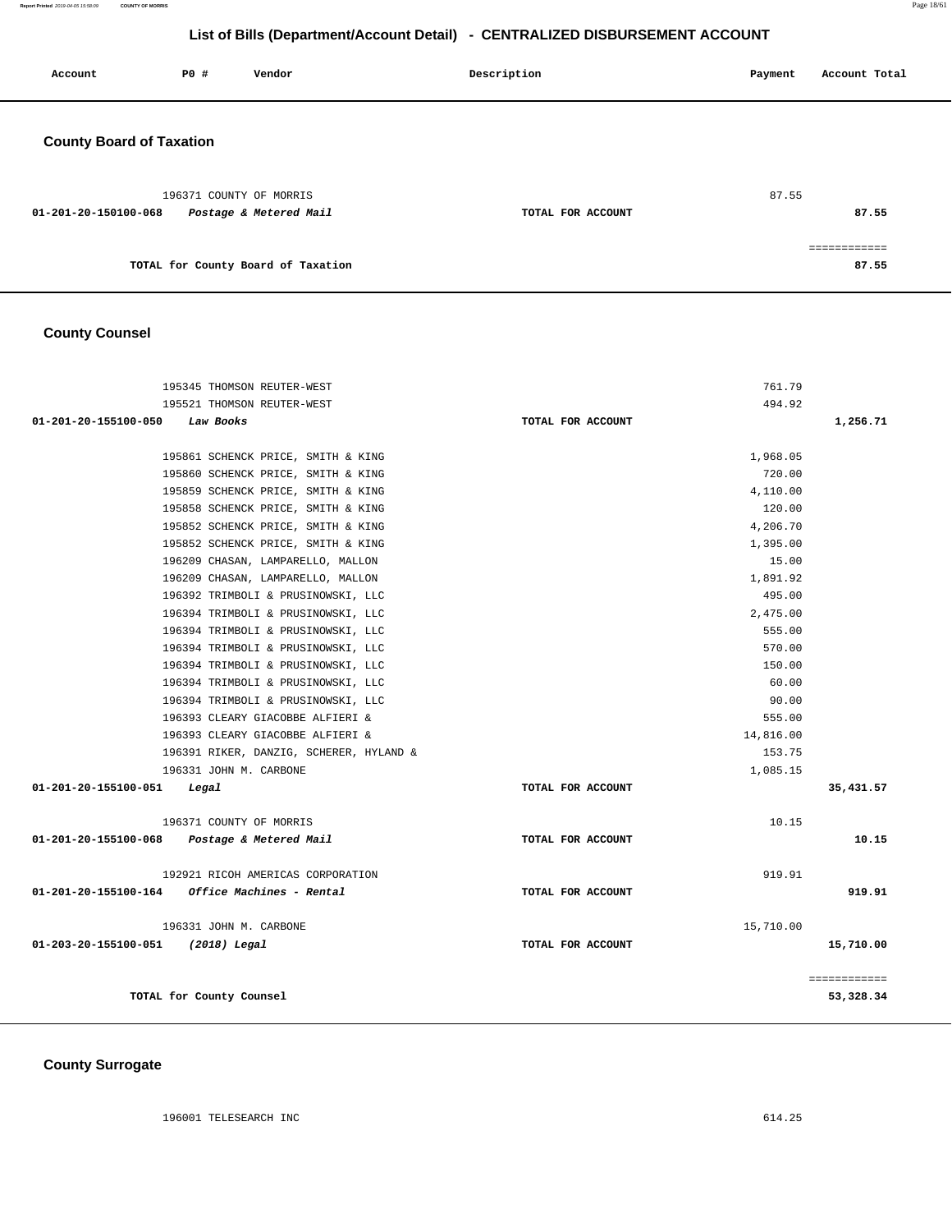# List of Bills (Department/Account Detail) - CENTRALIZED DISBURSEMENT ACCOUNT

| Account | PO # | Vendor | Description | Payment | Account Total |
|---|---|---|---|---|---|

## County Board of Taxation

| Account | PO # | Vendor | Description | Payment | Account Total |
|---|---|---|---|---|---|
| | 196371 | COUNTY OF MORRIS | | 87.55 | |
| 01-201-20-150100-068 | | *Postage & Metered Mail* | TOTAL FOR ACCOUNT | | 87.55 |
| | | | | | ============ |
| | | TOTAL for County Board of Taxation | | | 87.55 |

## County Counsel

| Account | PO # | Vendor | Description | Payment | Account Total |
|---|---|---|---|---|---|
| | 195345 | THOMSON REUTER-WEST | | 761.79 | |
| | 195521 | THOMSON REUTER-WEST | | 494.92 | |
| 01-201-20-155100-050 | | *Law Books* | TOTAL FOR ACCOUNT | | 1,256.71 |
| | 195861 | SCHENCK PRICE, SMITH & KING | | 1,968.05 | |
| | 195860 | SCHENCK PRICE, SMITH & KING | | 720.00 | |
| | 195859 | SCHENCK PRICE, SMITH & KING | | 4,110.00 | |
| | 195858 | SCHENCK PRICE, SMITH & KING | | 120.00 | |
| | 195852 | SCHENCK PRICE, SMITH & KING | | 4,206.70 | |
| | 195852 | SCHENCK PRICE, SMITH & KING | | 1,395.00 | |
| | 196209 | CHASAN, LAMPARELLO, MALLON | | 15.00 | |
| | 196209 | CHASAN, LAMPARELLO, MALLON | | 1,891.92 | |
| | 196392 | TRIMBOLI & PRUSINOWSKI, LLC | | 495.00 | |
| | 196394 | TRIMBOLI & PRUSINOWSKI, LLC | | 2,475.00 | |
| | 196394 | TRIMBOLI & PRUSINOWSKI, LLC | | 555.00 | |
| | 196394 | TRIMBOLI & PRUSINOWSKI, LLC | | 570.00 | |
| | 196394 | TRIMBOLI & PRUSINOWSKI, LLC | | 150.00 | |
| | 196394 | TRIMBOLI & PRUSINOWSKI, LLC | | 60.00 | |
| | 196394 | TRIMBOLI & PRUSINOWSKI, LLC | | 90.00 | |
| | 196393 | CLEARY GIACOBBE ALFIERI & | | 555.00 | |
| | 196393 | CLEARY GIACOBBE ALFIERI & | | 14,816.00 | |
| | 196391 | RIKER, DANZIG, SCHERER, HYLAND & | | 153.75 | |
| | 196331 | JOHN M. CARBONE | | 1,085.15 | |
| 01-201-20-155100-051 | | *Legal* | TOTAL FOR ACCOUNT | | 35,431.57 |
| | 196371 | COUNTY OF MORRIS | | 10.15 | |
| 01-201-20-155100-068 | | *Postage & Metered Mail* | TOTAL FOR ACCOUNT | | 10.15 |
| | 192921 | RICOH AMERICAS CORPORATION | | 919.91 | |
| 01-201-20-155100-164 | | *Office Machines - Rental* | TOTAL FOR ACCOUNT | | 919.91 |
| | 196331 | JOHN M. CARBONE | | 15,710.00 | |
| 01-203-20-155100-051 | | *(2018) Legal* | TOTAL FOR ACCOUNT | | 15,710.00 |
| | | | | | ============ |
| | | TOTAL for County Counsel | | | 53,328.34 |

## County Surrogate

| Account | PO # | Vendor | Description | Payment | Account Total |
|---|---|---|---|---|---|
| | 196001 | TELESEARCH INC | | 614.25 | |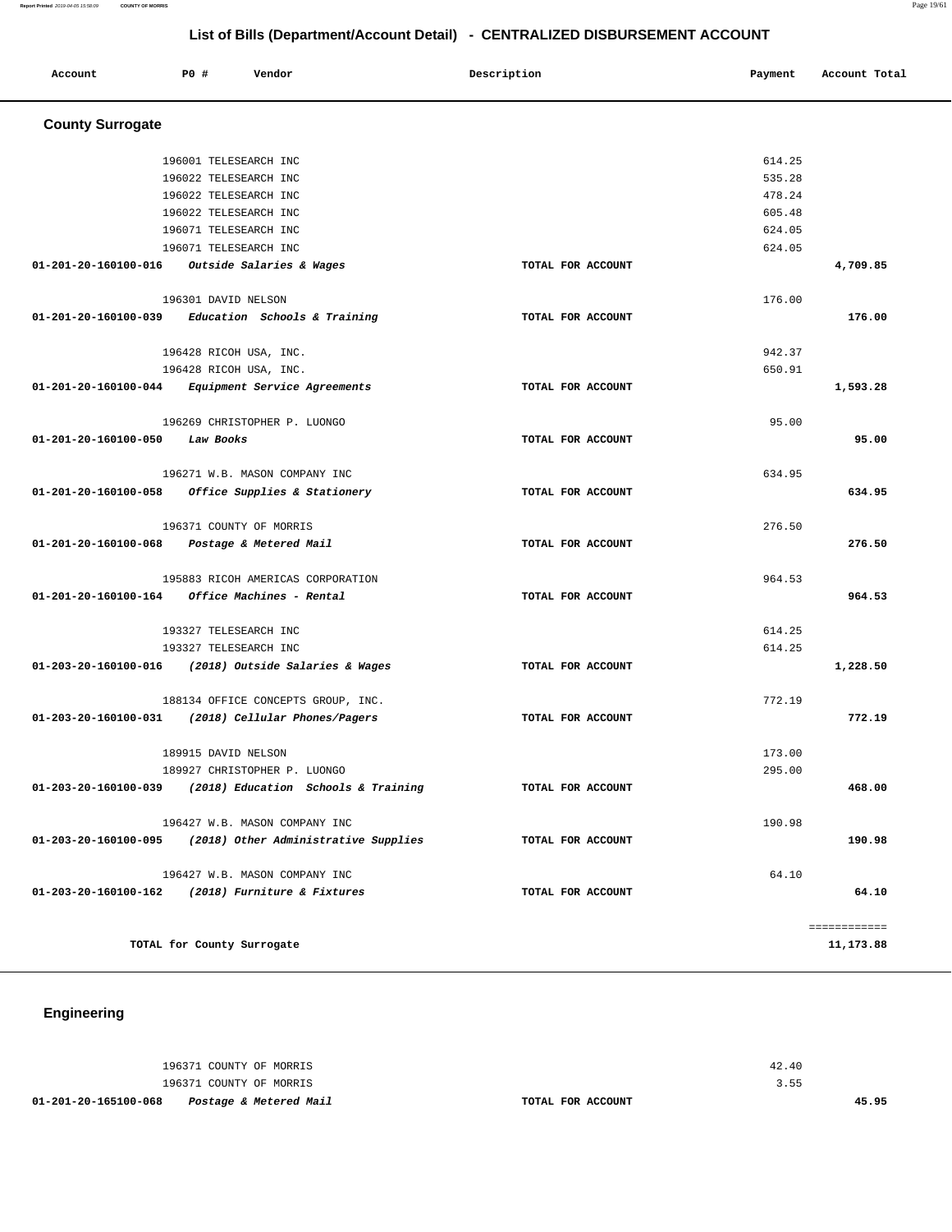# List of Bills (Department/Account Detail) - CENTRALIZED DISBURSEMENT ACCOUNT

| Account | PO # | Vendor | Description | Payment | Account Total |
|---|---|---|---|---|---|

## County Surrogate

| Account | PO # | Vendor | Description | Payment | Account Total |
|---|---|---|---|---|---|
| | 196001 | TELESEARCH INC | | 614.25 | |
| | 196022 | TELESEARCH INC | | 535.28 | |
| | 196022 | TELESEARCH INC | | 478.24 | |
| | 196022 | TELESEARCH INC | | 605.48 | |
| | 196071 | TELESEARCH INC | | 624.05 | |
| | 196071 | TELESEARCH INC | | 624.05 | |
| **01-201-20-160100-016** | | *Outside Salaries & Wages* | **TOTAL FOR ACCOUNT** | | **4,709.85** |
| | 196301 | DAVID NELSON | | 176.00 | |
| **01-201-20-160100-039** | | *Education Schools & Training* | **TOTAL FOR ACCOUNT** | | **176.00** |
| | 196428 | RICOH USA, INC. | | 942.37 | |
| | 196428 | RICOH USA, INC. | | 650.91 | |
| **01-201-20-160100-044** | | *Equipment Service Agreements* | **TOTAL FOR ACCOUNT** | | **1,593.28** |
| | 196269 | CHRISTOPHER P. LUONGO | | 95.00 | |
| **01-201-20-160100-050** | | *Law Books* | **TOTAL FOR ACCOUNT** | | **95.00** |
| | 196271 | W.B. MASON COMPANY INC | | 634.95 | |
| **01-201-20-160100-058** | | *Office Supplies & Stationery* | **TOTAL FOR ACCOUNT** | | **634.95** |
| | 196371 | COUNTY OF MORRIS | | 276.50 | |
| **01-201-20-160100-068** | | *Postage & Metered Mail* | **TOTAL FOR ACCOUNT** | | **276.50** |
| | 195883 | RICOH AMERICAS CORPORATION | | 964.53 | |
| **01-201-20-160100-164** | | *Office Machines - Rental* | **TOTAL FOR ACCOUNT** | | **964.53** |
| | 193327 | TELESEARCH INC | | 614.25 | |
| | 193327 | TELESEARCH INC | | 614.25 | |
| **01-203-20-160100-016** | | *(2018) Outside Salaries & Wages* | **TOTAL FOR ACCOUNT** | | **1,228.50** |
| | 188134 | OFFICE CONCEPTS GROUP, INC. | | 772.19 | |
| **01-203-20-160100-031** | | *(2018) Cellular Phones/Pagers* | **TOTAL FOR ACCOUNT** | | **772.19** |
| | 189915 | DAVID NELSON | | 173.00 | |
| | 189927 | CHRISTOPHER P. LUONGO | | 295.00 | |
| **01-203-20-160100-039** | | *(2018) Education Schools & Training* | **TOTAL FOR ACCOUNT** | | **468.00** |
| | 196427 | W.B. MASON COMPANY INC | | 190.98 | |
| **01-203-20-160100-095** | | *(2018) Other Administrative Supplies* | **TOTAL FOR ACCOUNT** | | **190.98** |
| | 196427 | W.B. MASON COMPANY INC | | 64.10 | |
| **01-203-20-160100-162** | | *(2018) Furniture & Fixtures* | **TOTAL FOR ACCOUNT** | | **64.10** |
| | | | | | ============ |
| | | **TOTAL for County Surrogate** | | | **11,173.88** |

## Engineering

| Account | PO # | Vendor | Description | Payment | Account Total |
|---|---|---|---|---|---|
| | 196371 | COUNTY OF MORRIS | | 42.40 | |
| | 196371 | COUNTY OF MORRIS | | 3.55 | |
| **01-201-20-165100-068** | | *Postage & Metered Mail* | **TOTAL FOR ACCOUNT** | | **45.95** |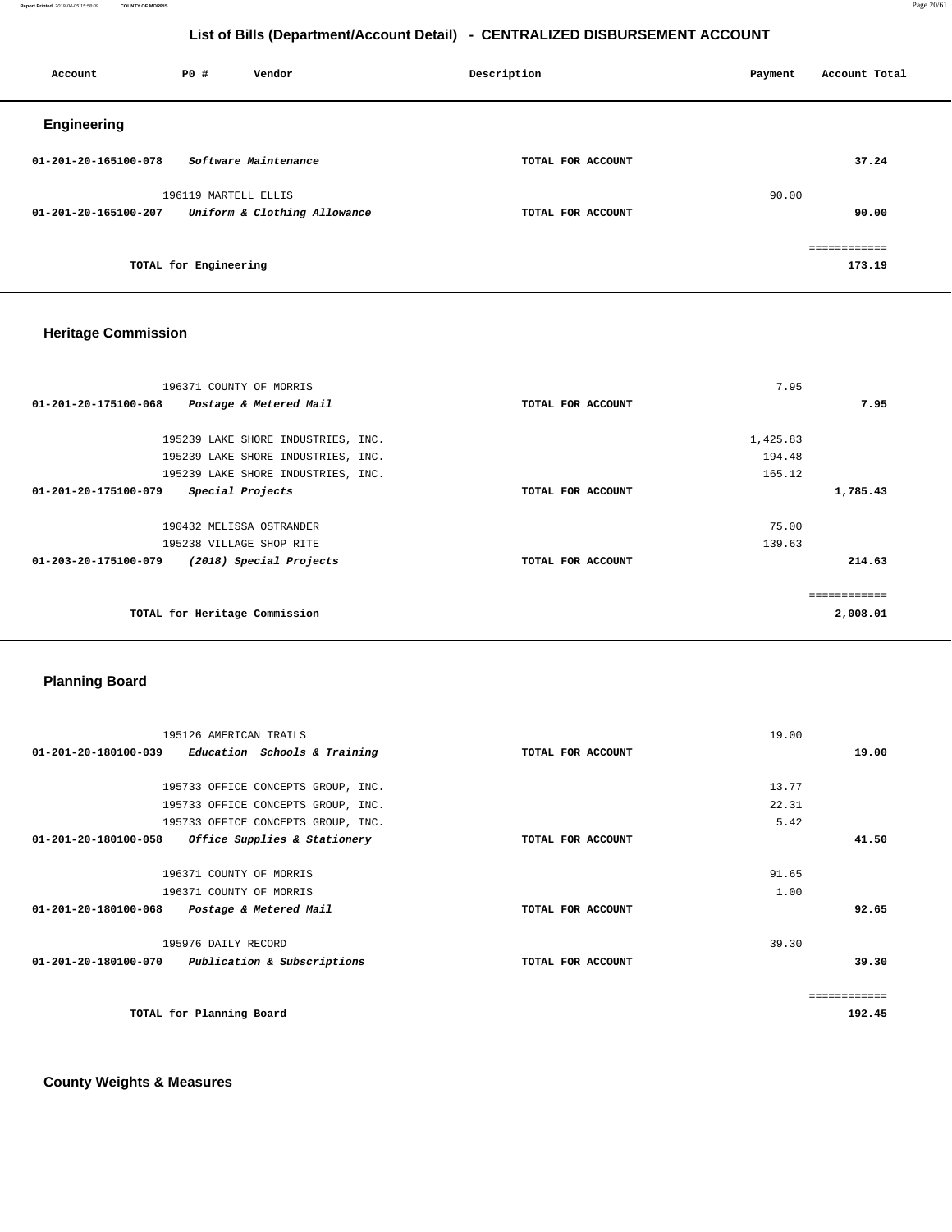## List of Bills (Department/Account Detail) - CENTRALIZED DISBURSEMENT ACCOUNT

| Account | PO # | Vendor | Description | Payment | Account Total |
|---|---|---|---|---|---|

### Engineering

| Account | PO # | Vendor | Description | Payment | Account Total |
|---|---|---|---|---|---|
| 01-201-20-165100-078 | | *Software Maintenance* | TOTAL FOR ACCOUNT | | 37.24 |
| | 196119 | MARTELL ELLIS | | 90.00 | |
| 01-201-20-165100-207 | | *Uniform & Clothing Allowance* | TOTAL FOR ACCOUNT | | 90.00 |
| | | | | | ============ |
| | | **TOTAL for Engineering** | | | 173.19 |

### Heritage Commission

| Account | PO # | Vendor | Description | Payment | Account Total |
|---|---|---|---|---|---|
| | 196371 | COUNTY OF MORRIS | | 7.95 | |
| 01-201-20-175100-068 | | *Postage & Metered Mail* | TOTAL FOR ACCOUNT | | 7.95 |
| | 195239 | LAKE SHORE INDUSTRIES, INC. | | 1,425.83 | |
| | 195239 | LAKE SHORE INDUSTRIES, INC. | | 194.48 | |
| | 195239 | LAKE SHORE INDUSTRIES, INC. | | 165.12 | |
| 01-201-20-175100-079 | | *Special Projects* | TOTAL FOR ACCOUNT | | 1,785.43 |
| | 190432 | MELISSA OSTRANDER | | 75.00 | |
| | 195238 | VILLAGE SHOP RITE | | 139.63 | |
| 01-203-20-175100-079 | | *(2018) Special Projects* | TOTAL FOR ACCOUNT | | 214.63 |
| | | | | | ============ |
| | | **TOTAL for Heritage Commission** | | | 2,008.01 |

### Planning Board

| Account | PO # | Vendor | Description | Payment | Account Total |
|---|---|---|---|---|---|
| | 195126 | AMERICAN TRAILS | | 19.00 | |
| 01-201-20-180100-039 | | *Education Schools & Training* | TOTAL FOR ACCOUNT | | 19.00 |
| | 195733 | OFFICE CONCEPTS GROUP, INC. | | 13.77 | |
| | 195733 | OFFICE CONCEPTS GROUP, INC. | | 22.31 | |
| | 195733 | OFFICE CONCEPTS GROUP, INC. | | 5.42 | |
| 01-201-20-180100-058 | | *Office Supplies & Stationery* | TOTAL FOR ACCOUNT | | 41.50 |
| | 196371 | COUNTY OF MORRIS | | 91.65 | |
| | 196371 | COUNTY OF MORRIS | | 1.00 | |
| 01-201-20-180100-068 | | *Postage & Metered Mail* | TOTAL FOR ACCOUNT | | 92.65 |
| | 195976 | DAILY RECORD | | 39.30 | |
| 01-201-20-180100-070 | | *Publication & Subscriptions* | TOTAL FOR ACCOUNT | | 39.30 |
| | | | | | ============ |
| | | **TOTAL for Planning Board** | | | 192.45 |

### County Weights & Measures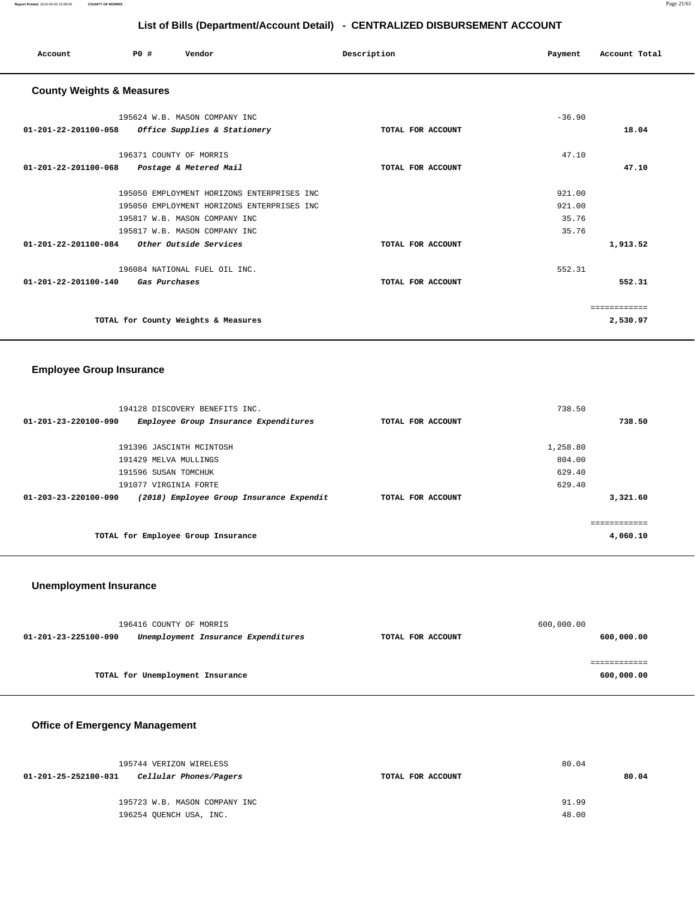# List of Bills (Department/Account Detail) - CENTRALIZED DISBURSEMENT ACCOUNT

| Account | PO # | Vendor | Description | Payment | Account Total |
|---|---|---|---|---|---|

## County Weights & Measures

| Account | PO # | Vendor | Description | Payment | Account Total |
|---|---|---|---|---|---|
| | 195624 | W.B. MASON COMPANY INC | | -36.90 | |
| **01-201-22-201100-058** | | ***Office Supplies & Stationery*** | **TOTAL FOR ACCOUNT** | | **18.04** |
| | 196371 | COUNTY OF MORRIS | | 47.10 | |
| **01-201-22-201100-068** | | ***Postage & Metered Mail*** | **TOTAL FOR ACCOUNT** | | **47.10** |
| | 195050 | EMPLOYMENT HORIZONS ENTERPRISES INC | | 921.00 | |
| | 195050 | EMPLOYMENT HORIZONS ENTERPRISES INC | | 921.00 | |
| | 195817 | W.B. MASON COMPANY INC | | 35.76 | |
| | 195817 | W.B. MASON COMPANY INC | | 35.76 | |
| **01-201-22-201100-084** | | ***Other Outside Services*** | **TOTAL FOR ACCOUNT** | | **1,913.52** |
| | 196084 | NATIONAL FUEL OIL INC. | | 552.31 | |
| **01-201-22-201100-140** | | ***Gas Purchases*** | **TOTAL FOR ACCOUNT** | | **552.31** |
| | | | | | ============ |
| | | **TOTAL for County Weights & Measures** | | | **2,530.97** |

## Employee Group Insurance

| Account | PO # | Vendor | Description | Payment | Account Total |
|---|---|---|---|---|---|
| | 194128 | DISCOVERY BENEFITS INC. | | 738.50 | |
| **01-201-23-220100-090** | | ***Employee Group Insurance Expenditures*** | **TOTAL FOR ACCOUNT** | | **738.50** |
| | 191396 | JASCINTH MCINTOSH | | 1,258.80 | |
| | 191429 | MELVA MULLINGS | | 804.00 | |
| | 191596 | SUSAN TOMCHUK | | 629.40 | |
| | 191077 | VIRGINIA FORTE | | 629.40 | |
| **01-203-23-220100-090** | | ***(2018) Employee Group Insurance Expendit*** | **TOTAL FOR ACCOUNT** | | **3,321.60** |
| | | | | | ============ |
| | | **TOTAL for Employee Group Insurance** | | | **4,060.10** |

## Unemployment Insurance

| Account | PO # | Vendor | Description | Payment | Account Total |
|---|---|---|---|---|---|
| | 196416 | COUNTY OF MORRIS | | 600,000.00 | |
| **01-201-23-225100-090** | | ***Unemployment Insurance Expenditures*** | **TOTAL FOR ACCOUNT** | | **600,000.00** |
| | | | | | ============ |
| | | **TOTAL for Unemployment Insurance** | | | **600,000.00** |

## Office of Emergency Management

| Account | PO # | Vendor | Description | Payment | Account Total |
|---|---|---|---|---|---|
| | 195744 | VERIZON WIRELESS | | 80.04 | |
| **01-201-25-252100-031** | | ***Cellular Phones/Pagers*** | **TOTAL FOR ACCOUNT** | | **80.04** |
| | 195723 | W.B. MASON COMPANY INC | | 91.99 | |
| | 196254 | QUENCH USA, INC. | | 48.00 | |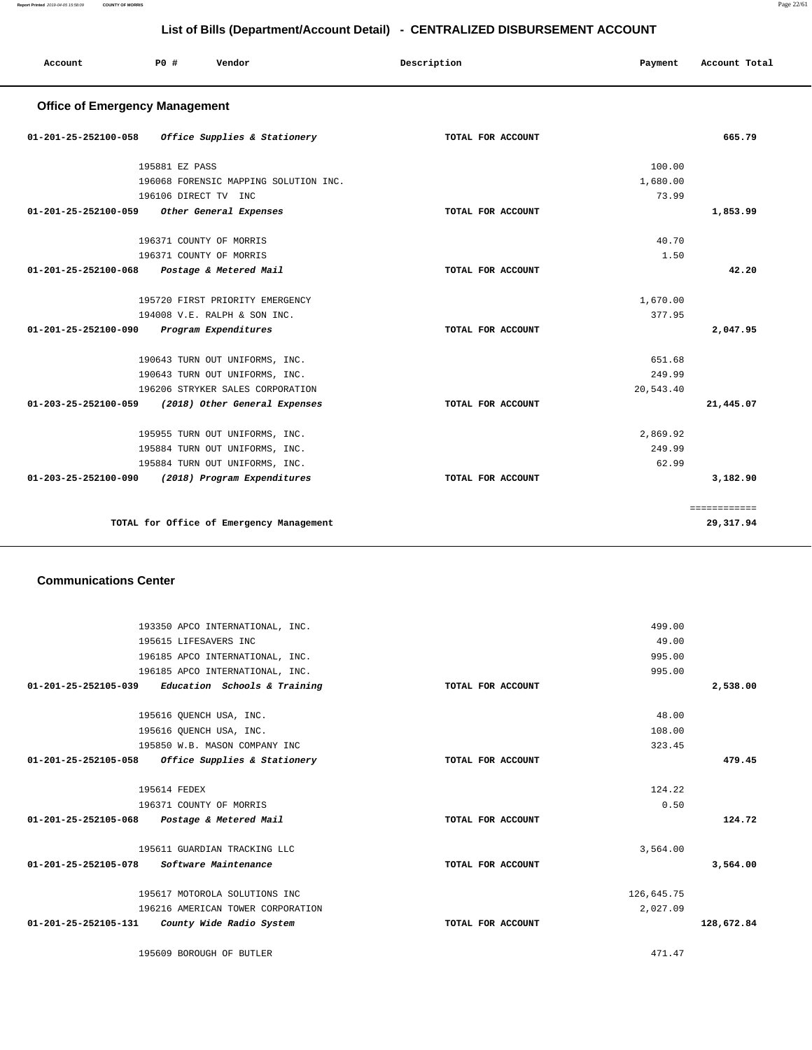## List of Bills (Department/Account Detail) - CENTRALIZED DISBURSEMENT ACCOUNT

| Account | PO # | Vendor | Description | Payment | Account Total |
|---|---|---|---|---|---|

### Office of Emergency Management

| Account | PO # | Vendor | Description | Payment | Account Total |
|---|---|---|---|---|---|
| 01-201-25-252100-058 | | *Office Supplies & Stationery* | TOTAL FOR ACCOUNT | | 665.79 |
| | 195881 | EZ PASS | | 100.00 | |
| | 196068 | FORENSIC MAPPING SOLUTION INC. | | 1,680.00 | |
| | 196106 | DIRECT TV INC | | 73.99 | |
| 01-201-25-252100-059 | | *Other General Expenses* | TOTAL FOR ACCOUNT | | 1,853.99 |
| | 196371 | COUNTY OF MORRIS | | 40.70 | |
| | 196371 | COUNTY OF MORRIS | | 1.50 | |
| 01-201-25-252100-068 | | *Postage & Metered Mail* | TOTAL FOR ACCOUNT | | 42.20 |
| | 195720 | FIRST PRIORITY EMERGENCY | | 1,670.00 | |
| | 194008 | V.E. RALPH & SON INC. | | 377.95 | |
| 01-201-25-252100-090 | | *Program Expenditures* | TOTAL FOR ACCOUNT | | 2,047.95 |
| | 190643 | TURN OUT UNIFORMS, INC. | | 651.68 | |
| | 190643 | TURN OUT UNIFORMS, INC. | | 249.99 | |
| | 196206 | STRYKER SALES CORPORATION | | 20,543.40 | |
| 01-203-25-252100-059 | | *(2018) Other General Expenses* | TOTAL FOR ACCOUNT | | 21,445.07 |
| | 195955 | TURN OUT UNIFORMS, INC. | | 2,869.92 | |
| | 195884 | TURN OUT UNIFORMS, INC. | | 249.99 | |
| | 195884 | TURN OUT UNIFORMS, INC. | | 62.99 | |
| 01-203-25-252100-090 | | *(2018) Program Expenditures* | TOTAL FOR ACCOUNT | | 3,182.90 |
| | | TOTAL for Office of Emergency Management | | | 29,317.94 |

### Communications Center

| Account | PO # | Vendor | Description | Payment | Account Total |
|---|---|---|---|---|---|
| | 193350 | APCO INTERNATIONAL, INC. | | 499.00 | |
| | 195615 | LIFESAVERS INC | | 49.00 | |
| | 196185 | APCO INTERNATIONAL, INC. | | 995.00 | |
| | 196185 | APCO INTERNATIONAL, INC. | | 995.00 | |
| 01-201-25-252105-039 | | *Education Schools & Training* | TOTAL FOR ACCOUNT | | 2,538.00 |
| | 195616 | QUENCH USA, INC. | | 48.00 | |
| | 195616 | QUENCH USA, INC. | | 108.00 | |
| | 195850 | W.B. MASON COMPANY INC | | 323.45 | |
| 01-201-25-252105-058 | | *Office Supplies & Stationery* | TOTAL FOR ACCOUNT | | 479.45 |
| | 195614 | FEDEX | | 124.22 | |
| | 196371 | COUNTY OF MORRIS | | 0.50 | |
| 01-201-25-252105-068 | | *Postage & Metered Mail* | TOTAL FOR ACCOUNT | | 124.72 |
| | 195611 | GUARDIAN TRACKING LLC | | 3,564.00 | |
| 01-201-25-252105-078 | | *Software Maintenance* | TOTAL FOR ACCOUNT | | 3,564.00 |
| | 195617 | MOTOROLA SOLUTIONS INC | | 126,645.75 | |
| | 196216 | AMERICAN TOWER CORPORATION | | 2,027.09 | |
| 01-201-25-252105-131 | | *County Wide Radio System* | TOTAL FOR ACCOUNT | | 128,672.84 |
| | 195609 | BOROUGH OF BUTLER | | 471.47 | |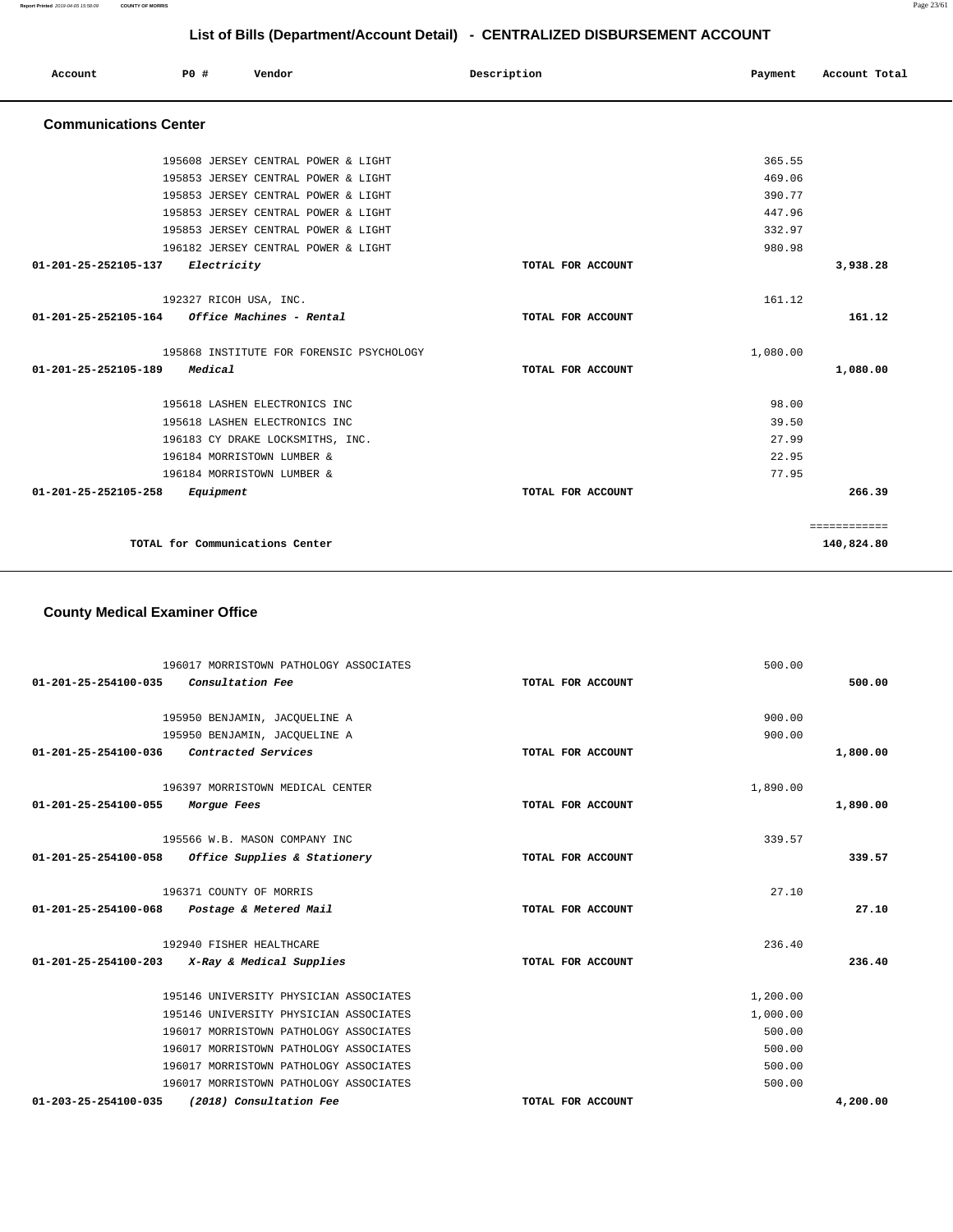# List of Bills (Department/Account Detail) - CENTRALIZED DISBURSEMENT ACCOUNT

| Account | PO # | Vendor | Description | Payment | Account Total |
|---|---|---|---|---|---|

## Communications Center

| Account | PO # | Vendor | Description | Payment | Account Total |
|---|---|---|---|---|---|
| | 195608 | JERSEY CENTRAL POWER & LIGHT | | 365.55 | |
| | 195853 | JERSEY CENTRAL POWER & LIGHT | | 469.06 | |
| | 195853 | JERSEY CENTRAL POWER & LIGHT | | 390.77 | |
| | 195853 | JERSEY CENTRAL POWER & LIGHT | | 447.96 | |
| | 195853 | JERSEY CENTRAL POWER & LIGHT | | 332.97 | |
| | 196182 | JERSEY CENTRAL POWER & LIGHT | | 980.98 | |
| 01-201-25-252105-137 | | *Electricity* | TOTAL FOR ACCOUNT | | 3,938.28 |
| | 192327 | RICOH USA, INC. | | 161.12 | |
| 01-201-25-252105-164 | | *Office Machines - Rental* | TOTAL FOR ACCOUNT | | 161.12 |
| | 195868 | INSTITUTE FOR FORENSIC PSYCHOLOGY | | 1,080.00 | |
| 01-201-25-252105-189 | | *Medical* | TOTAL FOR ACCOUNT | | 1,080.00 |
| | 195618 | LASHEN ELECTRONICS INC | | 98.00 | |
| | 195618 | LASHEN ELECTRONICS INC | | 39.50 | |
| | 196183 | CY DRAKE LOCKSMITHS, INC. | | 27.99 | |
| | 196184 | MORRISTOWN LUMBER & | | 22.95 | |
| | 196184 | MORRISTOWN LUMBER & | | 77.95 | |
| 01-201-25-252105-258 | | *Equipment* | TOTAL FOR ACCOUNT | | 266.39 |
| | | | | | ============ |
| | | TOTAL for Communications Center | | | 140,824.80 |

## County Medical Examiner Office

| Account | PO # | Vendor | Description | Payment | Account Total |
|---|---|---|---|---|---|
| | 196017 | MORRISTOWN PATHOLOGY ASSOCIATES | | 500.00 | |
| 01-201-25-254100-035 | | *Consultation Fee* | TOTAL FOR ACCOUNT | | 500.00 |
| | 195950 | BENJAMIN, JACQUELINE A | | 900.00 | |
| | 195950 | BENJAMIN, JACQUELINE A | | 900.00 | |
| 01-201-25-254100-036 | | *Contracted Services* | TOTAL FOR ACCOUNT | | 1,800.00 |
| | 196397 | MORRISTOWN MEDICAL CENTER | | 1,890.00 | |
| 01-201-25-254100-055 | | *Morgue Fees* | TOTAL FOR ACCOUNT | | 1,890.00 |
| | 195566 | W.B. MASON COMPANY INC | | 339.57 | |
| 01-201-25-254100-058 | | *Office Supplies & Stationery* | TOTAL FOR ACCOUNT | | 339.57 |
| | 196371 | COUNTY OF MORRIS | | 27.10 | |
| 01-201-25-254100-068 | | *Postage & Metered Mail* | TOTAL FOR ACCOUNT | | 27.10 |
| | 192940 | FISHER HEALTHCARE | | 236.40 | |
| 01-201-25-254100-203 | | *X-Ray & Medical Supplies* | TOTAL FOR ACCOUNT | | 236.40 |
| | 195146 | UNIVERSITY PHYSICIAN ASSOCIATES | | 1,200.00 | |
| | 195146 | UNIVERSITY PHYSICIAN ASSOCIATES | | 1,000.00 | |
| | 196017 | MORRISTOWN PATHOLOGY ASSOCIATES | | 500.00 | |
| | 196017 | MORRISTOWN PATHOLOGY ASSOCIATES | | 500.00 | |
| | 196017 | MORRISTOWN PATHOLOGY ASSOCIATES | | 500.00 | |
| | 196017 | MORRISTOWN PATHOLOGY ASSOCIATES | | 500.00 | |
| 01-203-25-254100-035 | | *(2018) Consultation Fee* | TOTAL FOR ACCOUNT | | 4,200.00 |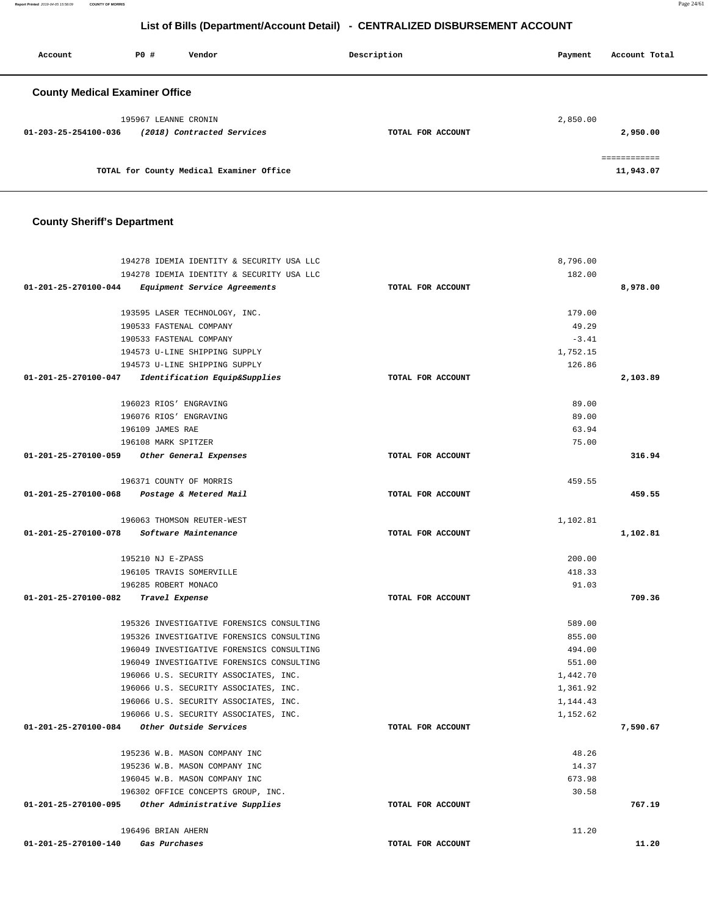## List of Bills (Department/Account Detail) - CENTRALIZED DISBURSEMENT ACCOUNT

| Account | PO # | Vendor | Description | Payment | Account Total |
|---|---|---|---|---|---|

### County Medical Examiner Office

| Account | PO # | Vendor | Description | Payment | Account Total |
|---|---|---|---|---|---|
| | 195967 | LEANNE CRONIN | | 2,850.00 | |
| 01-203-25-254100-036 | | *(2018) Contracted Services* | TOTAL FOR ACCOUNT | | 2,950.00 |
| | | TOTAL for County Medical Examiner Office | | | 11,943.07 |

### County Sheriff's Department

| Account | PO # | Vendor | Description | Payment | Account Total |
|---|---|---|---|---|---|
| | 194278 | IDEMIA IDENTITY & SECURITY USA LLC | | 8,796.00 | |
| | 194278 | IDEMIA IDENTITY & SECURITY USA LLC | | 182.00 | |
| 01-201-25-270100-044 | | *Equipment Service Agreements* | TOTAL FOR ACCOUNT | | 8,978.00 |
| | 193595 | LASER TECHNOLOGY, INC. | | 179.00 | |
| | 190533 | FASTENAL COMPANY | | 49.29 | |
| | 190533 | FASTENAL COMPANY | | -3.41 | |
| | 194573 | U-LINE SHIPPING SUPPLY | | 1,752.15 | |
| | 194573 | U-LINE SHIPPING SUPPLY | | 126.86 | |
| 01-201-25-270100-047 | | *Identification Equip&Supplies* | TOTAL FOR ACCOUNT | | 2,103.89 |
| | 196023 | RIOS' ENGRAVING | | 89.00 | |
| | 196076 | RIOS' ENGRAVING | | 89.00 | |
| | 196109 | JAMES RAE | | 63.94 | |
| | 196108 | MARK SPITZER | | 75.00 | |
| 01-201-25-270100-059 | | *Other General Expenses* | TOTAL FOR ACCOUNT | | 316.94 |
| | 196371 | COUNTY OF MORRIS | | 459.55 | |
| 01-201-25-270100-068 | | *Postage & Metered Mail* | TOTAL FOR ACCOUNT | | 459.55 |
| | 196063 | THOMSON REUTER-WEST | | 1,102.81 | |
| 01-201-25-270100-078 | | *Software Maintenance* | TOTAL FOR ACCOUNT | | 1,102.81 |
| | 195210 | NJ E-ZPASS | | 200.00 | |
| | 196105 | TRAVIS SOMERVILLE | | 418.33 | |
| | 196285 | ROBERT MONACO | | 91.03 | |
| 01-201-25-270100-082 | | *Travel Expense* | TOTAL FOR ACCOUNT | | 709.36 |
| | 195326 | INVESTIGATIVE FORENSICS CONSULTING | | 589.00 | |
| | 195326 | INVESTIGATIVE FORENSICS CONSULTING | | 855.00 | |
| | 196049 | INVESTIGATIVE FORENSICS CONSULTING | | 494.00 | |
| | 196049 | INVESTIGATIVE FORENSICS CONSULTING | | 551.00 | |
| | 196066 | U.S. SECURITY ASSOCIATES, INC. | | 1,442.70 | |
| | 196066 | U.S. SECURITY ASSOCIATES, INC. | | 1,361.92 | |
| | 196066 | U.S. SECURITY ASSOCIATES, INC. | | 1,144.43 | |
| | 196066 | U.S. SECURITY ASSOCIATES, INC. | | 1,152.62 | |
| 01-201-25-270100-084 | | *Other Outside Services* | TOTAL FOR ACCOUNT | | 7,590.67 |
| | 195236 | W.B. MASON COMPANY INC | | 48.26 | |
| | 195236 | W.B. MASON COMPANY INC | | 14.37 | |
| | 196045 | W.B. MASON COMPANY INC | | 673.98 | |
| | 196302 | OFFICE CONCEPTS GROUP, INC. | | 30.58 | |
| 01-201-25-270100-095 | | *Other Administrative Supplies* | TOTAL FOR ACCOUNT | | 767.19 |
| | 196496 | BRIAN AHERN | | 11.20 | |
| 01-201-25-270100-140 | | *Gas Purchases* | TOTAL FOR ACCOUNT | | 11.20 |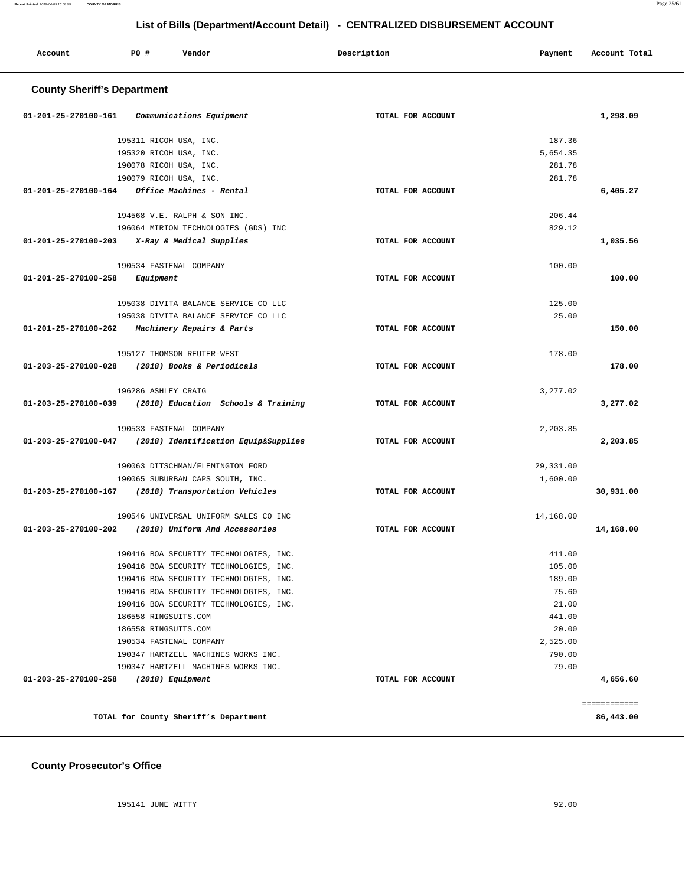# List of Bills (Department/Account Detail) - CENTRALIZED DISBURSEMENT ACCOUNT

| Account | PO # | Vendor | Description | Payment | Account Total |
|---|---|---|---|---|---|

## County Sheriff's Department

| Account | PO # | Vendor | Description | Payment | Account Total |
|---|---|---|---|---|---|
| 01-201-25-270100-161 | | *Communications Equipment* | TOTAL FOR ACCOUNT | | 1,298.09 |
| | 195311 | RICOH USA, INC. | | 187.36 | |
| | 195320 | RICOH USA, INC. | | 5,654.35 | |
| | 190078 | RICOH USA, INC. | | 281.78 | |
| | 190079 | RICOH USA, INC. | | 281.78 | |
| 01-201-25-270100-164 | | *Office Machines - Rental* | TOTAL FOR ACCOUNT | | 6,405.27 |
| | 194568 | V.E. RALPH & SON INC. | | 206.44 | |
| | 196064 | MIRION TECHNOLOGIES (GDS) INC | | 829.12 | |
| 01-201-25-270100-203 | | *X-Ray & Medical Supplies* | TOTAL FOR ACCOUNT | | 1,035.56 |
| | 190534 | FASTENAL COMPANY | | 100.00 | |
| 01-201-25-270100-258 | | *Equipment* | TOTAL FOR ACCOUNT | | 100.00 |
| | 195038 | DIVITA BALANCE SERVICE CO LLC | | 125.00 | |
| | 195038 | DIVITA BALANCE SERVICE CO LLC | | 25.00 | |
| 01-201-25-270100-262 | | *Machinery Repairs & Parts* | TOTAL FOR ACCOUNT | | 150.00 |
| | 195127 | THOMSON REUTER-WEST | | 178.00 | |
| 01-203-25-270100-028 | | *(2018) Books & Periodicals* | TOTAL FOR ACCOUNT | | 178.00 |
| | 196286 | ASHLEY CRAIG | | 3,277.02 | |
| 01-203-25-270100-039 | | *(2018) Education Schools & Training* | TOTAL FOR ACCOUNT | | 3,277.02 |
| | 190533 | FASTENAL COMPANY | | 2,203.85 | |
| 01-203-25-270100-047 | | *(2018) Identification Equip&Supplies* | TOTAL FOR ACCOUNT | | 2,203.85 |
| | 190063 | DITSCHMAN/FLEMINGTON FORD | | 29,331.00 | |
| | 190065 | SUBURBAN CAPS SOUTH, INC. | | 1,600.00 | |
| 01-203-25-270100-167 | | *(2018) Transportation Vehicles* | TOTAL FOR ACCOUNT | | 30,931.00 |
| | 190546 | UNIVERSAL UNIFORM SALES CO INC | | 14,168.00 | |
| 01-203-25-270100-202 | | *(2018) Uniform And Accessories* | TOTAL FOR ACCOUNT | | 14,168.00 |
| | 190416 | BOA SECURITY TECHNOLOGIES, INC. | | 411.00 | |
| | 190416 | BOA SECURITY TECHNOLOGIES, INC. | | 105.00 | |
| | 190416 | BOA SECURITY TECHNOLOGIES, INC. | | 189.00 | |
| | 190416 | BOA SECURITY TECHNOLOGIES, INC. | | 75.60 | |
| | 190416 | BOA SECURITY TECHNOLOGIES, INC. | | 21.00 | |
| | 186558 | RINGSUITS.COM | | 441.00 | |
| | 186558 | RINGSUITS.COM | | 20.00 | |
| | 190534 | FASTENAL COMPANY | | 2,525.00 | |
| | 190347 | HARTZELL MACHINES WORKS INC. | | 790.00 | |
| | 190347 | HARTZELL MACHINES WORKS INC. | | 79.00 | |
| 01-203-25-270100-258 | | *(2018) Equipment* | TOTAL FOR ACCOUNT | | 4,656.60 |
| | | TOTAL for County Sheriff's Department | | | 86,443.00 |

## County Prosecutor's Office

| Account | PO # | Vendor | Description | Payment | Account Total |
|---|---|---|---|---|---|
| | 195141 | JUNE WITTY | | 92.00 | |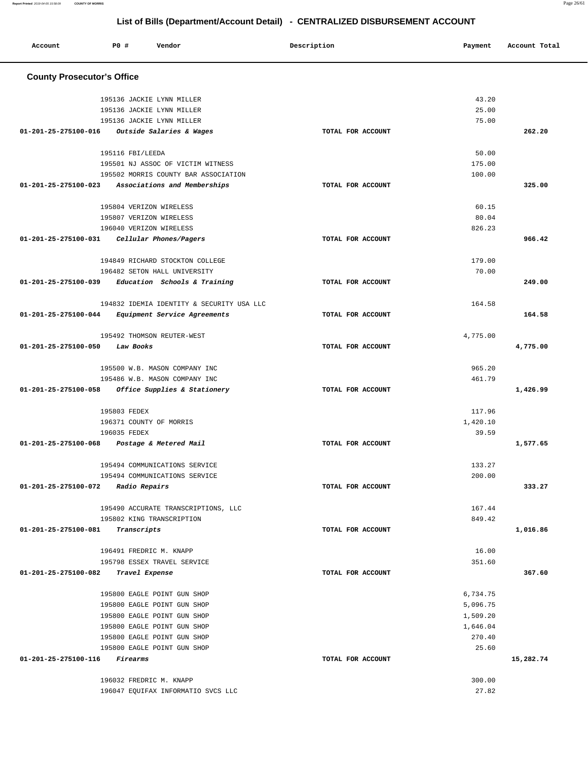# List of Bills (Department/Account Detail) - CENTRALIZED DISBURSEMENT ACCOUNT

| Account | PO # | Vendor | Description | Payment | Account Total |
|---|---|---|---|---|---|

## County Prosecutor's Office

| Account | PO # | Vendor | Description | Payment | Account Total |
|---|---|---|---|---|---|
| | 195136 | JACKIE LYNN MILLER | | 43.20 | |
| | 195136 | JACKIE LYNN MILLER | | 25.00 | |
| | 195136 | JACKIE LYNN MILLER | | 75.00 | |
| 01-201-25-275100-016 | | *Outside Salaries & Wages* | TOTAL FOR ACCOUNT | | 262.20 |
| | 195116 | FBI/LEEDA | | 50.00 | |
| | 195501 | NJ ASSOC OF VICTIM WITNESS | | 175.00 | |
| | 195502 | MORRIS COUNTY BAR ASSOCIATION | | 100.00 | |
| 01-201-25-275100-023 | | *Associations and Memberships* | TOTAL FOR ACCOUNT | | 325.00 |
| | 195804 | VERIZON WIRELESS | | 60.15 | |
| | 195807 | VERIZON WIRELESS | | 80.04 | |
| | 196040 | VERIZON WIRELESS | | 826.23 | |
| 01-201-25-275100-031 | | *Cellular Phones/Pagers* | TOTAL FOR ACCOUNT | | 966.42 |
| | 194849 | RICHARD STOCKTON COLLEGE | | 179.00 | |
| | 196482 | SETON HALL UNIVERSITY | | 70.00 | |
| 01-201-25-275100-039 | | *Education Schools & Training* | TOTAL FOR ACCOUNT | | 249.00 |
| | 194832 | IDEMIA IDENTITY & SECURITY USA LLC | | 164.58 | |
| 01-201-25-275100-044 | | *Equipment Service Agreements* | TOTAL FOR ACCOUNT | | 164.58 |
| | 195492 | THOMSON REUTER-WEST | | 4,775.00 | |
| 01-201-25-275100-050 | | *Law Books* | TOTAL FOR ACCOUNT | | 4,775.00 |
| | 195500 | W.B. MASON COMPANY INC | | 965.20 | |
| | 195486 | W.B. MASON COMPANY INC | | 461.79 | |
| 01-201-25-275100-058 | | *Office Supplies & Stationery* | TOTAL FOR ACCOUNT | | 1,426.99 |
| | 195803 | FEDEX | | 117.96 | |
| | 196371 | COUNTY OF MORRIS | | 1,420.10 | |
| | 196035 | FEDEX | | 39.59 | |
| 01-201-25-275100-068 | | *Postage & Metered Mail* | TOTAL FOR ACCOUNT | | 1,577.65 |
| | 195494 | COMMUNICATIONS SERVICE | | 133.27 | |
| | 195494 | COMMUNICATIONS SERVICE | | 200.00 | |
| 01-201-25-275100-072 | | *Radio Repairs* | TOTAL FOR ACCOUNT | | 333.27 |
| | 195490 | ACCURATE TRANSCRIPTIONS, LLC | | 167.44 | |
| | 195802 | KING TRANSCRIPTION | | 849.42 | |
| 01-201-25-275100-081 | | *Transcripts* | TOTAL FOR ACCOUNT | | 1,016.86 |
| | 196491 | FREDRIC M. KNAPP | | 16.00 | |
| | 195798 | ESSEX TRAVEL SERVICE | | 351.60 | |
| 01-201-25-275100-082 | | *Travel Expense* | TOTAL FOR ACCOUNT | | 367.60 |
| | 195800 | EAGLE POINT GUN SHOP | | 6,734.75 | |
| | 195800 | EAGLE POINT GUN SHOP | | 5,096.75 | |
| | 195800 | EAGLE POINT GUN SHOP | | 1,509.20 | |
| | 195800 | EAGLE POINT GUN SHOP | | 1,646.04 | |
| | 195800 | EAGLE POINT GUN SHOP | | 270.40 | |
| | 195800 | EAGLE POINT GUN SHOP | | 25.60 | |
| 01-201-25-275100-116 | | *Firearms* | TOTAL FOR ACCOUNT | | 15,282.74 |
| | 196032 | FREDRIC M. KNAPP | | 300.00 | |
| | 196047 | EQUIFAX INFORMATIO SVCS LLC | | 27.82 | |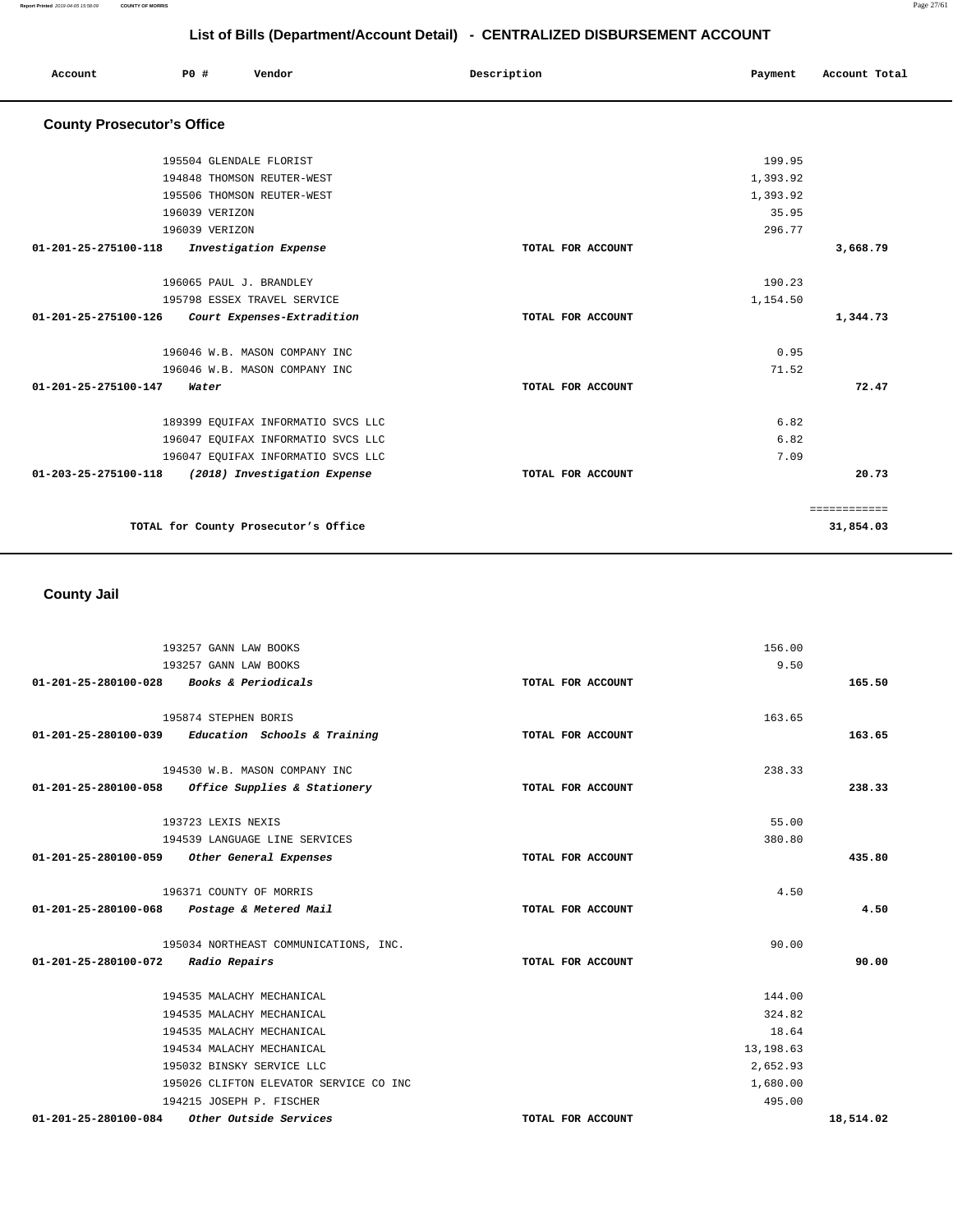# List of Bills (Department/Account Detail) - CENTRALIZED DISBURSEMENT ACCOUNT

| Account | PO # | Vendor | Description | Payment | Account Total |
|---|---|---|---|---|---|

## County Prosecutor's Office

| Account | PO # | Vendor | Description | Payment | Account Total |
|---|---|---|---|---|---|
| | 195504 | GLENDALE FLORIST | | 199.95 | |
| | 194848 | THOMSON REUTER-WEST | | 1,393.92 | |
| | 195506 | THOMSON REUTER-WEST | | 1,393.92 | |
| | 196039 | VERIZON | | 35.95 | |
| | 196039 | VERIZON | | 296.77 | |
| **01-201-25-275100-118** | | ***Investigation Expense*** | **TOTAL FOR ACCOUNT** | | **3,668.79** |
| | 196065 | PAUL J. BRANDLEY | | 190.23 | |
| | 195798 | ESSEX TRAVEL SERVICE | | 1,154.50 | |
| **01-201-25-275100-126** | | ***Court Expenses-Extradition*** | **TOTAL FOR ACCOUNT** | | **1,344.73** |
| | 196046 | W.B. MASON COMPANY INC | | 0.95 | |
| | 196046 | W.B. MASON COMPANY INC | | 71.52 | |
| **01-201-25-275100-147** | | ***Water*** | **TOTAL FOR ACCOUNT** | | **72.47** |
| | 189399 | EQUIFAX INFORMATIO SVCS LLC | | 6.82 | |
| | 196047 | EQUIFAX INFORMATIO SVCS LLC | | 6.82 | |
| | 196047 | EQUIFAX INFORMATIO SVCS LLC | | 7.09 | |
| **01-203-25-275100-118** | | ***(2018) Investigation Expense*** | **TOTAL FOR ACCOUNT** | | **20.73** |
| | | | | | ============ |
| | | **TOTAL for County Prosecutor's Office** | | | **31,854.03** |

## County Jail

| Account | PO # | Vendor | Description | Payment | Account Total |
|---|---|---|---|---|---|
| | 193257 | GANN LAW BOOKS | | 156.00 | |
| | 193257 | GANN LAW BOOKS | | 9.50 | |
| **01-201-25-280100-028** | | ***Books & Periodicals*** | **TOTAL FOR ACCOUNT** | | **165.50** |
| | 195874 | STEPHEN BORIS | | 163.65 | |
| **01-201-25-280100-039** | | ***Education Schools & Training*** | **TOTAL FOR ACCOUNT** | | **163.65** |
| | 194530 | W.B. MASON COMPANY INC | | 238.33 | |
| **01-201-25-280100-058** | | ***Office Supplies & Stationery*** | **TOTAL FOR ACCOUNT** | | **238.33** |
| | 193723 | LEXIS NEXIS | | 55.00 | |
| | 194539 | LANGUAGE LINE SERVICES | | 380.80 | |
| **01-201-25-280100-059** | | ***Other General Expenses*** | **TOTAL FOR ACCOUNT** | | **435.80** |
| | 196371 | COUNTY OF MORRIS | | 4.50 | |
| **01-201-25-280100-068** | | ***Postage & Metered Mail*** | **TOTAL FOR ACCOUNT** | | **4.50** |
| | 195034 | NORTHEAST COMMUNICATIONS, INC. | | 90.00 | |
| **01-201-25-280100-072** | | ***Radio Repairs*** | **TOTAL FOR ACCOUNT** | | **90.00** |
| | 194535 | MALACHY MECHANICAL | | 144.00 | |
| | 194535 | MALACHY MECHANICAL | | 324.82 | |
| | 194535 | MALACHY MECHANICAL | | 18.64 | |
| | 194534 | MALACHY MECHANICAL | | 13,198.63 | |
| | 195032 | BINSKY SERVICE LLC | | 2,652.93 | |
| | 195026 | CLIFTON ELEVATOR SERVICE CO INC | | 1,680.00 | |
| | 194215 | JOSEPH P. FISCHER | | 495.00 | |
| **01-201-25-280100-084** | | ***Other Outside Services*** | **TOTAL FOR ACCOUNT** | | **18,514.02** |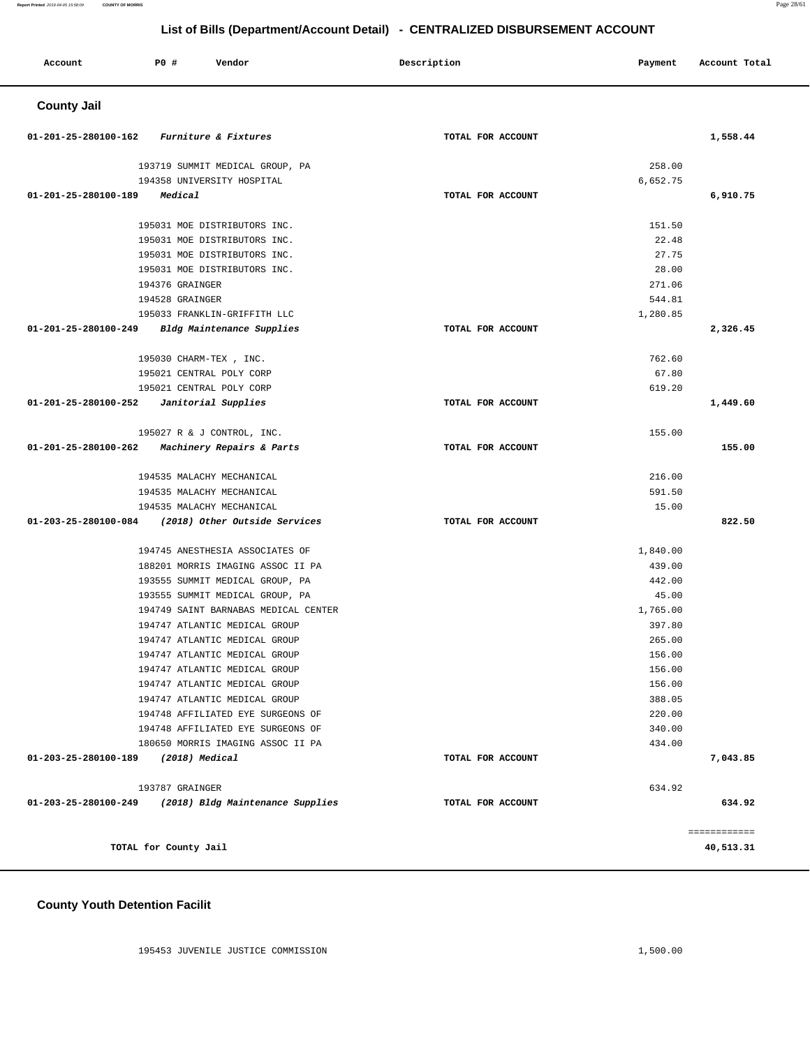## List of Bills (Department/Account Detail) - CENTRALIZED DISBURSEMENT ACCOUNT

| Account | PO # | Vendor | Description | Payment | Account Total |
|---|---|---|---|---|---|

### County Jail

| Account | PO # | Vendor | Description | Payment | Account Total |
|---|---|---|---|---|---|
| 01-201-25-280100-162 | | *Furniture & Fixtures* | TOTAL FOR ACCOUNT | | 1,558.44 |
| | 193719 | SUMMIT MEDICAL GROUP, PA | | 258.00 | |
| | 194358 | UNIVERSITY HOSPITAL | | 6,652.75 | |
| 01-201-25-280100-189 | | *Medical* | TOTAL FOR ACCOUNT | | 6,910.75 |
| | 195031 | MOE DISTRIBUTORS INC. | | 151.50 | |
| | 195031 | MOE DISTRIBUTORS INC. | | 22.48 | |
| | 195031 | MOE DISTRIBUTORS INC. | | 27.75 | |
| | 195031 | MOE DISTRIBUTORS INC. | | 28.00 | |
| | 194376 | GRAINGER | | 271.06 | |
| | 194528 | GRAINGER | | 544.81 | |
| | 195033 | FRANKLIN-GRIFFITH LLC | | 1,280.85 | |
| 01-201-25-280100-249 | | *Bldg Maintenance Supplies* | TOTAL FOR ACCOUNT | | 2,326.45 |
| | 195030 | CHARM-TEX , INC. | | 762.60 | |
| | 195021 | CENTRAL POLY CORP | | 67.80 | |
| | 195021 | CENTRAL POLY CORP | | 619.20 | |
| 01-201-25-280100-252 | | *Janitorial Supplies* | TOTAL FOR ACCOUNT | | 1,449.60 |
| | 195027 | R & J CONTROL, INC. | | 155.00 | |
| 01-201-25-280100-262 | | *Machinery Repairs & Parts* | TOTAL FOR ACCOUNT | | 155.00 |
| | 194535 | MALACHY MECHANICAL | | 216.00 | |
| | 194535 | MALACHY MECHANICAL | | 591.50 | |
| | 194535 | MALACHY MECHANICAL | | 15.00 | |
| 01-203-25-280100-084 | | *(2018) Other Outside Services* | TOTAL FOR ACCOUNT | | 822.50 |
| | 194745 | ANESTHESIA ASSOCIATES OF | | 1,840.00 | |
| | 188201 | MORRIS IMAGING ASSOC II PA | | 439.00 | |
| | 193555 | SUMMIT MEDICAL GROUP, PA | | 442.00 | |
| | 193555 | SUMMIT MEDICAL GROUP, PA | | 45.00 | |
| | 194749 | SAINT BARNABAS MEDICAL CENTER | | 1,765.00 | |
| | 194747 | ATLANTIC MEDICAL GROUP | | 397.80 | |
| | 194747 | ATLANTIC MEDICAL GROUP | | 265.00 | |
| | 194747 | ATLANTIC MEDICAL GROUP | | 156.00 | |
| | 194747 | ATLANTIC MEDICAL GROUP | | 156.00 | |
| | 194747 | ATLANTIC MEDICAL GROUP | | 156.00 | |
| | 194747 | ATLANTIC MEDICAL GROUP | | 388.05 | |
| | 194748 | AFFILIATED EYE SURGEONS OF | | 220.00 | |
| | 194748 | AFFILIATED EYE SURGEONS OF | | 340.00 | |
| | 180650 | MORRIS IMAGING ASSOC II PA | | 434.00 | |
| 01-203-25-280100-189 | | *(2018) Medical* | TOTAL FOR ACCOUNT | | 7,043.85 |
| | 193787 | GRAINGER | | 634.92 | |
| 01-203-25-280100-249 | | *(2018) Bldg Maintenance Supplies* | TOTAL FOR ACCOUNT | | 634.92 |
| | | | | | ============ |
| | | **TOTAL for County Jail** | | | 40,513.31 |

### County Youth Detention Facilit

| Account | PO # | Vendor | Description | Payment | Account Total |
|---|---|---|---|---|---|
| | 195453 | JUVENILE JUSTICE COMMISSION | | 1,500.00 | |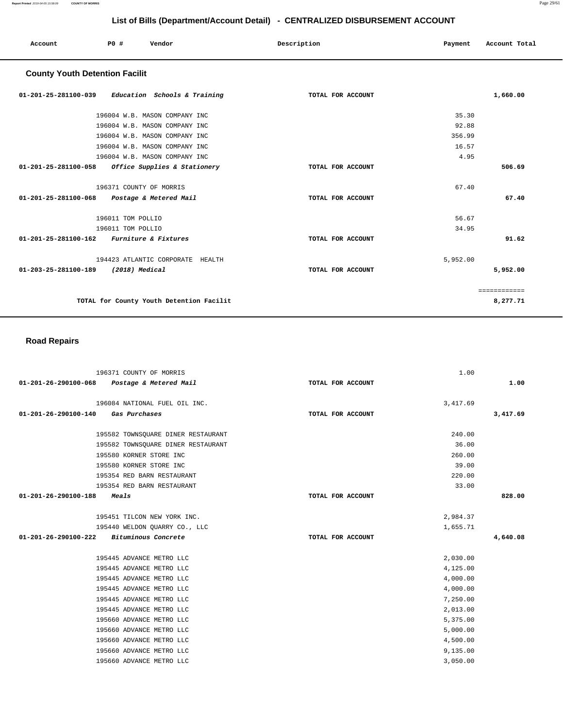## List of Bills (Department/Account Detail) - CENTRALIZED DISBURSEMENT ACCOUNT

| Account | PO # | Vendor | Description | Payment | Account Total |
|---|---|---|---|---|---|

### County Youth Detention Facilit

| Account | PO # | Vendor | Description | Payment | Account Total |
|---|---|---|---|---|---|
| 01-201-25-281100-039 | | *Education Schools & Training* | TOTAL FOR ACCOUNT | | 1,660.00 |
| | 196004 | W.B. MASON COMPANY INC | | 35.30 | |
| | 196004 | W.B. MASON COMPANY INC | | 92.88 | |
| | 196004 | W.B. MASON COMPANY INC | | 356.99 | |
| | 196004 | W.B. MASON COMPANY INC | | 16.57 | |
| | 196004 | W.B. MASON COMPANY INC | | 4.95 | |
| 01-201-25-281100-058 | | *Office Supplies & Stationery* | TOTAL FOR ACCOUNT | | 506.69 |
| | 196371 | COUNTY OF MORRIS | | 67.40 | |
| 01-201-25-281100-068 | | *Postage & Metered Mail* | TOTAL FOR ACCOUNT | | 67.40 |
| | 196011 | TOM POLLIO | | 56.67 | |
| | 196011 | TOM POLLIO | | 34.95 | |
| 01-201-25-281100-162 | | *Furniture & Fixtures* | TOTAL FOR ACCOUNT | | 91.62 |
| | 194423 | ATLANTIC CORPORATE HEALTH | | 5,952.00 | |
| 01-203-25-281100-189 | | *(2018) Medical* | TOTAL FOR ACCOUNT | | 5,952.00 |
| | | | | | ============ |
| | | TOTAL for County Youth Detention Facilit | | | 8,277.71 |

### Road Repairs

| Account | PO # | Vendor | Description | Payment | Account Total |
|---|---|---|---|---|---|
| | 196371 | COUNTY OF MORRIS | | 1.00 | |
| 01-201-26-290100-068 | | *Postage & Metered Mail* | TOTAL FOR ACCOUNT | | 1.00 |
| | 196084 | NATIONAL FUEL OIL INC. | | 3,417.69 | |
| 01-201-26-290100-140 | | *Gas Purchases* | TOTAL FOR ACCOUNT | | 3,417.69 |
| | 195582 | TOWNSQUARE DINER RESTAURANT | | 240.00 | |
| | 195582 | TOWNSQUARE DINER RESTAURANT | | 36.00 | |
| | 195580 | KORNER STORE INC | | 260.00 | |
| | 195580 | KORNER STORE INC | | 39.00 | |
| | 195354 | RED BARN RESTAURANT | | 220.00 | |
| | 195354 | RED BARN RESTAURANT | | 33.00 | |
| 01-201-26-290100-188 | | *Meals* | TOTAL FOR ACCOUNT | | 828.00 |
| | 195451 | TILCON NEW YORK INC. | | 2,984.37 | |
| | 195440 | WELDON QUARRY CO., LLC | | 1,655.71 | |
| 01-201-26-290100-222 | | *Bituminous Concrete* | TOTAL FOR ACCOUNT | | 4,640.08 |
| | 195445 | ADVANCE METRO LLC | | 2,030.00 | |
| | 195445 | ADVANCE METRO LLC | | 4,125.00 | |
| | 195445 | ADVANCE METRO LLC | | 4,000.00 | |
| | 195445 | ADVANCE METRO LLC | | 4,000.00 | |
| | 195445 | ADVANCE METRO LLC | | 7,250.00 | |
| | 195445 | ADVANCE METRO LLC | | 2,013.00 | |
| | 195660 | ADVANCE METRO LLC | | 5,375.00 | |
| | 195660 | ADVANCE METRO LLC | | 5,000.00 | |
| | 195660 | ADVANCE METRO LLC | | 4,500.00 | |
| | 195660 | ADVANCE METRO LLC | | 9,135.00 | |
| | 195660 | ADVANCE METRO LLC | | 3,050.00 | |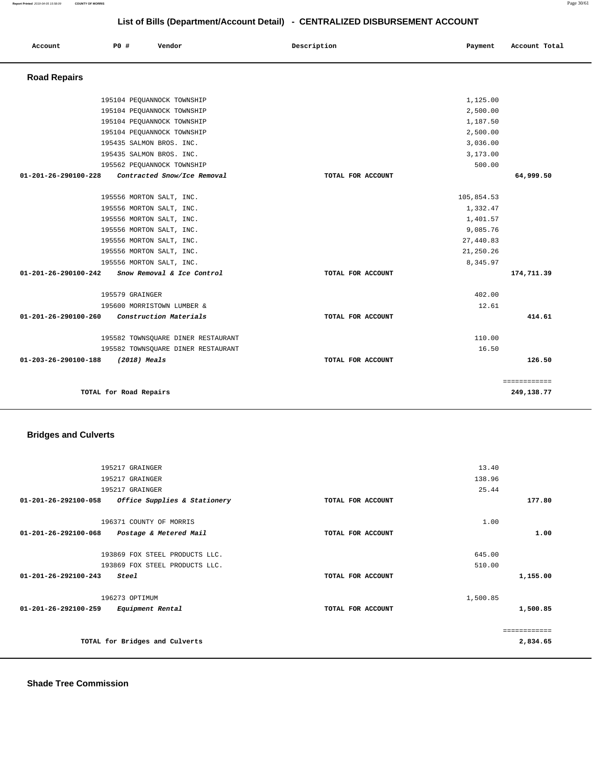# List of Bills (Department/Account Detail) - CENTRALIZED DISBURSEMENT ACCOUNT

| Account | PO # | Vendor | Description | Payment | Account Total |
|---|---|---|---|---|---|

## Road Repairs

| Account | PO # | Vendor | Description | Payment | Account Total |
|---|---|---|---|---|---|
| | 195104 | PEQUANNOCK TOWNSHIP | | 1,125.00 | |
| | 195104 | PEQUANNOCK TOWNSHIP | | 2,500.00 | |
| | 195104 | PEQUANNOCK TOWNSHIP | | 1,187.50 | |
| | 195104 | PEQUANNOCK TOWNSHIP | | 2,500.00 | |
| | 195435 | SALMON BROS. INC. | | 3,036.00 | |
| | 195435 | SALMON BROS. INC. | | 3,173.00 | |
| | 195562 | PEQUANNOCK TOWNSHIP | | 500.00 | |
| **01-201-26-290100-228** | | ***Contracted Snow/Ice Removal*** | **TOTAL FOR ACCOUNT** | | **64,999.50** |
| | 195556 | MORTON SALT, INC. | | 105,854.53 | |
| | 195556 | MORTON SALT, INC. | | 1,332.47 | |
| | 195556 | MORTON SALT, INC. | | 1,401.57 | |
| | 195556 | MORTON SALT, INC. | | 9,085.76 | |
| | 195556 | MORTON SALT, INC. | | 27,440.83 | |
| | 195556 | MORTON SALT, INC. | | 21,250.26 | |
| | 195556 | MORTON SALT, INC. | | 8,345.97 | |
| **01-201-26-290100-242** | | ***Snow Removal & Ice Control*** | **TOTAL FOR ACCOUNT** | | **174,711.39** |
| | 195579 | GRAINGER | | 402.00 | |
| | 195600 | MORRISTOWN LUMBER & | | 12.61 | |
| **01-201-26-290100-260** | | ***Construction Materials*** | **TOTAL FOR ACCOUNT** | | **414.61** |
| | 195582 | TOWNSQUARE DINER RESTAURANT | | 110.00 | |
| | 195582 | TOWNSQUARE DINER RESTAURANT | | 16.50 | |
| **01-203-26-290100-188** | | ***(2018) Meals*** | **TOTAL FOR ACCOUNT** | | **126.50** |
| | | | | | ============ |
| | **TOTAL for Road Repairs** | | | | **249,138.77** |

## Bridges and Culverts

| Account | PO # | Vendor | Description | Payment | Account Total |
|---|---|---|---|---|---|
| | 195217 | GRAINGER | | 13.40 | |
| | 195217 | GRAINGER | | 138.96 | |
| | 195217 | GRAINGER | | 25.44 | |
| **01-201-26-292100-058** | | ***Office Supplies & Stationery*** | **TOTAL FOR ACCOUNT** | | **177.80** |
| | 196371 | COUNTY OF MORRIS | | 1.00 | |
| **01-201-26-292100-068** | | ***Postage & Metered Mail*** | **TOTAL FOR ACCOUNT** | | **1.00** |
| | 193869 | FOX STEEL PRODUCTS LLC. | | 645.00 | |
| | 193869 | FOX STEEL PRODUCTS LLC. | | 510.00 | |
| **01-201-26-292100-243** | | ***Steel*** | **TOTAL FOR ACCOUNT** | | **1,155.00** |
| | 196273 | OPTIMUM | | 1,500.85 | |
| **01-201-26-292100-259** | | ***Equipment Rental*** | **TOTAL FOR ACCOUNT** | | **1,500.85** |
| | | | | | ============ |
| | **TOTAL for Bridges and Culverts** | | | | **2,834.65** |

## Shade Tree Commission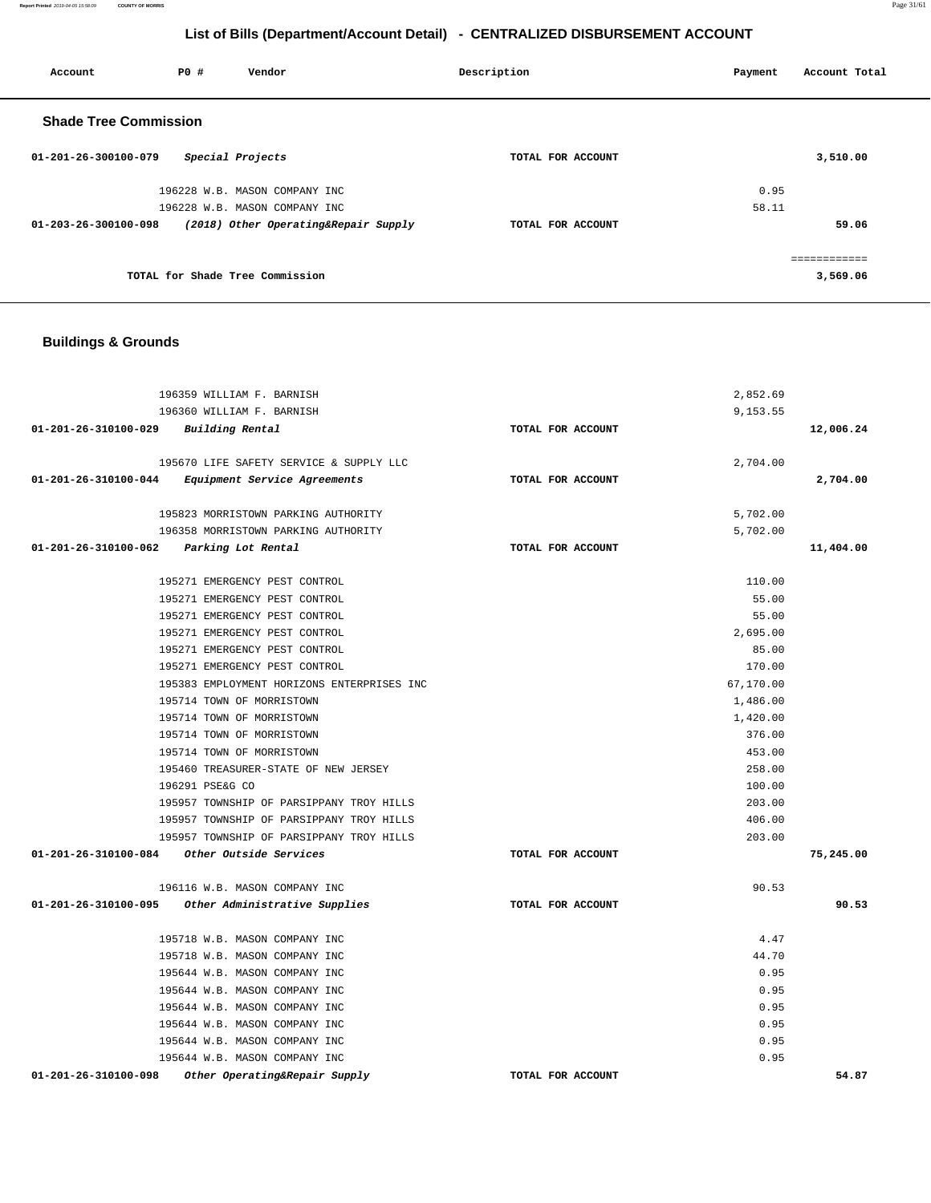# List of Bills (Department/Account Detail) - CENTRALIZED DISBURSEMENT ACCOUNT

| Account | PO # | Vendor | Description | Payment | Account Total |
|---|---|---|---|---|---|

## Shade Tree Commission

| Account | PO # | Vendor | Description | Payment | Account Total |
|---|---|---|---|---|---|
| 01-201-26-300100-079 | | *Special Projects* | TOTAL FOR ACCOUNT | | 3,510.00 |
| | 196228 | W.B. MASON COMPANY INC | | 0.95 | |
| | 196228 | W.B. MASON COMPANY INC | | 58.11 | |
| 01-203-26-300100-098 | | *(2018) Other Operating&Repair Supply* | TOTAL FOR ACCOUNT | | 59.06 |
| | | | | | ============ |
| | | TOTAL for Shade Tree Commission | | | 3,569.06 |

## Buildings & Grounds

| Account | PO # | Vendor | Description | Payment | Account Total |
|---|---|---|---|---|---|
| | 196359 | WILLIAM F. BARNISH | | 2,852.69 | |
| | 196360 | WILLIAM F. BARNISH | | 9,153.55 | |
| 01-201-26-310100-029 | | *Building Rental* | TOTAL FOR ACCOUNT | | 12,006.24 |
| | 195670 | LIFE SAFETY SERVICE & SUPPLY LLC | | 2,704.00 | |
| 01-201-26-310100-044 | | *Equipment Service Agreements* | TOTAL FOR ACCOUNT | | 2,704.00 |
| | 195823 | MORRISTOWN PARKING AUTHORITY | | 5,702.00 | |
| | 196358 | MORRISTOWN PARKING AUTHORITY | | 5,702.00 | |
| 01-201-26-310100-062 | | *Parking Lot Rental* | TOTAL FOR ACCOUNT | | 11,404.00 |
| | 195271 | EMERGENCY PEST CONTROL | | 110.00 | |
| | 195271 | EMERGENCY PEST CONTROL | | 55.00 | |
| | 195271 | EMERGENCY PEST CONTROL | | 55.00 | |
| | 195271 | EMERGENCY PEST CONTROL | | 2,695.00 | |
| | 195271 | EMERGENCY PEST CONTROL | | 85.00 | |
| | 195271 | EMERGENCY PEST CONTROL | | 170.00 | |
| | 195383 | EMPLOYMENT HORIZONS ENTERPRISES INC | | 67,170.00 | |
| | 195714 | TOWN OF MORRISTOWN | | 1,486.00 | |
| | 195714 | TOWN OF MORRISTOWN | | 1,420.00 | |
| | 195714 | TOWN OF MORRISTOWN | | 376.00 | |
| | 195714 | TOWN OF MORRISTOWN | | 453.00 | |
| | 195460 | TREASURER-STATE OF NEW JERSEY | | 258.00 | |
| | 196291 | PSE&G CO | | 100.00 | |
| | 195957 | TOWNSHIP OF PARSIPPANY TROY HILLS | | 203.00 | |
| | 195957 | TOWNSHIP OF PARSIPPANY TROY HILLS | | 406.00 | |
| | 195957 | TOWNSHIP OF PARSIPPANY TROY HILLS | | 203.00 | |
| 01-201-26-310100-084 | | *Other Outside Services* | TOTAL FOR ACCOUNT | | 75,245.00 |
| | 196116 | W.B. MASON COMPANY INC | | 90.53 | |
| 01-201-26-310100-095 | | *Other Administrative Supplies* | TOTAL FOR ACCOUNT | | 90.53 |
| | 195718 | W.B. MASON COMPANY INC | | 4.47 | |
| | 195718 | W.B. MASON COMPANY INC | | 44.70 | |
| | 195644 | W.B. MASON COMPANY INC | | 0.95 | |
| | 195644 | W.B. MASON COMPANY INC | | 0.95 | |
| | 195644 | W.B. MASON COMPANY INC | | 0.95 | |
| | 195644 | W.B. MASON COMPANY INC | | 0.95 | |
| | 195644 | W.B. MASON COMPANY INC | | 0.95 | |
| | 195644 | W.B. MASON COMPANY INC | | 0.95 | |
| 01-201-26-310100-098 | | *Other Operating&Repair Supply* | TOTAL FOR ACCOUNT | | 54.87 |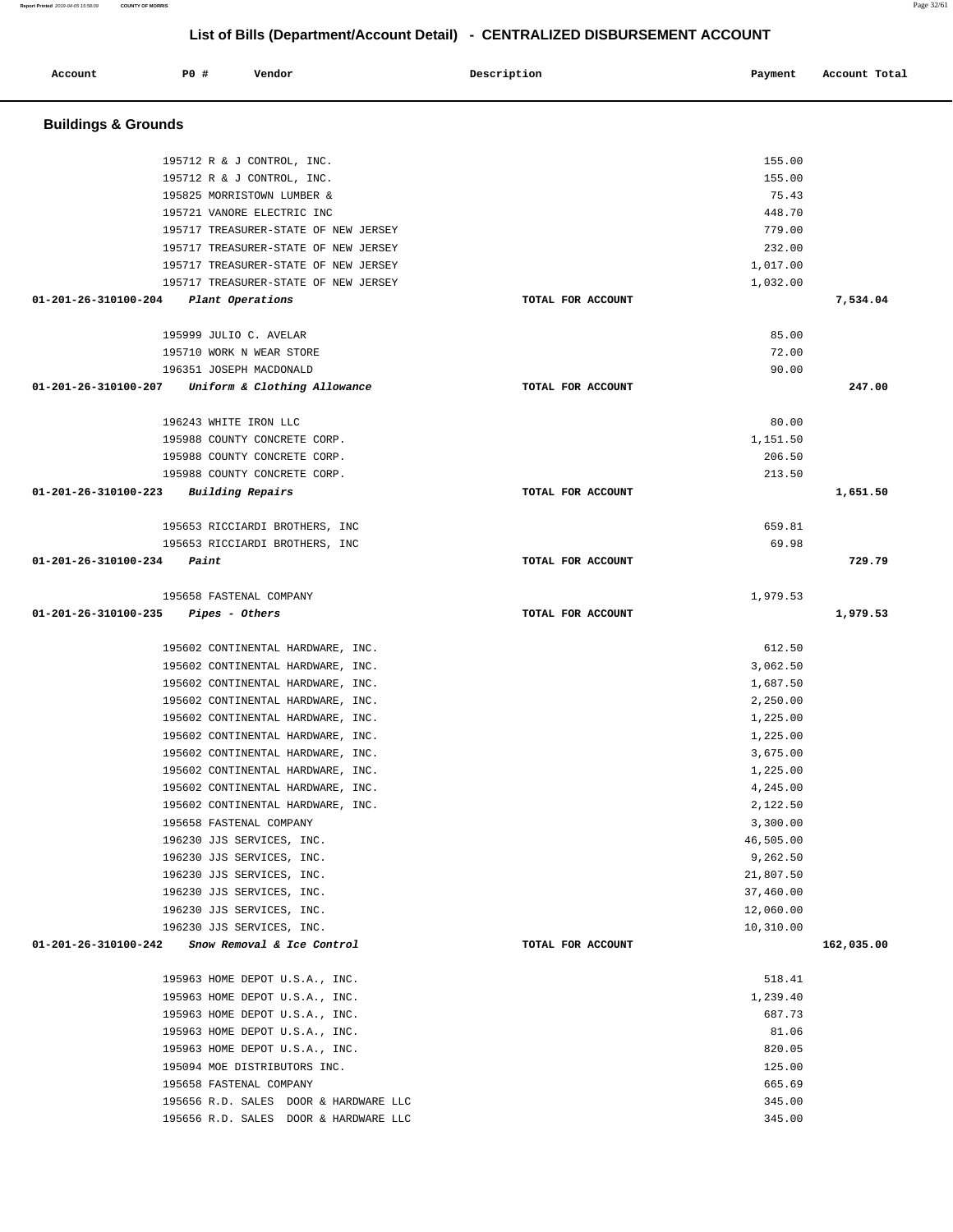## List of Bills (Department/Account Detail) - CENTRALIZED DISBURSEMENT ACCOUNT

| Account | PO # | Vendor | Description | Payment | Account Total |
|---|---|---|---|---|---|

### Buildings & Grounds

| Account | PO # | Vendor | Description | Payment | Account Total |
|---|---|---|---|---|---|
| | 195712 | R & J CONTROL, INC. | | 155.00 | |
| | 195712 | R & J CONTROL, INC. | | 155.00 | |
| | 195825 | MORRISTOWN LUMBER & | | 75.43 | |
| | 195721 | VANORE ELECTRIC INC | | 448.70 | |
| | 195717 | TREASURER-STATE OF NEW JERSEY | | 779.00 | |
| | 195717 | TREASURER-STATE OF NEW JERSEY | | 232.00 | |
| | 195717 | TREASURER-STATE OF NEW JERSEY | | 1,017.00 | |
| | 195717 | TREASURER-STATE OF NEW JERSEY | | 1,032.00 | |
| **01-201-26-310100-204** | | *Plant Operations* | TOTAL FOR ACCOUNT | | **7,534.04** |
| | 195999 | JULIO C. AVELAR | | 85.00 | |
| | 195710 | WORK N WEAR STORE | | 72.00 | |
| | 196351 | JOSEPH MACDONALD | | 90.00 | |
| **01-201-26-310100-207** | | *Uniform & Clothing Allowance* | TOTAL FOR ACCOUNT | | **247.00** |
| | 196243 | WHITE IRON LLC | | 80.00 | |
| | 195988 | COUNTY CONCRETE CORP. | | 1,151.50 | |
| | 195988 | COUNTY CONCRETE CORP. | | 206.50 | |
| | 195988 | COUNTY CONCRETE CORP. | | 213.50 | |
| **01-201-26-310100-223** | | *Building Repairs* | TOTAL FOR ACCOUNT | | **1,651.50** |
| | 195653 | RICCIARDI BROTHERS, INC | | 659.81 | |
| | 195653 | RICCIARDI BROTHERS, INC | | 69.98 | |
| **01-201-26-310100-234** | | *Paint* | TOTAL FOR ACCOUNT | | **729.79** |
| | 195658 | FASTENAL COMPANY | | 1,979.53 | |
| **01-201-26-310100-235** | | *Pipes - Others* | TOTAL FOR ACCOUNT | | **1,979.53** |
| | 195602 | CONTINENTAL HARDWARE, INC. | | 612.50 | |
| | 195602 | CONTINENTAL HARDWARE, INC. | | 3,062.50 | |
| | 195602 | CONTINENTAL HARDWARE, INC. | | 1,687.50 | |
| | 195602 | CONTINENTAL HARDWARE, INC. | | 2,250.00 | |
| | 195602 | CONTINENTAL HARDWARE, INC. | | 1,225.00 | |
| | 195602 | CONTINENTAL HARDWARE, INC. | | 1,225.00 | |
| | 195602 | CONTINENTAL HARDWARE, INC. | | 3,675.00 | |
| | 195602 | CONTINENTAL HARDWARE, INC. | | 1,225.00 | |
| | 195602 | CONTINENTAL HARDWARE, INC. | | 4,245.00 | |
| | 195602 | CONTINENTAL HARDWARE, INC. | | 2,122.50 | |
| | 195658 | FASTENAL COMPANY | | 3,300.00 | |
| | 196230 | JJS SERVICES, INC. | | 46,505.00 | |
| | 196230 | JJS SERVICES, INC. | | 9,262.50 | |
| | 196230 | JJS SERVICES, INC. | | 21,807.50 | |
| | 196230 | JJS SERVICES, INC. | | 37,460.00 | |
| | 196230 | JJS SERVICES, INC. | | 12,060.00 | |
| | 196230 | JJS SERVICES, INC. | | 10,310.00 | |
| **01-201-26-310100-242** | | *Snow Removal & Ice Control* | TOTAL FOR ACCOUNT | | **162,035.00** |
| | 195963 | HOME DEPOT U.S.A., INC. | | 518.41 | |
| | 195963 | HOME DEPOT U.S.A., INC. | | 1,239.40 | |
| | 195963 | HOME DEPOT U.S.A., INC. | | 687.73 | |
| | 195963 | HOME DEPOT U.S.A., INC. | | 81.06 | |
| | 195963 | HOME DEPOT U.S.A., INC. | | 820.05 | |
| | 195094 | MOE DISTRIBUTORS INC. | | 125.00 | |
| | 195658 | FASTENAL COMPANY | | 665.69 | |
| | 195656 | R.D. SALES DOOR & HARDWARE LLC | | 345.00 | |
| | 195656 | R.D. SALES DOOR & HARDWARE LLC | | 345.00 | |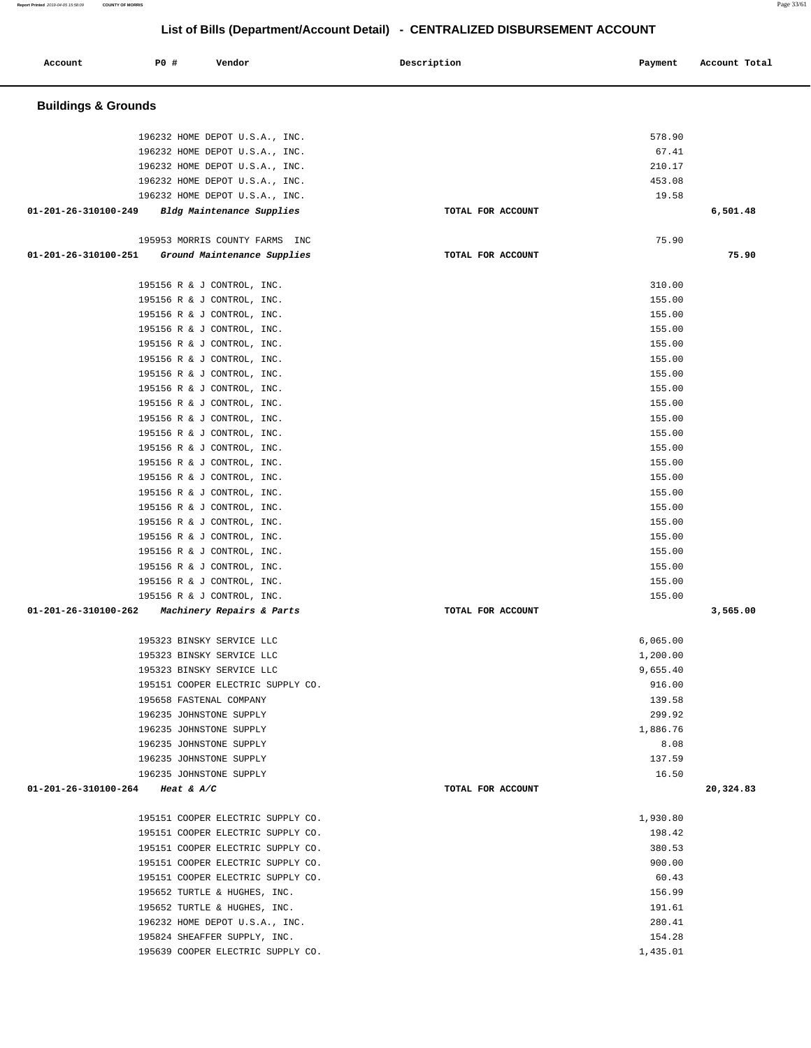# List of Bills (Department/Account Detail) - CENTRALIZED DISBURSEMENT ACCOUNT

| Account | PO # | Vendor | Description | Payment | Account Total |
|---|---|---|---|---|---|

## Buildings & Grounds

| Account | PO # | Vendor | Description | Payment | Account Total |
|---|---|---|---|---|---|
| | 196232 | HOME DEPOT U.S.A., INC. | | 578.90 | |
| | 196232 | HOME DEPOT U.S.A., INC. | | 67.41 | |
| | 196232 | HOME DEPOT U.S.A., INC. | | 210.17 | |
| | 196232 | HOME DEPOT U.S.A., INC. | | 453.08 | |
| | 196232 | HOME DEPOT U.S.A., INC. | | 19.58 | |
| **01-201-26-310100-249** | | *Bldg Maintenance Supplies* | TOTAL FOR ACCOUNT | | **6,501.48** |
| | 195953 | MORRIS COUNTY FARMS INC | | 75.90 | |
| **01-201-26-310100-251** | | *Ground Maintenance Supplies* | TOTAL FOR ACCOUNT | | **75.90** |
| | 195156 | R & J CONTROL, INC. | | 310.00 | |
| | 195156 | R & J CONTROL, INC. | | 155.00 | |
| | 195156 | R & J CONTROL, INC. | | 155.00 | |
| | 195156 | R & J CONTROL, INC. | | 155.00 | |
| | 195156 | R & J CONTROL, INC. | | 155.00 | |
| | 195156 | R & J CONTROL, INC. | | 155.00 | |
| | 195156 | R & J CONTROL, INC. | | 155.00 | |
| | 195156 | R & J CONTROL, INC. | | 155.00 | |
| | 195156 | R & J CONTROL, INC. | | 155.00 | |
| | 195156 | R & J CONTROL, INC. | | 155.00 | |
| | 195156 | R & J CONTROL, INC. | | 155.00 | |
| | 195156 | R & J CONTROL, INC. | | 155.00 | |
| | 195156 | R & J CONTROL, INC. | | 155.00 | |
| | 195156 | R & J CONTROL, INC. | | 155.00 | |
| | 195156 | R & J CONTROL, INC. | | 155.00 | |
| | 195156 | R & J CONTROL, INC. | | 155.00 | |
| | 195156 | R & J CONTROL, INC. | | 155.00 | |
| | 195156 | R & J CONTROL, INC. | | 155.00 | |
| | 195156 | R & J CONTROL, INC. | | 155.00 | |
| | 195156 | R & J CONTROL, INC. | | 155.00 | |
| | 195156 | R & J CONTROL, INC. | | 155.00 | |
| | 195156 | R & J CONTROL, INC. | | 155.00 | |
| **01-201-26-310100-262** | | *Machinery Repairs & Parts* | TOTAL FOR ACCOUNT | | **3,565.00** |
| | 195323 | BINSKY SERVICE LLC | | 6,065.00 | |
| | 195323 | BINSKY SERVICE LLC | | 1,200.00 | |
| | 195323 | BINSKY SERVICE LLC | | 9,655.40 | |
| | 195151 | COOPER ELECTRIC SUPPLY CO. | | 916.00 | |
| | 195658 | FASTENAL COMPANY | | 139.58 | |
| | 196235 | JOHNSTONE SUPPLY | | 299.92 | |
| | 196235 | JOHNSTONE SUPPLY | | 1,886.76 | |
| | 196235 | JOHNSTONE SUPPLY | | 8.08 | |
| | 196235 | JOHNSTONE SUPPLY | | 137.59 | |
| | 196235 | JOHNSTONE SUPPLY | | 16.50 | |
| **01-201-26-310100-264** | | *Heat & A/C* | TOTAL FOR ACCOUNT | | **20,324.83** |
| | 195151 | COOPER ELECTRIC SUPPLY CO. | | 1,930.80 | |
| | 195151 | COOPER ELECTRIC SUPPLY CO. | | 198.42 | |
| | 195151 | COOPER ELECTRIC SUPPLY CO. | | 380.53 | |
| | 195151 | COOPER ELECTRIC SUPPLY CO. | | 900.00 | |
| | 195151 | COOPER ELECTRIC SUPPLY CO. | | 60.43 | |
| | 195652 | TURTLE & HUGHES, INC. | | 156.99 | |
| | 195652 | TURTLE & HUGHES, INC. | | 191.61 | |
| | 196232 | HOME DEPOT U.S.A., INC. | | 280.41 | |
| | 195824 | SHEAFFER SUPPLY, INC. | | 154.28 | |
| | 195639 | COOPER ELECTRIC SUPPLY CO. | | 1,435.01 | |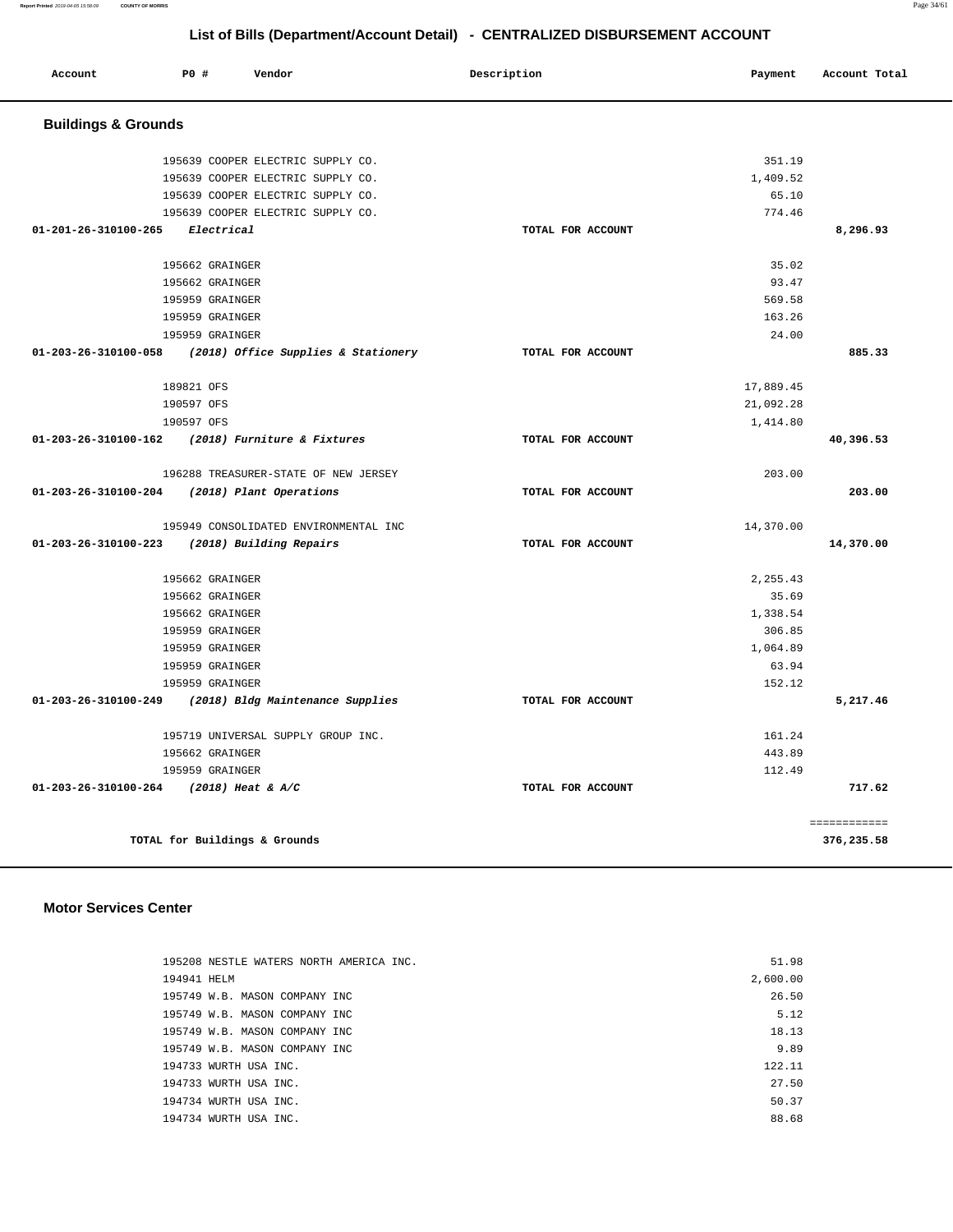## List of Bills (Department/Account Detail) - CENTRALIZED DISBURSEMENT ACCOUNT

| Account | PO # | Vendor | Description | Payment | Account Total |
|---|---|---|---|---|---|

### Buildings & Grounds

| Account | PO # | Vendor | Description | Payment | Account Total |
|---|---|---|---|---|---|
| | 195639 | COOPER ELECTRIC SUPPLY CO. | | 351.19 | |
| | 195639 | COOPER ELECTRIC SUPPLY CO. | | 1,409.52 | |
| | 195639 | COOPER ELECTRIC SUPPLY CO. | | 65.10 | |
| | 195639 | COOPER ELECTRIC SUPPLY CO. | | 774.46 | |
| 01-201-26-310100-265 | | *Electrical* | TOTAL FOR ACCOUNT | | 8,296.93 |
| | 195662 | GRAINGER | | 35.02 | |
| | 195662 | GRAINGER | | 93.47 | |
| | 195959 | GRAINGER | | 569.58 | |
| | 195959 | GRAINGER | | 163.26 | |
| | 195959 | GRAINGER | | 24.00 | |
| 01-203-26-310100-058 | | *(2018) Office Supplies & Stationery* | TOTAL FOR ACCOUNT | | 885.33 |
| | 189821 | OFS | | 17,889.45 | |
| | 190597 | OFS | | 21,092.28 | |
| | 190597 | OFS | | 1,414.80 | |
| 01-203-26-310100-162 | | *(2018) Furniture & Fixtures* | TOTAL FOR ACCOUNT | | 40,396.53 |
| | 196288 | TREASURER-STATE OF NEW JERSEY | | 203.00 | |
| 01-203-26-310100-204 | | *(2018) Plant Operations* | TOTAL FOR ACCOUNT | | 203.00 |
| | 195949 | CONSOLIDATED ENVIRONMENTAL INC | | 14,370.00 | |
| 01-203-26-310100-223 | | *(2018) Building Repairs* | TOTAL FOR ACCOUNT | | 14,370.00 |
| | 195662 | GRAINGER | | 2,255.43 | |
| | 195662 | GRAINGER | | 35.69 | |
| | 195662 | GRAINGER | | 1,338.54 | |
| | 195959 | GRAINGER | | 306.85 | |
| | 195959 | GRAINGER | | 1,064.89 | |
| | 195959 | GRAINGER | | 63.94 | |
| | 195959 | GRAINGER | | 152.12 | |
| 01-203-26-310100-249 | | *(2018) Bldg Maintenance Supplies* | TOTAL FOR ACCOUNT | | 5,217.46 |
| | 195719 | UNIVERSAL SUPPLY GROUP INC. | | 161.24 | |
| | 195662 | GRAINGER | | 443.89 | |
| | 195959 | GRAINGER | | 112.49 | |
| 01-203-26-310100-264 | | *(2018) Heat & A/C* | TOTAL FOR ACCOUNT | | 717.62 |
| | | | | | ============ |
| | | TOTAL for Buildings & Grounds | | | 376,235.58 |

### Motor Services Center

| Account | PO # | Vendor | Description | Payment | Account Total |
|---|---|---|---|---|---|
| | 195208 | NESTLE WATERS NORTH AMERICA INC. | | 51.98 | |
| | 194941 | HELM | | 2,600.00 | |
| | 195749 | W.B. MASON COMPANY INC | | 26.50 | |
| | 195749 | W.B. MASON COMPANY INC | | 5.12 | |
| | 195749 | W.B. MASON COMPANY INC | | 18.13 | |
| | 195749 | W.B. MASON COMPANY INC | | 9.89 | |
| | 194733 | WURTH USA INC. | | 122.11 | |
| | 194733 | WURTH USA INC. | | 27.50 | |
| | 194734 | WURTH USA INC. | | 50.37 | |
| | 194734 | WURTH USA INC. | | 88.68 | |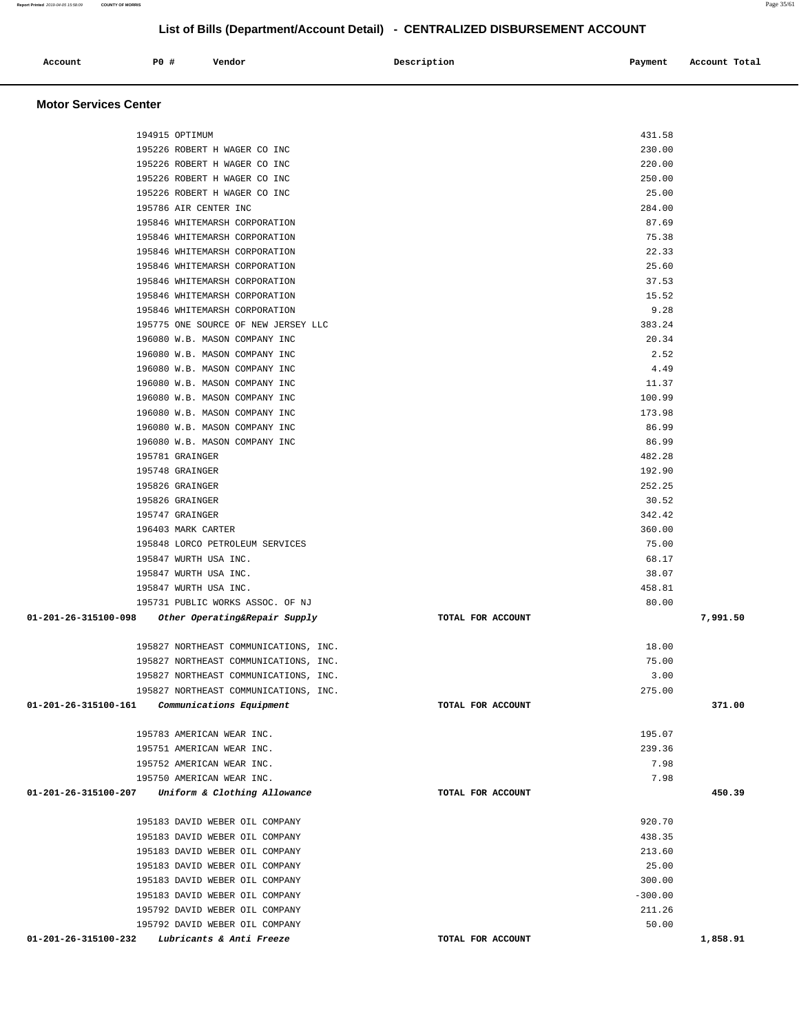## List of Bills (Department/Account Detail) - CENTRALIZED DISBURSEMENT ACCOUNT

| Account | PO # | Vendor | Description | Payment | Account Total |
|---|---|---|---|---|---|

### Motor Services Center

| Account | PO # | Vendor | Description | Payment | Account Total |
|---|---|---|---|---|---|
| | 194915 | OPTIMUM | | 431.58 | |
| | 195226 | ROBERT H WAGER CO INC | | 230.00 | |
| | 195226 | ROBERT H WAGER CO INC | | 220.00 | |
| | 195226 | ROBERT H WAGER CO INC | | 250.00 | |
| | 195226 | ROBERT H WAGER CO INC | | 25.00 | |
| | 195786 | AIR CENTER INC | | 284.00 | |
| | 195846 | WHITEMARSH CORPORATION | | 87.69 | |
| | 195846 | WHITEMARSH CORPORATION | | 75.38 | |
| | 195846 | WHITEMARSH CORPORATION | | 22.33 | |
| | 195846 | WHITEMARSH CORPORATION | | 25.60 | |
| | 195846 | WHITEMARSH CORPORATION | | 37.53 | |
| | 195846 | WHITEMARSH CORPORATION | | 15.52 | |
| | 195846 | WHITEMARSH CORPORATION | | 9.28 | |
| | 195775 | ONE SOURCE OF NEW JERSEY LLC | | 383.24 | |
| | 196080 | W.B. MASON COMPANY INC | | 20.34 | |
| | 196080 | W.B. MASON COMPANY INC | | 2.52 | |
| | 196080 | W.B. MASON COMPANY INC | | 4.49 | |
| | 196080 | W.B. MASON COMPANY INC | | 11.37 | |
| | 196080 | W.B. MASON COMPANY INC | | 100.99 | |
| | 196080 | W.B. MASON COMPANY INC | | 173.98 | |
| | 196080 | W.B. MASON COMPANY INC | | 86.99 | |
| | 196080 | W.B. MASON COMPANY INC | | 86.99 | |
| | 195781 | GRAINGER | | 482.28 | |
| | 195748 | GRAINGER | | 192.90 | |
| | 195826 | GRAINGER | | 252.25 | |
| | 195826 | GRAINGER | | 30.52 | |
| | 195747 | GRAINGER | | 342.42 | |
| | 196403 | MARK CARTER | | 360.00 | |
| | 195848 | LORCO PETROLEUM SERVICES | | 75.00 | |
| | 195847 | WURTH USA INC. | | 68.17 | |
| | 195847 | WURTH USA INC. | | 38.07 | |
| | 195847 | WURTH USA INC. | | 458.81 | |
| | 195731 | PUBLIC WORKS ASSOC. OF NJ | | 80.00 | |
| **01-201-26-315100-098** | | *Other Operating&Repair Supply* | TOTAL FOR ACCOUNT | | **7,991.50** |
| | 195827 | NORTHEAST COMMUNICATIONS, INC. | | 18.00 | |
| | 195827 | NORTHEAST COMMUNICATIONS, INC. | | 75.00 | |
| | 195827 | NORTHEAST COMMUNICATIONS, INC. | | 3.00 | |
| | 195827 | NORTHEAST COMMUNICATIONS, INC. | | 275.00 | |
| **01-201-26-315100-161** | | *Communications Equipment* | TOTAL FOR ACCOUNT | | **371.00** |
| | 195783 | AMERICAN WEAR INC. | | 195.07 | |
| | 195751 | AMERICAN WEAR INC. | | 239.36 | |
| | 195752 | AMERICAN WEAR INC. | | 7.98 | |
| | 195750 | AMERICAN WEAR INC. | | 7.98 | |
| **01-201-26-315100-207** | | *Uniform & Clothing Allowance* | TOTAL FOR ACCOUNT | | **450.39** |
| | 195183 | DAVID WEBER OIL COMPANY | | 920.70 | |
| | 195183 | DAVID WEBER OIL COMPANY | | 438.35 | |
| | 195183 | DAVID WEBER OIL COMPANY | | 213.60 | |
| | 195183 | DAVID WEBER OIL COMPANY | | 25.00 | |
| | 195183 | DAVID WEBER OIL COMPANY | | 300.00 | |
| | 195183 | DAVID WEBER OIL COMPANY | | -300.00 | |
| | 195792 | DAVID WEBER OIL COMPANY | | 211.26 | |
| | 195792 | DAVID WEBER OIL COMPANY | | 50.00 | |
| **01-201-26-315100-232** | | *Lubricants & Anti Freeze* | TOTAL FOR ACCOUNT | | **1,858.91** |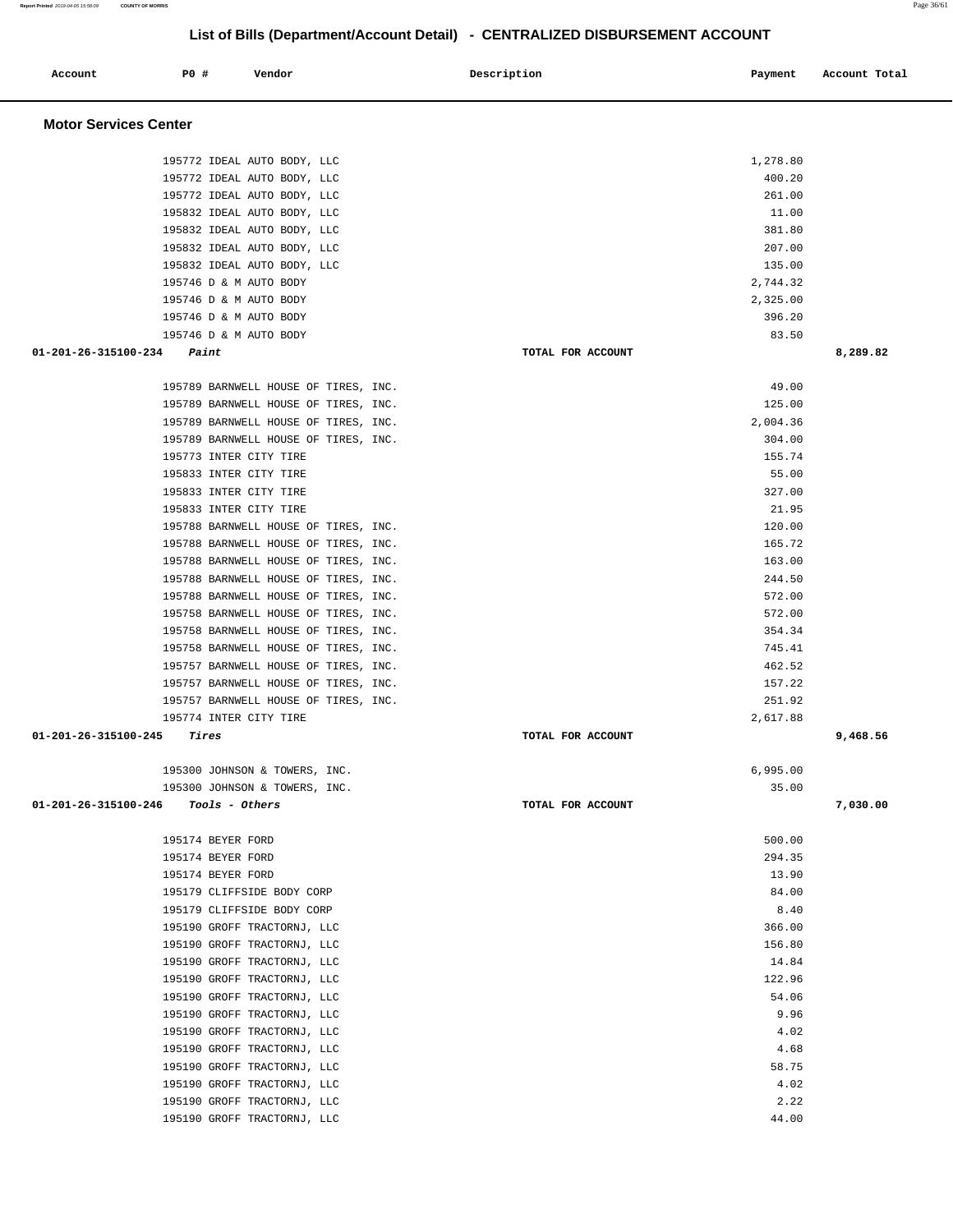## List of Bills (Department/Account Detail) - CENTRALIZED DISBURSEMENT ACCOUNT

| Account | PO # | Vendor | Description | Payment | Account Total |
|---|---|---|---|---|---|

### Motor Services Center

| Account | PO # | Vendor | Description | Payment | Account Total |
|---|---|---|---|---|---|
| | 195772 | IDEAL AUTO BODY, LLC | | 1,278.80 | |
| | 195772 | IDEAL AUTO BODY, LLC | | 400.20 | |
| | 195772 | IDEAL AUTO BODY, LLC | | 261.00 | |
| | 195832 | IDEAL AUTO BODY, LLC | | 11.00 | |
| | 195832 | IDEAL AUTO BODY, LLC | | 381.80 | |
| | 195832 | IDEAL AUTO BODY, LLC | | 207.00 | |
| | 195832 | IDEAL AUTO BODY, LLC | | 135.00 | |
| | 195746 | D & M AUTO BODY | | 2,744.32 | |
| | 195746 | D & M AUTO BODY | | 2,325.00 | |
| | 195746 | D & M AUTO BODY | | 396.20 | |
| | 195746 | D & M AUTO BODY | | 83.50 | |
| **01-201-26-315100-234** | | ***Paint*** | TOTAL FOR ACCOUNT | | **8,289.82** |
| | 195789 | BARNWELL HOUSE OF TIRES, INC. | | 49.00 | |
| | 195789 | BARNWELL HOUSE OF TIRES, INC. | | 125.00 | |
| | 195789 | BARNWELL HOUSE OF TIRES, INC. | | 2,004.36 | |
| | 195789 | BARNWELL HOUSE OF TIRES, INC. | | 304.00 | |
| | 195773 | INTER CITY TIRE | | 155.74 | |
| | 195833 | INTER CITY TIRE | | 55.00 | |
| | 195833 | INTER CITY TIRE | | 327.00 | |
| | 195833 | INTER CITY TIRE | | 21.95 | |
| | 195788 | BARNWELL HOUSE OF TIRES, INC. | | 120.00 | |
| | 195788 | BARNWELL HOUSE OF TIRES, INC. | | 165.72 | |
| | 195788 | BARNWELL HOUSE OF TIRES, INC. | | 163.00 | |
| | 195788 | BARNWELL HOUSE OF TIRES, INC. | | 244.50 | |
| | 195788 | BARNWELL HOUSE OF TIRES, INC. | | 572.00 | |
| | 195758 | BARNWELL HOUSE OF TIRES, INC. | | 572.00 | |
| | 195758 | BARNWELL HOUSE OF TIRES, INC. | | 354.34 | |
| | 195758 | BARNWELL HOUSE OF TIRES, INC. | | 745.41 | |
| | 195757 | BARNWELL HOUSE OF TIRES, INC. | | 462.52 | |
| | 195757 | BARNWELL HOUSE OF TIRES, INC. | | 157.22 | |
| | 195757 | BARNWELL HOUSE OF TIRES, INC. | | 251.92 | |
| | 195774 | INTER CITY TIRE | | 2,617.88 | |
| **01-201-26-315100-245** | | ***Tires*** | TOTAL FOR ACCOUNT | | **9,468.56** |
| | 195300 | JOHNSON & TOWERS, INC. | | 6,995.00 | |
| | 195300 | JOHNSON & TOWERS, INC. | | 35.00 | |
| **01-201-26-315100-246** | | ***Tools - Others*** | TOTAL FOR ACCOUNT | | **7,030.00** |
| | 195174 | BEYER FORD | | 500.00 | |
| | 195174 | BEYER FORD | | 294.35 | |
| | 195174 | BEYER FORD | | 13.90 | |
| | 195179 | CLIFFSIDE BODY CORP | | 84.00 | |
| | 195179 | CLIFFSIDE BODY CORP | | 8.40 | |
| | 195190 | GROFF TRACTORNJ, LLC | | 366.00 | |
| | 195190 | GROFF TRACTORNJ, LLC | | 156.80 | |
| | 195190 | GROFF TRACTORNJ, LLC | | 14.84 | |
| | 195190 | GROFF TRACTORNJ, LLC | | 122.96 | |
| | 195190 | GROFF TRACTORNJ, LLC | | 54.06 | |
| | 195190 | GROFF TRACTORNJ, LLC | | 9.96 | |
| | 195190 | GROFF TRACTORNJ, LLC | | 4.02 | |
| | 195190 | GROFF TRACTORNJ, LLC | | 4.68 | |
| | 195190 | GROFF TRACTORNJ, LLC | | 58.75 | |
| | 195190 | GROFF TRACTORNJ, LLC | | 4.02 | |
| | 195190 | GROFF TRACTORNJ, LLC | | 2.22 | |
| | 195190 | GROFF TRACTORNJ, LLC | | 44.00 | |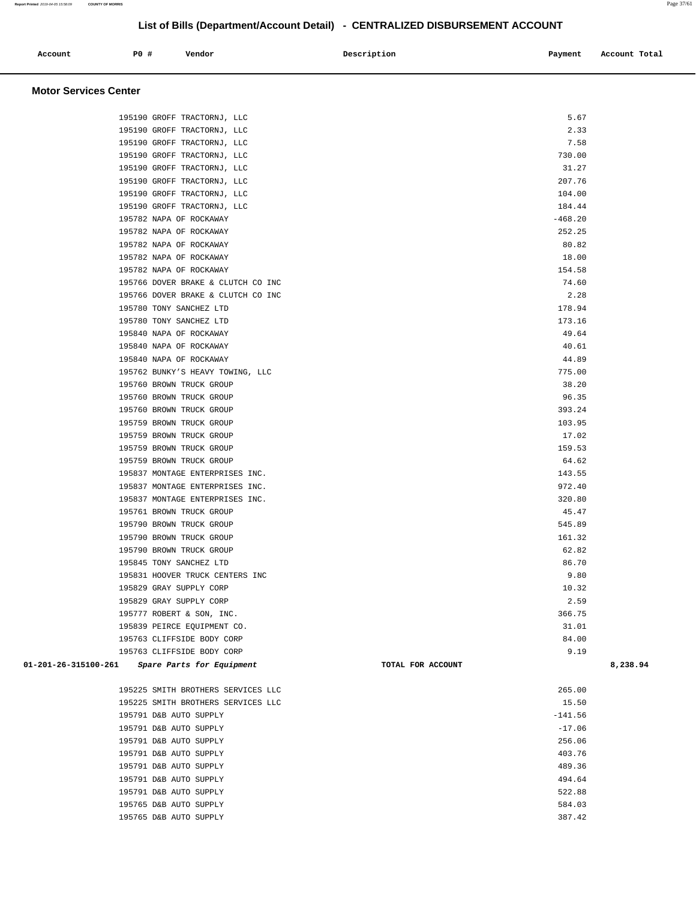## List of Bills (Department/Account Detail) - CENTRALIZED DISBURSEMENT ACCOUNT

| Account | PO # | Vendor | Description | Payment | Account Total |
|---|---|---|---|---|---|

### Motor Services Center

| Account | PO # | Vendor | Description | Payment | Account Total |
|---|---|---|---|---|---|
| | 195190 | GROFF TRACTORNJ, LLC | | 5.67 | |
| | 195190 | GROFF TRACTORNJ, LLC | | 2.33 | |
| | 195190 | GROFF TRACTORNJ, LLC | | 7.58 | |
| | 195190 | GROFF TRACTORNJ, LLC | | 730.00 | |
| | 195190 | GROFF TRACTORNJ, LLC | | 31.27 | |
| | 195190 | GROFF TRACTORNJ, LLC | | 207.76 | |
| | 195190 | GROFF TRACTORNJ, LLC | | 104.00 | |
| | 195190 | GROFF TRACTORNJ, LLC | | 184.44 | |
| | 195782 | NAPA OF ROCKAWAY | | -468.20 | |
| | 195782 | NAPA OF ROCKAWAY | | 252.25 | |
| | 195782 | NAPA OF ROCKAWAY | | 80.82 | |
| | 195782 | NAPA OF ROCKAWAY | | 18.00 | |
| | 195782 | NAPA OF ROCKAWAY | | 154.58 | |
| | 195766 | DOVER BRAKE & CLUTCH CO INC | | 74.60 | |
| | 195766 | DOVER BRAKE & CLUTCH CO INC | | 2.28 | |
| | 195780 | TONY SANCHEZ LTD | | 178.94 | |
| | 195780 | TONY SANCHEZ LTD | | 173.16 | |
| | 195840 | NAPA OF ROCKAWAY | | 49.64 | |
| | 195840 | NAPA OF ROCKAWAY | | 40.61 | |
| | 195840 | NAPA OF ROCKAWAY | | 44.89 | |
| | 195762 | BUNKY'S HEAVY TOWING, LLC | | 775.00 | |
| | 195760 | BROWN TRUCK GROUP | | 38.20 | |
| | 195760 | BROWN TRUCK GROUP | | 96.35 | |
| | 195760 | BROWN TRUCK GROUP | | 393.24 | |
| | 195759 | BROWN TRUCK GROUP | | 103.95 | |
| | 195759 | BROWN TRUCK GROUP | | 17.02 | |
| | 195759 | BROWN TRUCK GROUP | | 159.53 | |
| | 195759 | BROWN TRUCK GROUP | | 64.62 | |
| | 195837 | MONTAGE ENTERPRISES INC. | | 143.55 | |
| | 195837 | MONTAGE ENTERPRISES INC. | | 972.40 | |
| | 195837 | MONTAGE ENTERPRISES INC. | | 320.80 | |
| | 195761 | BROWN TRUCK GROUP | | 45.47 | |
| | 195790 | BROWN TRUCK GROUP | | 545.89 | |
| | 195790 | BROWN TRUCK GROUP | | 161.32 | |
| | 195790 | BROWN TRUCK GROUP | | 62.82 | |
| | 195845 | TONY SANCHEZ LTD | | 86.70 | |
| | 195831 | HOOVER TRUCK CENTERS INC | | 9.80 | |
| | 195829 | GRAY SUPPLY CORP | | 10.32 | |
| | 195829 | GRAY SUPPLY CORP | | 2.59 | |
| | 195777 | ROBERT & SON, INC. | | 366.75 | |
| | 195839 | PEIRCE EQUIPMENT CO. | | 31.01 | |
| | 195763 | CLIFFSIDE BODY CORP | | 84.00 | |
| | 195763 | CLIFFSIDE BODY CORP | | 9.19 | |
| **01-201-26-315100-261** | | ***Spare Parts for Equipment*** | **TOTAL FOR ACCOUNT** | | **8,238.94** |
| | 195225 | SMITH BROTHERS SERVICES LLC | | 265.00 | |
| | 195225 | SMITH BROTHERS SERVICES LLC | | 15.50 | |
| | 195791 | D&B AUTO SUPPLY | | -141.56 | |
| | 195791 | D&B AUTO SUPPLY | | -17.06 | |
| | 195791 | D&B AUTO SUPPLY | | 256.06 | |
| | 195791 | D&B AUTO SUPPLY | | 403.76 | |
| | 195791 | D&B AUTO SUPPLY | | 489.36 | |
| | 195791 | D&B AUTO SUPPLY | | 494.64 | |
| | 195791 | D&B AUTO SUPPLY | | 522.88 | |
| | 195765 | D&B AUTO SUPPLY | | 584.03 | |
| | 195765 | D&B AUTO SUPPLY | | 387.42 | |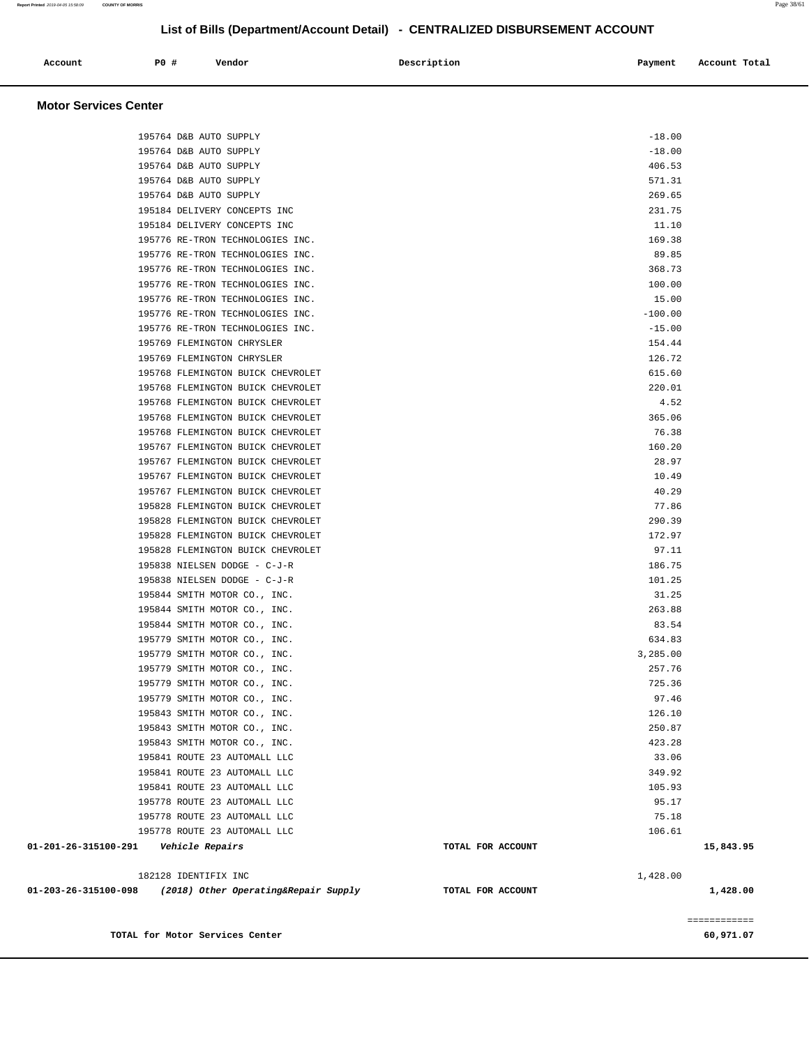# List of Bills (Department/Account Detail) - CENTRALIZED DISBURSEMENT ACCOUNT

| Account | PO # | Vendor | Description | Payment | Account Total |
|---|---|---|---|---|---|

## Motor Services Center

| Account | PO # | Vendor | Description | Payment | Account Total |
|---|---|---|---|---|---|
| | 195764 | D&B AUTO SUPPLY | | -18.00 | |
| | 195764 | D&B AUTO SUPPLY | | -18.00 | |
| | 195764 | D&B AUTO SUPPLY | | 406.53 | |
| | 195764 | D&B AUTO SUPPLY | | 571.31 | |
| | 195764 | D&B AUTO SUPPLY | | 269.65 | |
| | 195184 | DELIVERY CONCEPTS INC | | 231.75 | |
| | 195184 | DELIVERY CONCEPTS INC | | 11.10 | |
| | 195776 | RE-TRON TECHNOLOGIES INC. | | 169.38 | |
| | 195776 | RE-TRON TECHNOLOGIES INC. | | 89.85 | |
| | 195776 | RE-TRON TECHNOLOGIES INC. | | 368.73 | |
| | 195776 | RE-TRON TECHNOLOGIES INC. | | 100.00 | |
| | 195776 | RE-TRON TECHNOLOGIES INC. | | 15.00 | |
| | 195776 | RE-TRON TECHNOLOGIES INC. | | -100.00 | |
| | 195776 | RE-TRON TECHNOLOGIES INC. | | -15.00 | |
| | 195769 | FLEMINGTON CHRYSLER | | 154.44 | |
| | 195769 | FLEMINGTON CHRYSLER | | 126.72 | |
| | 195768 | FLEMINGTON BUICK CHEVROLET | | 615.60 | |
| | 195768 | FLEMINGTON BUICK CHEVROLET | | 220.01 | |
| | 195768 | FLEMINGTON BUICK CHEVROLET | | 4.52 | |
| | 195768 | FLEMINGTON BUICK CHEVROLET | | 365.06 | |
| | 195768 | FLEMINGTON BUICK CHEVROLET | | 76.38 | |
| | 195767 | FLEMINGTON BUICK CHEVROLET | | 160.20 | |
| | 195767 | FLEMINGTON BUICK CHEVROLET | | 28.97 | |
| | 195767 | FLEMINGTON BUICK CHEVROLET | | 10.49 | |
| | 195767 | FLEMINGTON BUICK CHEVROLET | | 40.29 | |
| | 195828 | FLEMINGTON BUICK CHEVROLET | | 77.86 | |
| | 195828 | FLEMINGTON BUICK CHEVROLET | | 290.39 | |
| | 195828 | FLEMINGTON BUICK CHEVROLET | | 172.97 | |
| | 195828 | FLEMINGTON BUICK CHEVROLET | | 97.11 | |
| | 195838 | NIELSEN DODGE - C-J-R | | 186.75 | |
| | 195838 | NIELSEN DODGE - C-J-R | | 101.25 | |
| | 195844 | SMITH MOTOR CO., INC. | | 31.25 | |
| | 195844 | SMITH MOTOR CO., INC. | | 263.88 | |
| | 195844 | SMITH MOTOR CO., INC. | | 83.54 | |
| | 195779 | SMITH MOTOR CO., INC. | | 634.83 | |
| | 195779 | SMITH MOTOR CO., INC. | | 3,285.00 | |
| | 195779 | SMITH MOTOR CO., INC. | | 257.76 | |
| | 195779 | SMITH MOTOR CO., INC. | | 725.36 | |
| | 195779 | SMITH MOTOR CO., INC. | | 97.46 | |
| | 195843 | SMITH MOTOR CO., INC. | | 126.10 | |
| | 195843 | SMITH MOTOR CO., INC. | | 250.87 | |
| | 195843 | SMITH MOTOR CO., INC. | | 423.28 | |
| | 195841 | ROUTE 23 AUTOMALL LLC | | 33.06 | |
| | 195841 | ROUTE 23 AUTOMALL LLC | | 349.92 | |
| | 195841 | ROUTE 23 AUTOMALL LLC | | 105.93 | |
| | 195778 | ROUTE 23 AUTOMALL LLC | | 95.17 | |
| | 195778 | ROUTE 23 AUTOMALL LLC | | 75.18 | |
| | 195778 | ROUTE 23 AUTOMALL LLC | | 106.61 | |
| **01-201-26-315100-291** | | ***Vehicle Repairs*** | **TOTAL FOR ACCOUNT** | | **15,843.95** |
| | 182128 | IDENTIFIX INC | | 1,428.00 | |
| **01-203-26-315100-098** | | ***(2018) Other Operating&Repair Supply*** | **TOTAL FOR ACCOUNT** | | **1,428.00** |
| | | | | | ============ |
| | | **TOTAL for Motor Services Center** | | | **60,971.07** |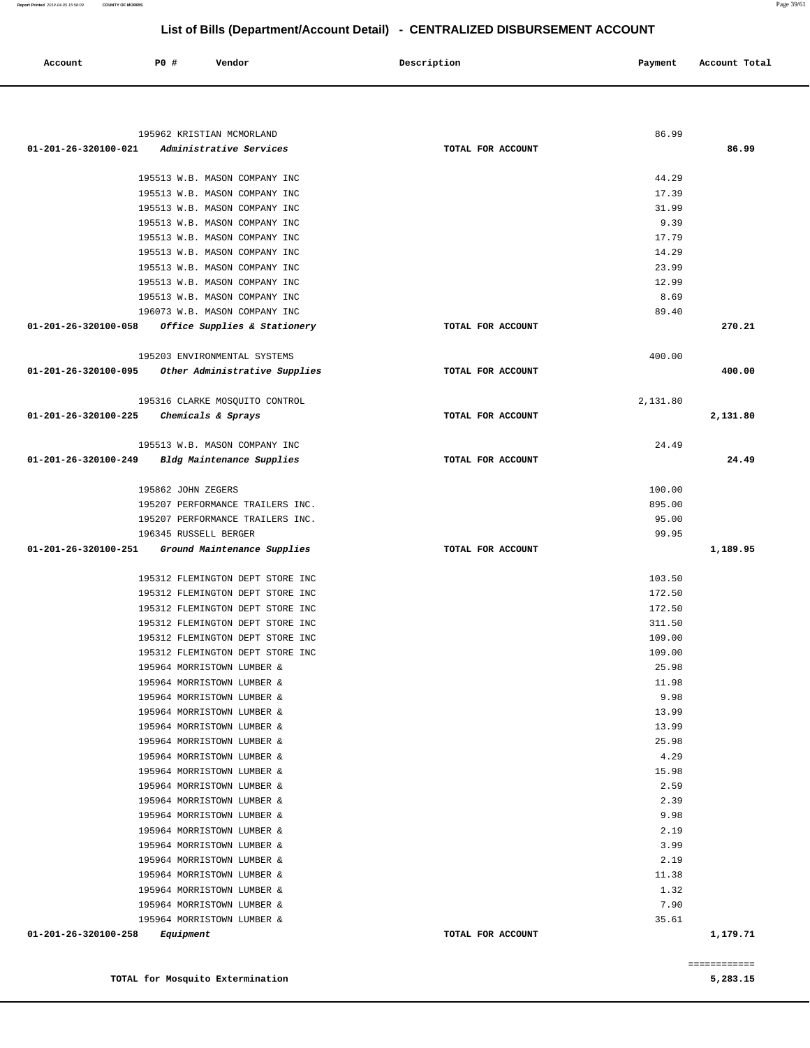# List of Bills (Department/Account Detail) - CENTRALIZED DISBURSEMENT ACCOUNT

| Account | PO # | Vendor | Description | Payment | Account Total |
|---|---|---|---|---|---|
| | 195962 | KRISTIAN MCMORLAND | | 86.99 | |
| 01-201-26-320100-021 | | *Administrative Services* | TOTAL FOR ACCOUNT | | 86.99 |
| | 195513 | W.B. MASON COMPANY INC | | 44.29 | |
| | 195513 | W.B. MASON COMPANY INC | | 17.39 | |
| | 195513 | W.B. MASON COMPANY INC | | 31.99 | |
| | 195513 | W.B. MASON COMPANY INC | | 9.39 | |
| | 195513 | W.B. MASON COMPANY INC | | 17.79 | |
| | 195513 | W.B. MASON COMPANY INC | | 14.29 | |
| | 195513 | W.B. MASON COMPANY INC | | 23.99 | |
| | 195513 | W.B. MASON COMPANY INC | | 12.99 | |
| | 195513 | W.B. MASON COMPANY INC | | 8.69 | |
| | 196073 | W.B. MASON COMPANY INC | | 89.40 | |
| 01-201-26-320100-058 | | *Office Supplies & Stationery* | TOTAL FOR ACCOUNT | | 270.21 |
| | 195203 | ENVIRONMENTAL SYSTEMS | | 400.00 | |
| 01-201-26-320100-095 | | *Other Administrative Supplies* | TOTAL FOR ACCOUNT | | 400.00 |
| | 195316 | CLARKE MOSQUITO CONTROL | | 2,131.80 | |
| 01-201-26-320100-225 | | *Chemicals & Sprays* | TOTAL FOR ACCOUNT | | 2,131.80 |
| | 195513 | W.B. MASON COMPANY INC | | 24.49 | |
| 01-201-26-320100-249 | | *Bldg Maintenance Supplies* | TOTAL FOR ACCOUNT | | 24.49 |
| | 195862 | JOHN ZEGERS | | 100.00 | |
| | 195207 | PERFORMANCE TRAILERS INC. | | 895.00 | |
| | 195207 | PERFORMANCE TRAILERS INC. | | 95.00 | |
| | 196345 | RUSSELL BERGER | | 99.95 | |
| 01-201-26-320100-251 | | *Ground Maintenance Supplies* | TOTAL FOR ACCOUNT | | 1,189.95 |
| | 195312 | FLEMINGTON DEPT STORE INC | | 103.50 | |
| | 195312 | FLEMINGTON DEPT STORE INC | | 172.50 | |
| | 195312 | FLEMINGTON DEPT STORE INC | | 172.50 | |
| | 195312 | FLEMINGTON DEPT STORE INC | | 311.50 | |
| | 195312 | FLEMINGTON DEPT STORE INC | | 109.00 | |
| | 195312 | FLEMINGTON DEPT STORE INC | | 109.00 | |
| | 195964 | MORRISTOWN LUMBER & | | 25.98 | |
| | 195964 | MORRISTOWN LUMBER & | | 11.98 | |
| | 195964 | MORRISTOWN LUMBER & | | 9.98 | |
| | 195964 | MORRISTOWN LUMBER & | | 13.99 | |
| | 195964 | MORRISTOWN LUMBER & | | 13.99 | |
| | 195964 | MORRISTOWN LUMBER & | | 25.98 | |
| | 195964 | MORRISTOWN LUMBER & | | 4.29 | |
| | 195964 | MORRISTOWN LUMBER & | | 15.98 | |
| | 195964 | MORRISTOWN LUMBER & | | 2.59 | |
| | 195964 | MORRISTOWN LUMBER & | | 2.39 | |
| | 195964 | MORRISTOWN LUMBER & | | 9.98 | |
| | 195964 | MORRISTOWN LUMBER & | | 2.19 | |
| | 195964 | MORRISTOWN LUMBER & | | 3.99 | |
| | 195964 | MORRISTOWN LUMBER & | | 2.19 | |
| | 195964 | MORRISTOWN LUMBER & | | 11.38 | |
| | 195964 | MORRISTOWN LUMBER & | | 1.32 | |
| | 195964 | MORRISTOWN LUMBER & | | 7.90 | |
| | 195964 | MORRISTOWN LUMBER & | | 35.61 | |
| 01-201-26-320100-258 | | *Equipment* | TOTAL FOR ACCOUNT | | 1,179.71 |

**TOTAL for Mosquito Extermination** 5,283.15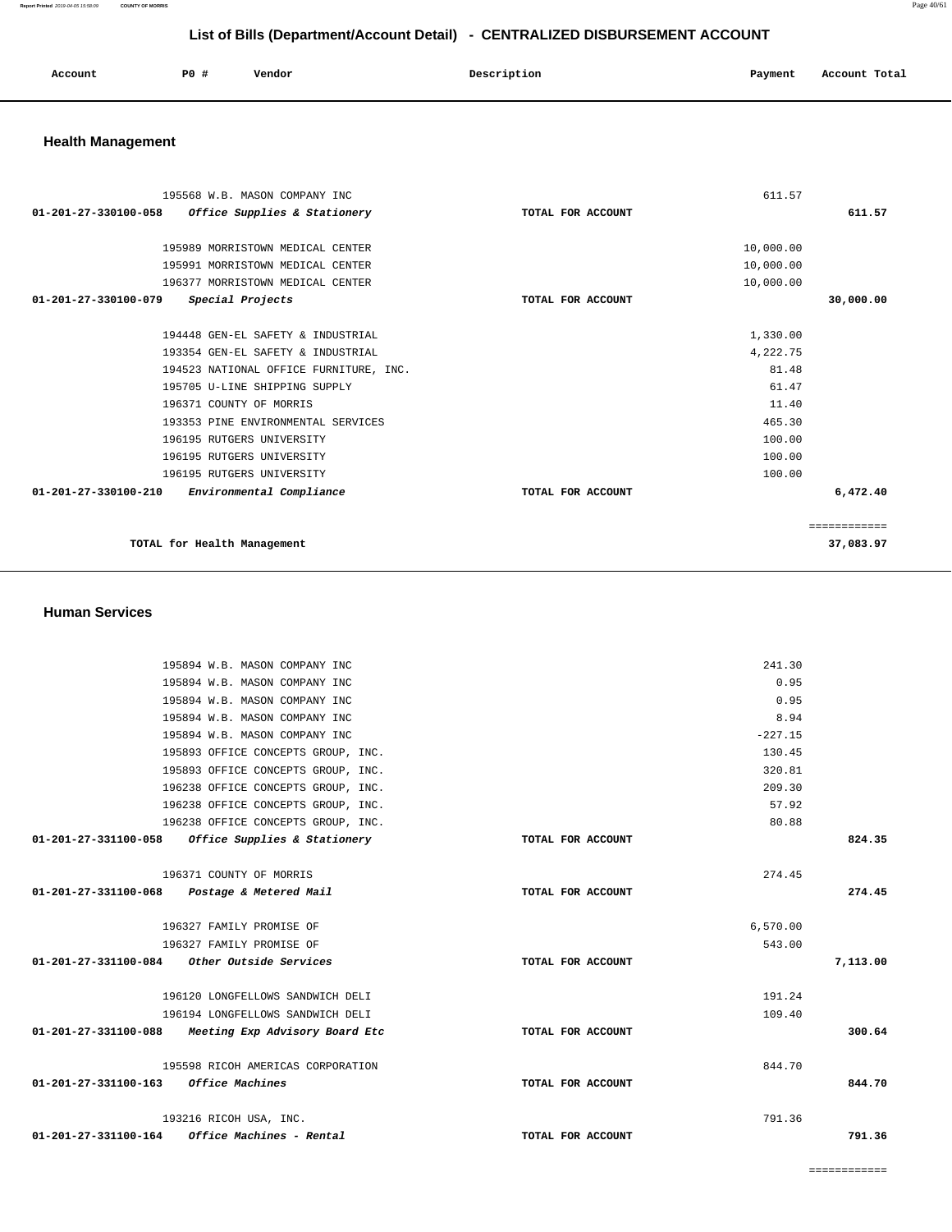## List of Bills (Department/Account Detail) - CENTRALIZED DISBURSEMENT ACCOUNT

| Account | PO # | Vendor | Description | Payment | Account Total |
|---|---|---|---|---|---|

### Health Management

| Account | PO # | Vendor | Description | Payment | Account Total |
|---|---|---|---|---|---|
| | 195568 | W.B. MASON COMPANY INC | | 611.57 | |
| 01-201-27-330100-058 | | *Office Supplies & Stationery* | TOTAL FOR ACCOUNT | | 611.57 |
| | 195989 | MORRISTOWN MEDICAL CENTER | | 10,000.00 | |
| | 195991 | MORRISTOWN MEDICAL CENTER | | 10,000.00 | |
| | 196377 | MORRISTOWN MEDICAL CENTER | | 10,000.00 | |
| 01-201-27-330100-079 | | *Special Projects* | TOTAL FOR ACCOUNT | | 30,000.00 |
| | 194448 | GEN-EL SAFETY & INDUSTRIAL | | 1,330.00 | |
| | 193354 | GEN-EL SAFETY & INDUSTRIAL | | 4,222.75 | |
| | 194523 | NATIONAL OFFICE FURNITURE, INC. | | 81.48 | |
| | 195705 | U-LINE SHIPPING SUPPLY | | 61.47 | |
| | 196371 | COUNTY OF MORRIS | | 11.40 | |
| | 193353 | PINE ENVIRONMENTAL SERVICES | | 465.30 | |
| | 196195 | RUTGERS UNIVERSITY | | 100.00 | |
| | 196195 | RUTGERS UNIVERSITY | | 100.00 | |
| | 196195 | RUTGERS UNIVERSITY | | 100.00 | |
| 01-201-27-330100-210 | | *Environmental Compliance* | TOTAL FOR ACCOUNT | | 6,472.40 |
| | | TOTAL for Health Management | | | 37,083.97 |

### Human Services

| Account | PO # | Vendor | Description | Payment | Account Total |
|---|---|---|---|---|---|
| | 195894 | W.B. MASON COMPANY INC | | 241.30 | |
| | 195894 | W.B. MASON COMPANY INC | | 0.95 | |
| | 195894 | W.B. MASON COMPANY INC | | 0.95 | |
| | 195894 | W.B. MASON COMPANY INC | | 8.94 | |
| | 195894 | W.B. MASON COMPANY INC | | -227.15 | |
| | 195893 | OFFICE CONCEPTS GROUP, INC. | | 130.45 | |
| | 195893 | OFFICE CONCEPTS GROUP, INC. | | 320.81 | |
| | 196238 | OFFICE CONCEPTS GROUP, INC. | | 209.30 | |
| | 196238 | OFFICE CONCEPTS GROUP, INC. | | 57.92 | |
| | 196238 | OFFICE CONCEPTS GROUP, INC. | | 80.88 | |
| 01-201-27-331100-058 | | *Office Supplies & Stationery* | TOTAL FOR ACCOUNT | | 824.35 |
| | 196371 | COUNTY OF MORRIS | | 274.45 | |
| 01-201-27-331100-068 | | *Postage & Metered Mail* | TOTAL FOR ACCOUNT | | 274.45 |
| | 196327 | FAMILY PROMISE OF | | 6,570.00 | |
| | 196327 | FAMILY PROMISE OF | | 543.00 | |
| 01-201-27-331100-084 | | *Other Outside Services* | TOTAL FOR ACCOUNT | | 7,113.00 |
| | 196120 | LONGFELLOWS SANDWICH DELI | | 191.24 | |
| | 196194 | LONGFELLOWS SANDWICH DELI | | 109.40 | |
| 01-201-27-331100-088 | | *Meeting Exp Advisory Board Etc* | TOTAL FOR ACCOUNT | | 300.64 |
| | 195598 | RICOH AMERICAS CORPORATION | | 844.70 | |
| 01-201-27-331100-163 | | *Office Machines* | TOTAL FOR ACCOUNT | | 844.70 |
| | 193216 | RICOH USA, INC. | | 791.36 | |
| 01-201-27-331100-164 | | *Office Machines - Rental* | TOTAL FOR ACCOUNT | | 791.36 |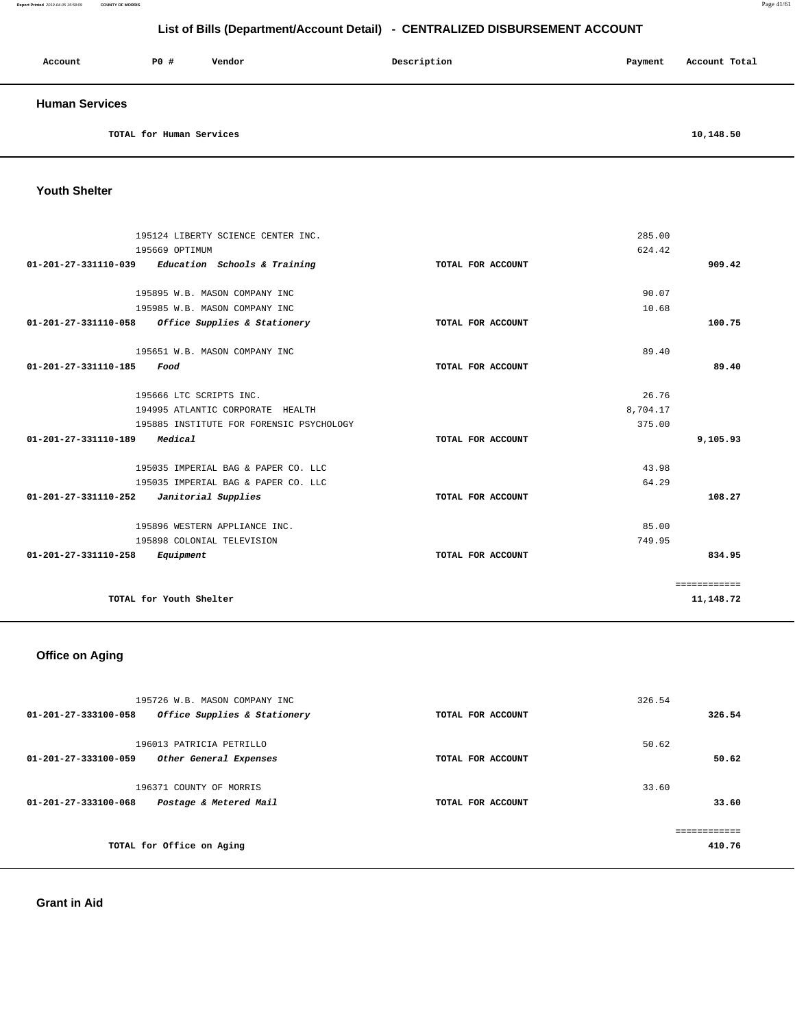## List of Bills (Department/Account Detail) - CENTRALIZED DISBURSEMENT ACCOUNT

| Account | PO # | Vendor | Description | Payment | Account Total |
|---|---|---|---|---|---|

### Human Services

| | | | | | |
|---|---|---|---|---|---|
| | TOTAL for Human Services | | | | 10,148.50 |

### Youth Shelter

| Account | PO # | Vendor | Description | Payment | Account Total |
|---|---|---|---|---|---|
| | 195124 | LIBERTY SCIENCE CENTER INC. | | 285.00 | |
| | 195669 | OPTIMUM | | 624.42 | |
| 01-201-27-331110-039 | *Education Schools & Training* | | TOTAL FOR ACCOUNT | | 909.42 |
| | 195895 | W.B. MASON COMPANY INC | | 90.07 | |
| | 195985 | W.B. MASON COMPANY INC | | 10.68 | |
| 01-201-27-331110-058 | *Office Supplies & Stationery* | | TOTAL FOR ACCOUNT | | 100.75 |
| | 195651 | W.B. MASON COMPANY INC | | 89.40 | |
| 01-201-27-331110-185 | *Food* | | TOTAL FOR ACCOUNT | | 89.40 |
| | 195666 | LTC SCRIPTS INC. | | 26.76 | |
| | 194995 | ATLANTIC CORPORATE HEALTH | | 8,704.17 | |
| | 195885 | INSTITUTE FOR FORENSIC PSYCHOLOGY | | 375.00 | |
| 01-201-27-331110-189 | *Medical* | | TOTAL FOR ACCOUNT | | 9,105.93 |
| | 195035 | IMPERIAL BAG & PAPER CO. LLC | | 43.98 | |
| | 195035 | IMPERIAL BAG & PAPER CO. LLC | | 64.29 | |
| 01-201-27-331110-252 | *Janitorial Supplies* | | TOTAL FOR ACCOUNT | | 108.27 |
| | 195896 | WESTERN APPLIANCE INC. | | 85.00 | |
| | 195898 | COLONIAL TELEVISION | | 749.95 | |
| 01-201-27-331110-258 | *Equipment* | | TOTAL FOR ACCOUNT | | 834.95 |
| | | | | | ============ |
| | TOTAL for Youth Shelter | | | | 11,148.72 |

### Office on Aging

| Account | PO # | Vendor | Description | Payment | Account Total |
|---|---|---|---|---|---|
| | 195726 | W.B. MASON COMPANY INC | | 326.54 | |
| 01-201-27-333100-058 | *Office Supplies & Stationery* | | TOTAL FOR ACCOUNT | | 326.54 |
| | 196013 | PATRICIA PETRILLO | | 50.62 | |
| 01-201-27-333100-059 | *Other General Expenses* | | TOTAL FOR ACCOUNT | | 50.62 |
| | 196371 | COUNTY OF MORRIS | | 33.60 | |
| 01-201-27-333100-068 | *Postage & Metered Mail* | | TOTAL FOR ACCOUNT | | 33.60 |
| | | | | | ============ |
| | TOTAL for Office on Aging | | | | 410.76 |

### Grant in Aid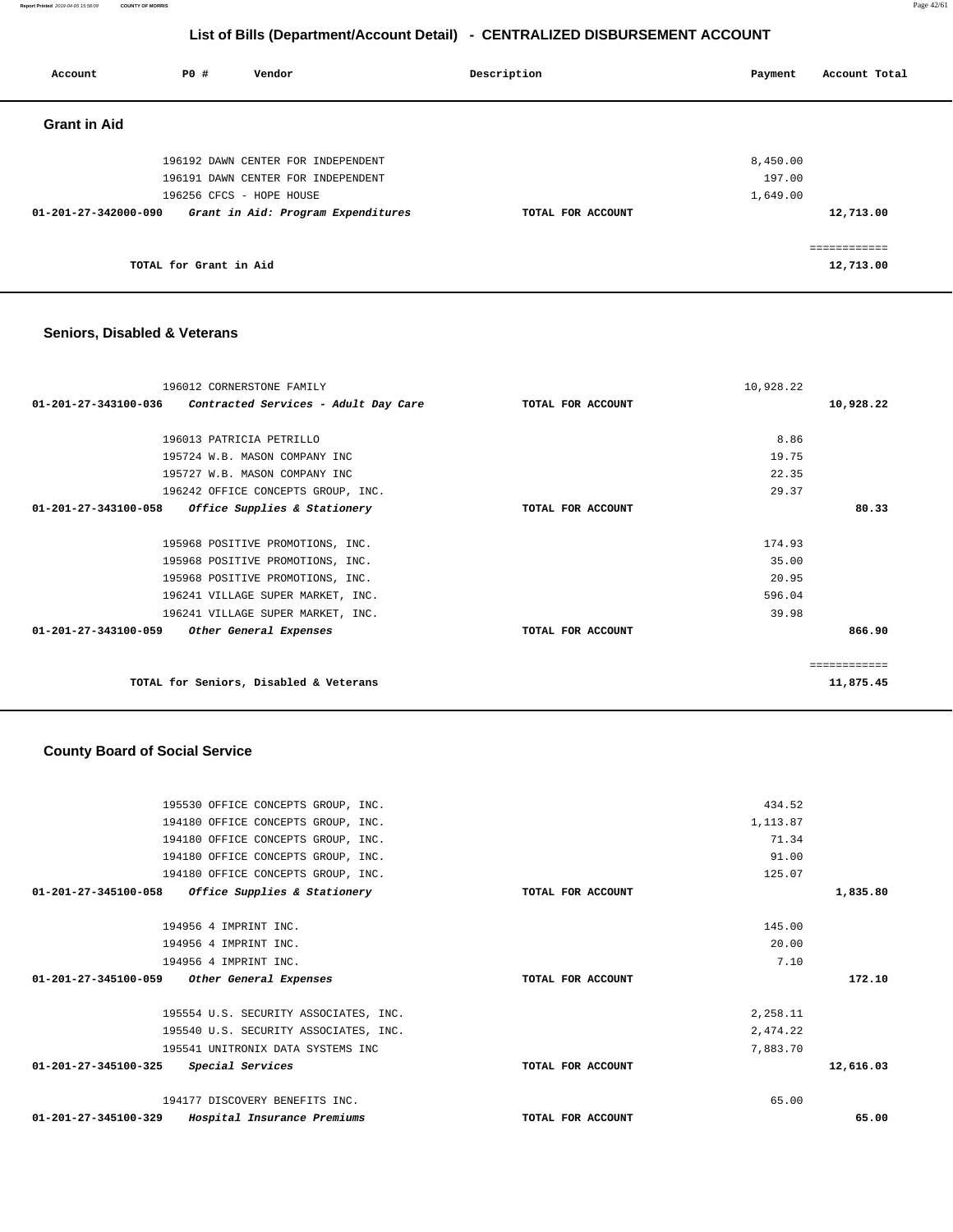# List of Bills (Department/Account Detail) - CENTRALIZED DISBURSEMENT ACCOUNT

| Account | PO # | Vendor | Description | Payment | Account Total |
|---|---|---|---|---|---|

## Grant in Aid

| Account | PO # | Vendor | Description | Payment | Account Total |
|---|---|---|---|---|---|
| | 196192 | DAWN CENTER FOR INDEPENDENT | | 8,450.00 | |
| | 196191 | DAWN CENTER FOR INDEPENDENT | | 197.00 | |
| | 196256 | CFCS - HOPE HOUSE | | 1,649.00 | |
| **01-201-27-342000-090** | | ***Grant in Aid: Program Expenditures*** | **TOTAL FOR ACCOUNT** | | **12,713.00** |
| | | | | | ============ |
| | **TOTAL for Grant in Aid** | | | | **12,713.00** |

## Seniors, Disabled & Veterans

| Account | PO # | Vendor | Description | Payment | Account Total |
|---|---|---|---|---|---|
| | 196012 | CORNERSTONE FAMILY | | 10,928.22 | |
| **01-201-27-343100-036** | | ***Contracted Services - Adult Day Care*** | **TOTAL FOR ACCOUNT** | | **10,928.22** |
| | 196013 | PATRICIA PETRILLO | | 8.86 | |
| | 195724 | W.B. MASON COMPANY INC | | 19.75 | |
| | 195727 | W.B. MASON COMPANY INC | | 22.35 | |
| | 196242 | OFFICE CONCEPTS GROUP, INC. | | 29.37 | |
| **01-201-27-343100-058** | | ***Office Supplies & Stationery*** | **TOTAL FOR ACCOUNT** | | **80.33** |
| | 195968 | POSITIVE PROMOTIONS, INC. | | 174.93 | |
| | 195968 | POSITIVE PROMOTIONS, INC. | | 35.00 | |
| | 195968 | POSITIVE PROMOTIONS, INC. | | 20.95 | |
| | 196241 | VILLAGE SUPER MARKET, INC. | | 596.04 | |
| | 196241 | VILLAGE SUPER MARKET, INC. | | 39.98 | |
| **01-201-27-343100-059** | | ***Other General Expenses*** | **TOTAL FOR ACCOUNT** | | **866.90** |
| | | | | | ============ |
| | **TOTAL for Seniors, Disabled & Veterans** | | | | **11,875.45** |

## County Board of Social Service

| Account | PO # | Vendor | Description | Payment | Account Total |
|---|---|---|---|---|---|
| | 195530 | OFFICE CONCEPTS GROUP, INC. | | 434.52 | |
| | 194180 | OFFICE CONCEPTS GROUP, INC. | | 1,113.87 | |
| | 194180 | OFFICE CONCEPTS GROUP, INC. | | 71.34 | |
| | 194180 | OFFICE CONCEPTS GROUP, INC. | | 91.00 | |
| | 194180 | OFFICE CONCEPTS GROUP, INC. | | 125.07 | |
| **01-201-27-345100-058** | | ***Office Supplies & Stationery*** | **TOTAL FOR ACCOUNT** | | **1,835.80** |
| | 194956 | 4 IMPRINT INC. | | 145.00 | |
| | 194956 | 4 IMPRINT INC. | | 20.00 | |
| | 194956 | 4 IMPRINT INC. | | 7.10 | |
| **01-201-27-345100-059** | | ***Other General Expenses*** | **TOTAL FOR ACCOUNT** | | **172.10** |
| | 195554 | U.S. SECURITY ASSOCIATES, INC. | | 2,258.11 | |
| | 195540 | U.S. SECURITY ASSOCIATES, INC. | | 2,474.22 | |
| | 195541 | UNITRONIX DATA SYSTEMS INC | | 7,883.70 | |
| **01-201-27-345100-325** | | ***Special Services*** | **TOTAL FOR ACCOUNT** | | **12,616.03** |
| | 194177 | DISCOVERY BENEFITS INC. | | 65.00 | |
| **01-201-27-345100-329** | | ***Hospital Insurance Premiums*** | **TOTAL FOR ACCOUNT** | | **65.00** |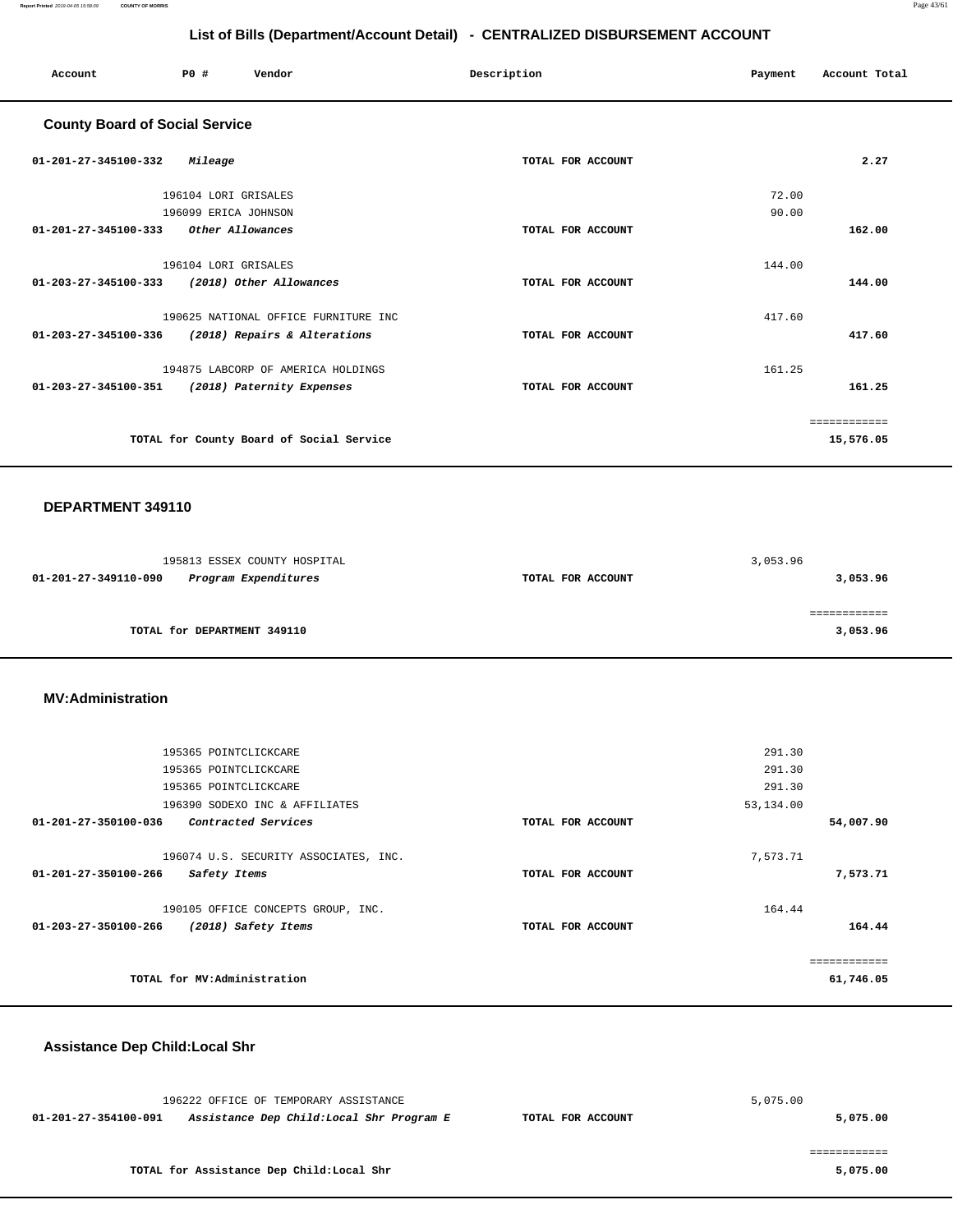## List of Bills (Department/Account Detail) - CENTRALIZED DISBURSEMENT ACCOUNT

| Account | PO # | Vendor | Description | Payment | Account Total |
|---|---|---|---|---|---|

### County Board of Social Service

| Account | PO # | Vendor | Description | Payment | Account Total |
|---|---|---|---|---|---|
| 01-201-27-345100-332 | | *Mileage* | TOTAL FOR ACCOUNT | | 2.27 |
| | 196104 | LORI GRISALES | | 72.00 | |
| | 196099 | ERICA JOHNSON | | 90.00 | |
| 01-201-27-345100-333 | | *Other Allowances* | TOTAL FOR ACCOUNT | | 162.00 |
| | 196104 | LORI GRISALES | | 144.00 | |
| 01-203-27-345100-333 | | *(2018) Other Allowances* | TOTAL FOR ACCOUNT | | 144.00 |
| | 190625 | NATIONAL OFFICE FURNITURE INC | | 417.60 | |
| 01-203-27-345100-336 | | *(2018) Repairs & Alterations* | TOTAL FOR ACCOUNT | | 417.60 |
| | 194875 | LABCORP OF AMERICA HOLDINGS | | 161.25 | |
| 01-203-27-345100-351 | | *(2018) Paternity Expenses* | TOTAL FOR ACCOUNT | | 161.25 |
| | | | | | ============ |
| | | TOTAL for County Board of Social Service | | | 15,576.05 |

### DEPARTMENT 349110

| Account | PO # | Vendor | Description | Payment | Account Total |
|---|---|---|---|---|---|
| | 195813 | ESSEX COUNTY HOSPITAL | | 3,053.96 | |
| 01-201-27-349110-090 | | *Program Expenditures* | TOTAL FOR ACCOUNT | | 3,053.96 |
| | | | | | ============ |
| | | TOTAL for DEPARTMENT 349110 | | | 3,053.96 |

### MV:Administration

| Account | PO # | Vendor | Description | Payment | Account Total |
|---|---|---|---|---|---|
| | 195365 | POINTCLICKCARE | | 291.30 | |
| | 195365 | POINTCLICKCARE | | 291.30 | |
| | 195365 | POINTCLICKCARE | | 291.30 | |
| | 196390 | SODEXO INC & AFFILIATES | | 53,134.00 | |
| 01-201-27-350100-036 | | *Contracted Services* | TOTAL FOR ACCOUNT | | 54,007.90 |
| | 196074 | U.S. SECURITY ASSOCIATES, INC. | | 7,573.71 | |
| 01-201-27-350100-266 | | *Safety Items* | TOTAL FOR ACCOUNT | | 7,573.71 |
| | 190105 | OFFICE CONCEPTS GROUP, INC. | | 164.44 | |
| 01-203-27-350100-266 | | *(2018) Safety Items* | TOTAL FOR ACCOUNT | | 164.44 |
| | | | | | ============ |
| | | TOTAL for MV:Administration | | | 61,746.05 |

### Assistance Dep Child:Local Shr

| Account | PO # | Vendor | Description | Payment | Account Total |
|---|---|---|---|---|---|
| | 196222 | OFFICE OF TEMPORARY ASSISTANCE | | 5,075.00 | |
| 01-201-27-354100-091 | | *Assistance Dep Child:Local Shr Program E* | TOTAL FOR ACCOUNT | | 5,075.00 |
| | | | | | ============ |
| | | TOTAL for Assistance Dep Child:Local Shr | | | 5,075.00 |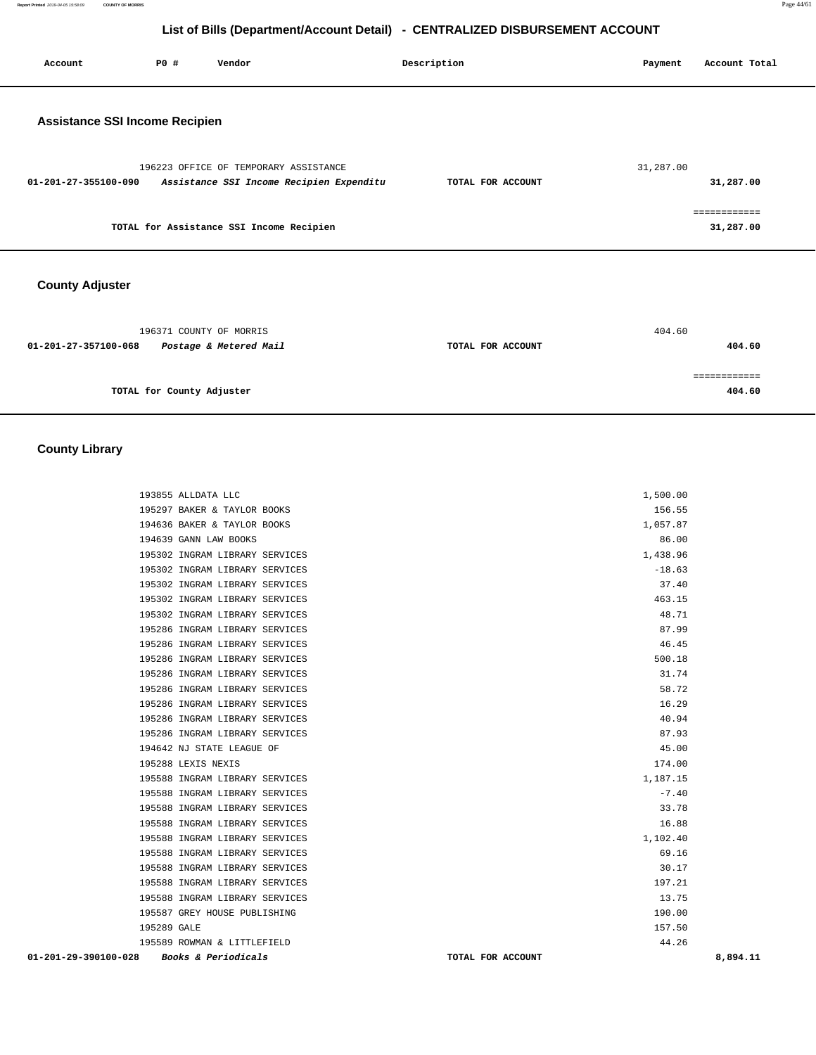# List of Bills (Department/Account Detail) - CENTRALIZED DISBURSEMENT ACCOUNT

| Account | PO # | Vendor | Description | Payment | Account Total |
|---|---|---|---|---|---|

## Assistance SSI Income Recipien

| Account | PO # | Vendor | Description | Payment | Account Total |
|---|---|---|---|---|---|
| | 196223 | OFFICE OF TEMPORARY ASSISTANCE | | 31,287.00 | |
| 01-201-27-355100-090 | | *Assistance SSI Income Recipien Expenditu* | TOTAL FOR ACCOUNT | | 31,287.00 |

TOTAL for Assistance SSI Income Recipien: 31,287.00

## County Adjuster

| Account | PO # | Vendor | Description | Payment | Account Total |
|---|---|---|---|---|---|
| | 196371 | COUNTY OF MORRIS | | 404.60 | |
| 01-201-27-357100-068 | | *Postage & Metered Mail* | TOTAL FOR ACCOUNT | | 404.60 |

TOTAL for County Adjuster: 404.60

## County Library

| Account | PO # | Vendor | Description | Payment | Account Total |
|---|---|---|---|---|---|
| | 193855 | ALLDATA LLC | | 1,500.00 | |
| | 195297 | BAKER & TAYLOR BOOKS | | 156.55 | |
| | 194636 | BAKER & TAYLOR BOOKS | | 1,057.87 | |
| | 194639 | GANN LAW BOOKS | | 86.00 | |
| | 195302 | INGRAM LIBRARY SERVICES | | 1,438.96 | |
| | 195302 | INGRAM LIBRARY SERVICES | | -18.63 | |
| | 195302 | INGRAM LIBRARY SERVICES | | 37.40 | |
| | 195302 | INGRAM LIBRARY SERVICES | | 463.15 | |
| | 195302 | INGRAM LIBRARY SERVICES | | 48.71 | |
| | 195286 | INGRAM LIBRARY SERVICES | | 87.99 | |
| | 195286 | INGRAM LIBRARY SERVICES | | 46.45 | |
| | 195286 | INGRAM LIBRARY SERVICES | | 500.18 | |
| | 195286 | INGRAM LIBRARY SERVICES | | 31.74 | |
| | 195286 | INGRAM LIBRARY SERVICES | | 58.72 | |
| | 195286 | INGRAM LIBRARY SERVICES | | 16.29 | |
| | 195286 | INGRAM LIBRARY SERVICES | | 40.94 | |
| | 195286 | INGRAM LIBRARY SERVICES | | 87.93 | |
| | 194642 | NJ STATE LEAGUE OF | | 45.00 | |
| | 195288 | LEXIS NEXIS | | 174.00 | |
| | 195588 | INGRAM LIBRARY SERVICES | | 1,187.15 | |
| | 195588 | INGRAM LIBRARY SERVICES | | -7.40 | |
| | 195588 | INGRAM LIBRARY SERVICES | | 33.78 | |
| | 195588 | INGRAM LIBRARY SERVICES | | 16.88 | |
| | 195588 | INGRAM LIBRARY SERVICES | | 1,102.40 | |
| | 195588 | INGRAM LIBRARY SERVICES | | 69.16 | |
| | 195588 | INGRAM LIBRARY SERVICES | | 30.17 | |
| | 195588 | INGRAM LIBRARY SERVICES | | 197.21 | |
| | 195588 | INGRAM LIBRARY SERVICES | | 13.75 | |
| | 195587 | GREY HOUSE PUBLISHING | | 190.00 | |
| | 195289 | GALE | | 157.50 | |
| | 195589 | ROWMAN & LITTLEFIELD | | 44.26 | |
| 01-201-29-390100-028 | | *Books & Periodicals* | TOTAL FOR ACCOUNT | | 8,894.11 |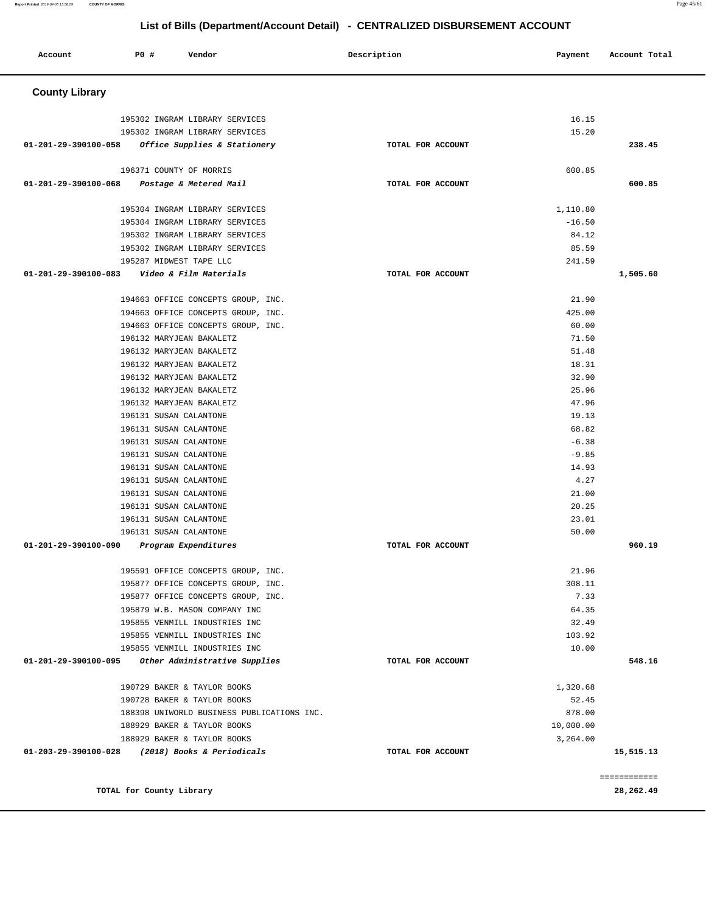# List of Bills (Department/Account Detail) - CENTRALIZED DISBURSEMENT ACCOUNT

| Account | PO # | Vendor | Description | Payment | Account Total |
|---|---|---|---|---|---|

## County Library

| Account | PO # | Vendor | Description | Payment | Account Total |
|---|---|---|---|---|---|
| | 195302 | INGRAM LIBRARY SERVICES | | 16.15 | |
| | 195302 | INGRAM LIBRARY SERVICES | | 15.20 | |
| 01-201-29-390100-058 | | *Office Supplies & Stationery* | TOTAL FOR ACCOUNT | | 238.45 |
| | 196371 | COUNTY OF MORRIS | | 600.85 | |
| 01-201-29-390100-068 | | *Postage & Metered Mail* | TOTAL FOR ACCOUNT | | 600.85 |
| | 195304 | INGRAM LIBRARY SERVICES | | 1,110.80 | |
| | 195304 | INGRAM LIBRARY SERVICES | | -16.50 | |
| | 195302 | INGRAM LIBRARY SERVICES | | 84.12 | |
| | 195302 | INGRAM LIBRARY SERVICES | | 85.59 | |
| | 195287 | MIDWEST TAPE LLC | | 241.59 | |
| 01-201-29-390100-083 | | *Video & Film Materials* | TOTAL FOR ACCOUNT | | 1,505.60 |
| | 194663 | OFFICE CONCEPTS GROUP, INC. | | 21.90 | |
| | 194663 | OFFICE CONCEPTS GROUP, INC. | | 425.00 | |
| | 194663 | OFFICE CONCEPTS GROUP, INC. | | 60.00 | |
| | 196132 | MARYJEAN BAKALETZ | | 71.50 | |
| | 196132 | MARYJEAN BAKALETZ | | 51.48 | |
| | 196132 | MARYJEAN BAKALETZ | | 18.31 | |
| | 196132 | MARYJEAN BAKALETZ | | 32.90 | |
| | 196132 | MARYJEAN BAKALETZ | | 25.96 | |
| | 196132 | MARYJEAN BAKALETZ | | 47.96 | |
| | 196131 | SUSAN CALANTONE | | 19.13 | |
| | 196131 | SUSAN CALANTONE | | 68.82 | |
| | 196131 | SUSAN CALANTONE | | -6.38 | |
| | 196131 | SUSAN CALANTONE | | -9.85 | |
| | 196131 | SUSAN CALANTONE | | 14.93 | |
| | 196131 | SUSAN CALANTONE | | 4.27 | |
| | 196131 | SUSAN CALANTONE | | 21.00 | |
| | 196131 | SUSAN CALANTONE | | 20.25 | |
| | 196131 | SUSAN CALANTONE | | 23.01 | |
| | 196131 | SUSAN CALANTONE | | 50.00 | |
| 01-201-29-390100-090 | | *Program Expenditures* | TOTAL FOR ACCOUNT | | 960.19 |
| | 195591 | OFFICE CONCEPTS GROUP, INC. | | 21.96 | |
| | 195877 | OFFICE CONCEPTS GROUP, INC. | | 308.11 | |
| | 195877 | OFFICE CONCEPTS GROUP, INC. | | 7.33 | |
| | 195879 | W.B. MASON COMPANY INC | | 64.35 | |
| | 195855 | VENMILL INDUSTRIES INC | | 32.49 | |
| | 195855 | VENMILL INDUSTRIES INC | | 103.92 | |
| | 195855 | VENMILL INDUSTRIES INC | | 10.00 | |
| 01-201-29-390100-095 | | *Other Administrative Supplies* | TOTAL FOR ACCOUNT | | 548.16 |
| | 190729 | BAKER & TAYLOR BOOKS | | 1,320.68 | |
| | 190728 | BAKER & TAYLOR BOOKS | | 52.45 | |
| | 188398 | UNIWORLD BUSINESS PUBLICATIONS INC. | | 878.00 | |
| | 188929 | BAKER & TAYLOR BOOKS | | 10,000.00 | |
| | 188929 | BAKER & TAYLOR BOOKS | | 3,264.00 | |
| 01-203-29-390100-028 | | *(2018) Books & Periodicals* | TOTAL FOR ACCOUNT | | 15,515.13 |

**TOTAL for County Library** ............ **28,262.49**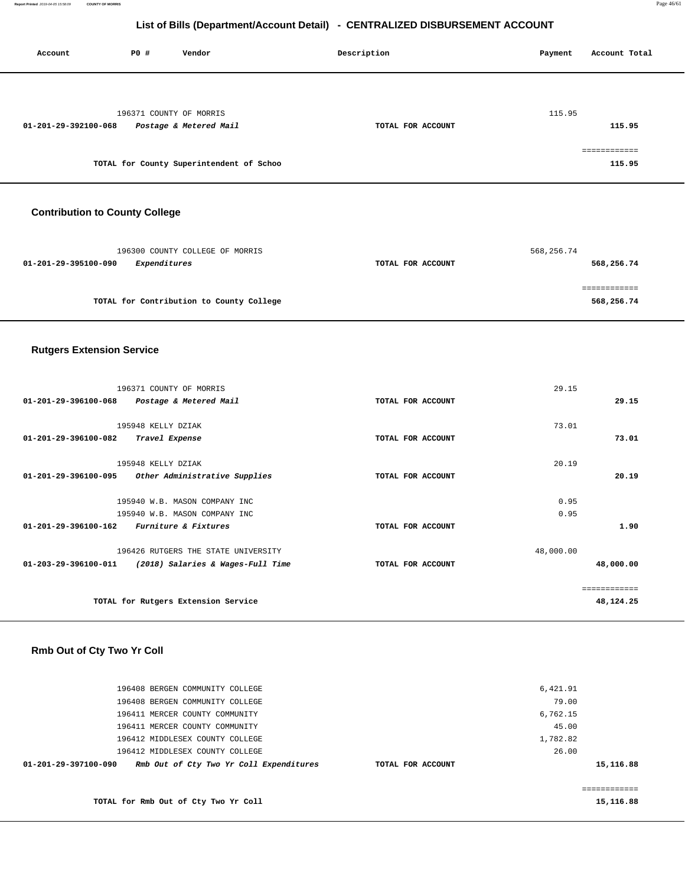# List of Bills (Department/Account Detail) - CENTRALIZED DISBURSEMENT ACCOUNT

| Account | PO # | Vendor | Description | Payment | Account Total |
|---|---|---|---|---|---|
| | 196371 | COUNTY OF MORRIS | | 115.95 | |
| 01-201-29-392100-068 | | *Postage & Metered Mail* | TOTAL FOR ACCOUNT | | 115.95 |
| | | | | | ============ |
| | | TOTAL for County Superintendent of Schoo | | | 115.95 |

## Contribution to County College

| Account | PO # | Vendor | Description | Payment | Account Total |
|---|---|---|---|---|---|
| | 196300 | COUNTY COLLEGE OF MORRIS | | 568,256.74 | |
| 01-201-29-395100-090 | | *Expenditures* | TOTAL FOR ACCOUNT | | 568,256.74 |
| | | | | | ============ |
| | | TOTAL for Contribution to County College | | | 568,256.74 |

## Rutgers Extension Service

| Account | PO # | Vendor | Description | Payment | Account Total |
|---|---|---|---|---|---|
| | 196371 | COUNTY OF MORRIS | | 29.15 | |
| 01-201-29-396100-068 | | *Postage & Metered Mail* | TOTAL FOR ACCOUNT | | 29.15 |
| | 195948 | KELLY DZIAK | | 73.01 | |
| 01-201-29-396100-082 | | *Travel Expense* | TOTAL FOR ACCOUNT | | 73.01 |
| | 195948 | KELLY DZIAK | | 20.19 | |
| 01-201-29-396100-095 | | *Other Administrative Supplies* | TOTAL FOR ACCOUNT | | 20.19 |
| | 195940 | W.B. MASON COMPANY INC | | 0.95 | |
| | 195940 | W.B. MASON COMPANY INC | | 0.95 | |
| 01-201-29-396100-162 | | *Furniture & Fixtures* | TOTAL FOR ACCOUNT | | 1.90 |
| | 196426 | RUTGERS THE STATE UNIVERSITY | | 48,000.00 | |
| 01-203-29-396100-011 | | *(2018) Salaries & Wages-Full Time* | TOTAL FOR ACCOUNT | | 48,000.00 |
| | | | | | ============ |
| | | TOTAL for Rutgers Extension Service | | | 48,124.25 |

## Rmb Out of Cty Two Yr Coll

| Account | PO # | Vendor | Description | Payment | Account Total |
|---|---|---|---|---|---|
| | 196408 | BERGEN COMMUNITY COLLEGE | | 6,421.91 | |
| | 196408 | BERGEN COMMUNITY COLLEGE | | 79.00 | |
| | 196411 | MERCER COUNTY COMMUNITY | | 6,762.15 | |
| | 196411 | MERCER COUNTY COMMUNITY | | 45.00 | |
| | 196412 | MIDDLESEX COUNTY COLLEGE | | 1,782.82 | |
| | 196412 | MIDDLESEX COUNTY COLLEGE | | 26.00 | |
| 01-201-29-397100-090 | | *Rmb Out of Cty Two Yr Coll Expenditures* | TOTAL FOR ACCOUNT | | 15,116.88 |
| | | | | | ============ |
| | | TOTAL for Rmb Out of Cty Two Yr Coll | | | 15,116.88 |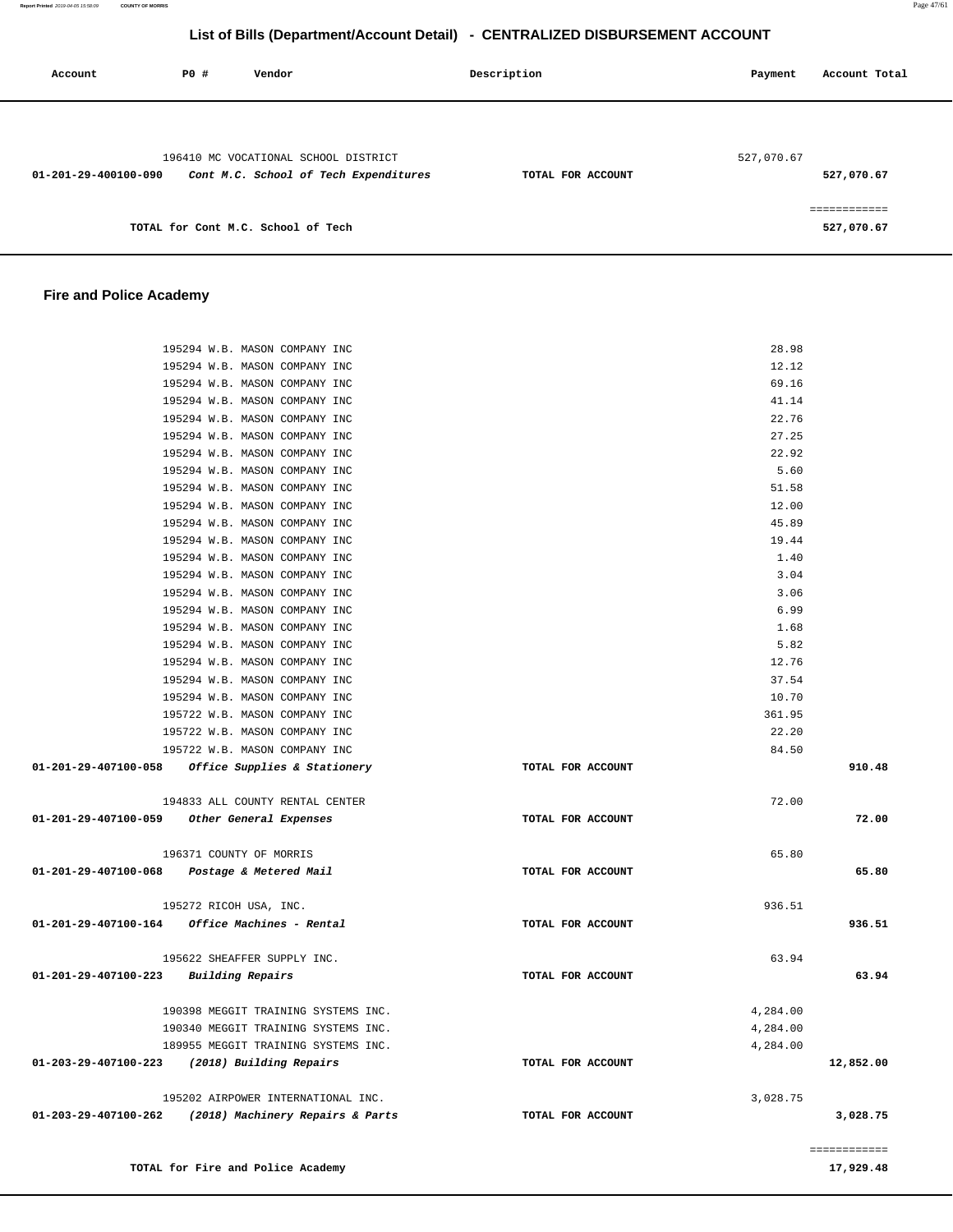## List of Bills (Department/Account Detail) - CENTRALIZED DISBURSEMENT ACCOUNT

| Account | PO # | Vendor | Description | Payment | Account Total |
|---|---|---|---|---|---|
| | 196410 | MC VOCATIONAL SCHOOL DISTRICT | | 527,070.67 | |
| 01-201-29-400100-090 | | *Cont M.C. School of Tech Expenditures* | TOTAL FOR ACCOUNT | | 527,070.67 |
| | | | | | ============ |
| | | TOTAL for Cont M.C. School of Tech | | | 527,070.67 |

## Fire and Police Academy

| Account | PO # | Vendor | Description | Payment | Account Total |
|---|---|---|---|---|---|
| | 195294 | W.B. MASON COMPANY INC | | 28.98 | |
| | 195294 | W.B. MASON COMPANY INC | | 12.12 | |
| | 195294 | W.B. MASON COMPANY INC | | 69.16 | |
| | 195294 | W.B. MASON COMPANY INC | | 41.14 | |
| | 195294 | W.B. MASON COMPANY INC | | 22.76 | |
| | 195294 | W.B. MASON COMPANY INC | | 27.25 | |
| | 195294 | W.B. MASON COMPANY INC | | 22.92 | |
| | 195294 | W.B. MASON COMPANY INC | | 5.60 | |
| | 195294 | W.B. MASON COMPANY INC | | 51.58 | |
| | 195294 | W.B. MASON COMPANY INC | | 12.00 | |
| | 195294 | W.B. MASON COMPANY INC | | 45.89 | |
| | 195294 | W.B. MASON COMPANY INC | | 19.44 | |
| | 195294 | W.B. MASON COMPANY INC | | 1.40 | |
| | 195294 | W.B. MASON COMPANY INC | | 3.04 | |
| | 195294 | W.B. MASON COMPANY INC | | 3.06 | |
| | 195294 | W.B. MASON COMPANY INC | | 6.99 | |
| | 195294 | W.B. MASON COMPANY INC | | 1.68 | |
| | 195294 | W.B. MASON COMPANY INC | | 5.82 | |
| | 195294 | W.B. MASON COMPANY INC | | 12.76 | |
| | 195294 | W.B. MASON COMPANY INC | | 37.54 | |
| | 195294 | W.B. MASON COMPANY INC | | 10.70 | |
| | 195722 | W.B. MASON COMPANY INC | | 361.95 | |
| | 195722 | W.B. MASON COMPANY INC | | 22.20 | |
| | 195722 | W.B. MASON COMPANY INC | | 84.50 | |
| 01-201-29-407100-058 | | *Office Supplies & Stationery* | TOTAL FOR ACCOUNT | | 910.48 |
| | 194833 | ALL COUNTY RENTAL CENTER | | 72.00 | |
| 01-201-29-407100-059 | | *Other General Expenses* | TOTAL FOR ACCOUNT | | 72.00 |
| | 196371 | COUNTY OF MORRIS | | 65.80 | |
| 01-201-29-407100-068 | | *Postage & Metered Mail* | TOTAL FOR ACCOUNT | | 65.80 |
| | 195272 | RICOH USA, INC. | | 936.51 | |
| 01-201-29-407100-164 | | *Office Machines - Rental* | TOTAL FOR ACCOUNT | | 936.51 |
| | 195622 | SHEAFFER SUPPLY INC. | | 63.94 | |
| 01-201-29-407100-223 | | *Building Repairs* | TOTAL FOR ACCOUNT | | 63.94 |
| | 190398 | MEGGIT TRAINING SYSTEMS INC. | | 4,284.00 | |
| | 190340 | MEGGIT TRAINING SYSTEMS INC. | | 4,284.00 | |
| | 189955 | MEGGIT TRAINING SYSTEMS INC. | | 4,284.00 | |
| 01-203-29-407100-223 | | *(2018) Building Repairs* | TOTAL FOR ACCOUNT | | 12,852.00 |
| | 195202 | AIRPOWER INTERNATIONAL INC. | | 3,028.75 | |
| 01-203-29-407100-262 | | *(2018) Machinery Repairs & Parts* | TOTAL FOR ACCOUNT | | 3,028.75 |
| | | | | | ============ |
| | | TOTAL for Fire and Police Academy | | | 17,929.48 |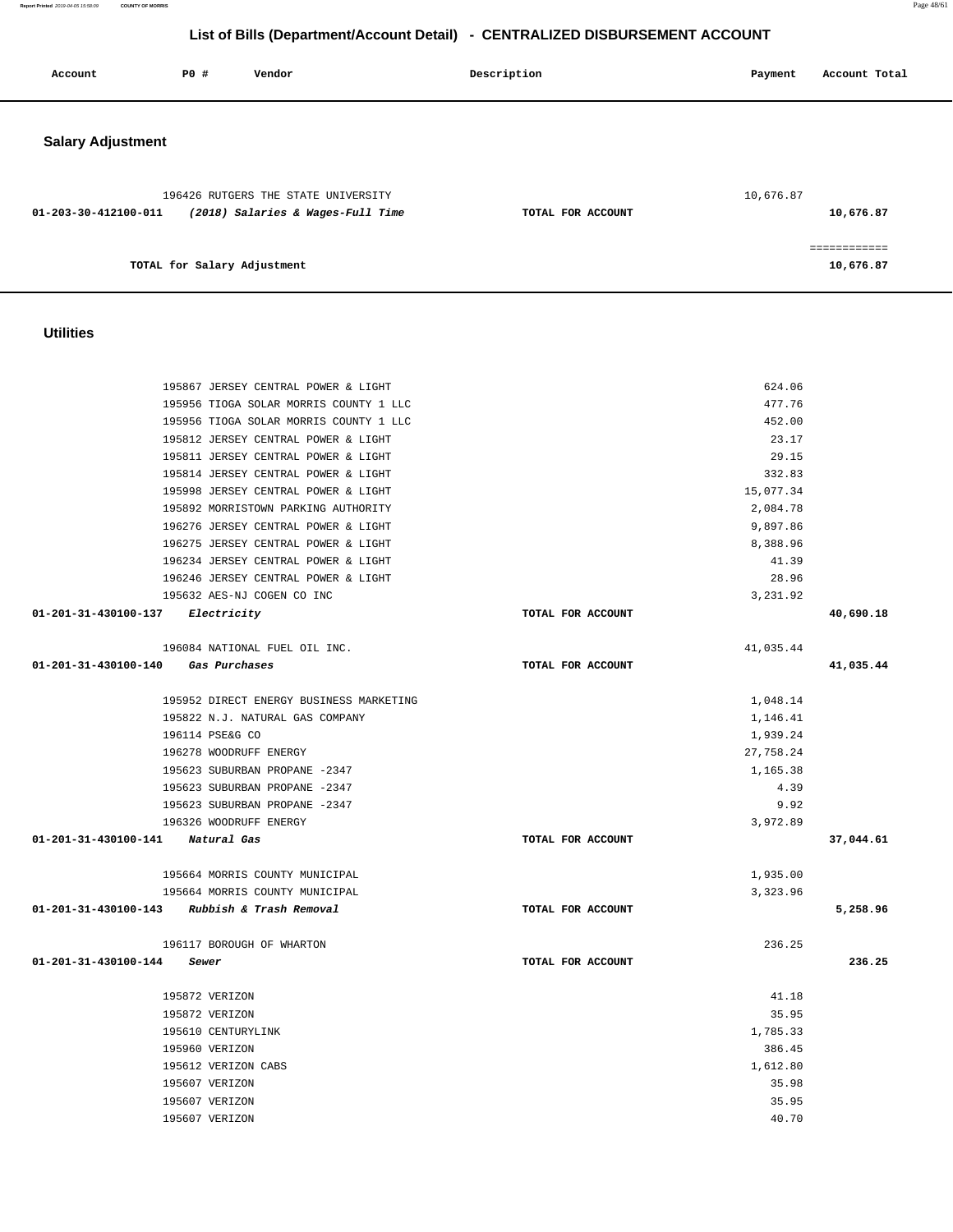## List of Bills (Department/Account Detail) - CENTRALIZED DISBURSEMENT ACCOUNT

| Account | PO # | Vendor | Description | Payment | Account Total |
|---|---|---|---|---|---|

### Salary Adjustment

| Account | PO # | Vendor | Description | Payment | Account Total |
|---|---|---|---|---|---|
| | 196426 | RUTGERS THE STATE UNIVERSITY | | 10,676.87 | |
| 01-203-30-412100-011 | | *(2018) Salaries & Wages-Full Time* | TOTAL FOR ACCOUNT | | 10,676.87 |
| | | | | | ============ |
| | | TOTAL for Salary Adjustment | | | 10,676.87 |

### Utilities

| Account | PO # | Vendor | Description | Payment | Account Total |
|---|---|---|---|---|---|
| | 195867 | JERSEY CENTRAL POWER & LIGHT | | 624.06 | |
| | 195956 | TIOGA SOLAR MORRIS COUNTY 1 LLC | | 477.76 | |
| | 195956 | TIOGA SOLAR MORRIS COUNTY 1 LLC | | 452.00 | |
| | 195812 | JERSEY CENTRAL POWER & LIGHT | | 23.17 | |
| | 195811 | JERSEY CENTRAL POWER & LIGHT | | 29.15 | |
| | 195814 | JERSEY CENTRAL POWER & LIGHT | | 332.83 | |
| | 195998 | JERSEY CENTRAL POWER & LIGHT | | 15,077.34 | |
| | 195892 | MORRISTOWN PARKING AUTHORITY | | 2,084.78 | |
| | 196276 | JERSEY CENTRAL POWER & LIGHT | | 9,897.86 | |
| | 196275 | JERSEY CENTRAL POWER & LIGHT | | 8,388.96 | |
| | 196234 | JERSEY CENTRAL POWER & LIGHT | | 41.39 | |
| | 196246 | JERSEY CENTRAL POWER & LIGHT | | 28.96 | |
| | 195632 | AES-NJ COGEN CO INC | | 3,231.92 | |
| 01-201-31-430100-137 | | *Electricity* | TOTAL FOR ACCOUNT | | 40,690.18 |
| | 196084 | NATIONAL FUEL OIL INC. | | 41,035.44 | |
| 01-201-31-430100-140 | | *Gas Purchases* | TOTAL FOR ACCOUNT | | 41,035.44 |
| | 195952 | DIRECT ENERGY BUSINESS MARKETING | | 1,048.14 | |
| | 195822 | N.J. NATURAL GAS COMPANY | | 1,146.41 | |
| | 196114 | PSE&G CO | | 1,939.24 | |
| | 196278 | WOODRUFF ENERGY | | 27,758.24 | |
| | 195623 | SUBURBAN PROPANE -2347 | | 1,165.38 | |
| | 195623 | SUBURBAN PROPANE -2347 | | 4.39 | |
| | 195623 | SUBURBAN PROPANE -2347 | | 9.92 | |
| | 196326 | WOODRUFF ENERGY | | 3,972.89 | |
| 01-201-31-430100-141 | | *Natural Gas* | TOTAL FOR ACCOUNT | | 37,044.61 |
| | 195664 | MORRIS COUNTY MUNICIPAL | | 1,935.00 | |
| | 195664 | MORRIS COUNTY MUNICIPAL | | 3,323.96 | |
| 01-201-31-430100-143 | | *Rubbish & Trash Removal* | TOTAL FOR ACCOUNT | | 5,258.96 |
| | 196117 | BOROUGH OF WHARTON | | 236.25 | |
| 01-201-31-430100-144 | | *Sewer* | TOTAL FOR ACCOUNT | | 236.25 |
| | 195872 | VERIZON | | 41.18 | |
| | 195872 | VERIZON | | 35.95 | |
| | 195610 | CENTURYLINK | | 1,785.33 | |
| | 195960 | VERIZON | | 386.45 | |
| | 195612 | VERIZON CABS | | 1,612.80 | |
| | 195607 | VERIZON | | 35.98 | |
| | 195607 | VERIZON | | 35.95 | |
| | 195607 | VERIZON | | 40.70 | |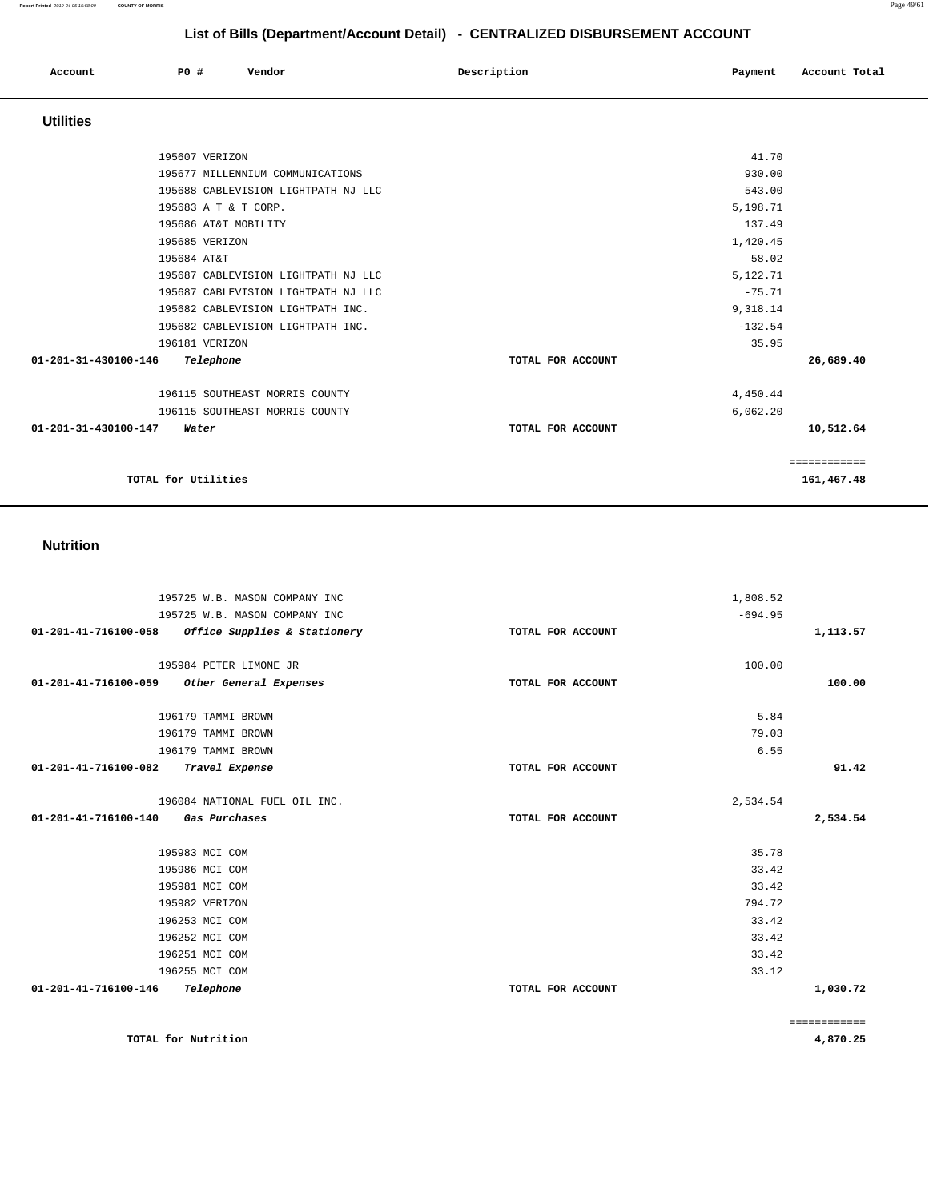# List of Bills (Department/Account Detail) - CENTRALIZED DISBURSEMENT ACCOUNT

| Account | PO # | Vendor | Description | Payment | Account Total |
|---|---|---|---|---|---|

## Utilities

| Account | PO # | Vendor | Description | Payment | Account Total |
|---|---|---|---|---|---|
| | 195607 | VERIZON | | 41.70 | |
| | 195677 | MILLENNIUM COMMUNICATIONS | | 930.00 | |
| | 195688 | CABLEVISION LIGHTPATH NJ LLC | | 543.00 | |
| | 195683 | A T & T CORP. | | 5,198.71 | |
| | 195686 | AT&T MOBILITY | | 137.49 | |
| | 195685 | VERIZON | | 1,420.45 | |
| | 195684 | AT&T | | 58.02 | |
| | 195687 | CABLEVISION LIGHTPATH NJ LLC | | 5,122.71 | |
| | 195687 | CABLEVISION LIGHTPATH NJ LLC | | -75.71 | |
| | 195682 | CABLEVISION LIGHTPATH INC. | | 9,318.14 | |
| | 195682 | CABLEVISION LIGHTPATH INC. | | -132.54 | |
| | 196181 | VERIZON | | 35.95 | |
| **01-201-31-430100-146** | | ***Telephone*** | **TOTAL FOR ACCOUNT** | | **26,689.40** |
| | 196115 | SOUTHEAST MORRIS COUNTY | | 4,450.44 | |
| | 196115 | SOUTHEAST MORRIS COUNTY | | 6,062.20 | |
| **01-201-31-430100-147** | | ***Water*** | **TOTAL FOR ACCOUNT** | | **10,512.64** |
| | | | | | ============ |
| **TOTAL for Utilities** | | | | | **161,467.48** |

## Nutrition

| Account | PO # | Vendor | Description | Payment | Account Total |
|---|---|---|---|---|---|
| | 195725 | W.B. MASON COMPANY INC | | 1,808.52 | |
| | 195725 | W.B. MASON COMPANY INC | | -694.95 | |
| **01-201-41-716100-058** | | ***Office Supplies & Stationery*** | **TOTAL FOR ACCOUNT** | | **1,113.57** |
| | 195984 | PETER LIMONE JR | | 100.00 | |
| **01-201-41-716100-059** | | ***Other General Expenses*** | **TOTAL FOR ACCOUNT** | | **100.00** |
| | 196179 | TAMMI BROWN | | 5.84 | |
| | 196179 | TAMMI BROWN | | 79.03 | |
| | 196179 | TAMMI BROWN | | 6.55 | |
| **01-201-41-716100-082** | | ***Travel Expense*** | **TOTAL FOR ACCOUNT** | | **91.42** |
| | 196084 | NATIONAL FUEL OIL INC. | | 2,534.54 | |
| **01-201-41-716100-140** | | ***Gas Purchases*** | **TOTAL FOR ACCOUNT** | | **2,534.54** |
| | 195983 | MCI COM | | 35.78 | |
| | 195986 | MCI COM | | 33.42 | |
| | 195981 | MCI COM | | 33.42 | |
| | 195982 | VERIZON | | 794.72 | |
| | 196253 | MCI COM | | 33.42 | |
| | 196252 | MCI COM | | 33.42 | |
| | 196251 | MCI COM | | 33.42 | |
| | 196255 | MCI COM | | 33.12 | |
| **01-201-41-716100-146** | | ***Telephone*** | **TOTAL FOR ACCOUNT** | | **1,030.72** |
| | | | | | ============ |
| **TOTAL for Nutrition** | | | | | **4,870.25** |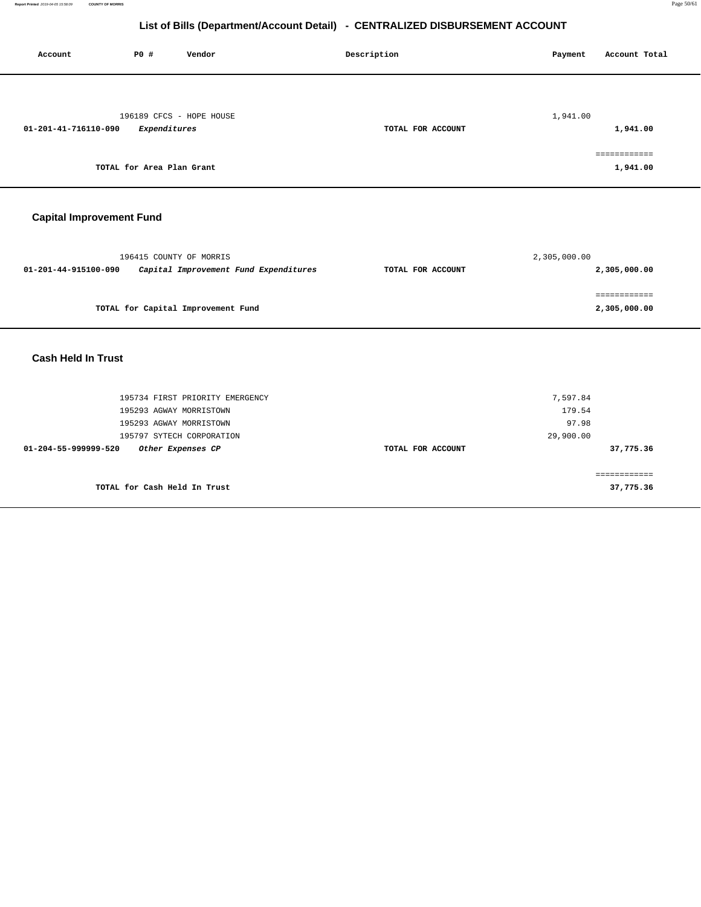## List of Bills (Department/Account Detail) - CENTRALIZED DISBURSEMENT ACCOUNT

| Account | PO # | Vendor | Description | Payment | Account Total |
|---|---|---|---|---|---|
| | 196189 | CFCS - HOPE HOUSE | | 1,941.00 | |
| 01-201-41-716110-090 | | *Expendítures* | **TOTAL FOR ACCOUNT** | | **1,941.00** |
| | | | | | ============ |
| | | **TOTAL for Area Plan Grant** | | | **1,941.00** |

### Capital Improvement Fund

| Account | PO # | Vendor | Description | Payment | Account Total |
|---|---|---|---|---|---|
| | 196415 | COUNTY OF MORRIS | | 2,305,000.00 | |
| 01-201-44-915100-090 | | *Capital Improvement Fund Expenditures* | **TOTAL FOR ACCOUNT** | | **2,305,000.00** |
| | | | | | ============ |
| | | **TOTAL for Capital Improvement Fund** | | | **2,305,000.00** |

### Cash Held In Trust

| Account | PO # | Vendor | Description | Payment | Account Total |
|---|---|---|---|---|---|
| | 195734 | FIRST PRIORITY EMERGENCY | | 7,597.84 | |
| | 195293 | AGWAY MORRISTOWN | | 179.54 | |
| | 195293 | AGWAY MORRISTOWN | | 97.98 | |
| | 195797 | SYTECH CORPORATION | | 29,900.00 | |
| 01-204-55-999999-520 | | *Other Expenses CP* | **TOTAL FOR ACCOUNT** | | **37,775.36** |
| | | | | | ============ |
| | | **TOTAL for Cash Held In Trust** | | | **37,775.36** |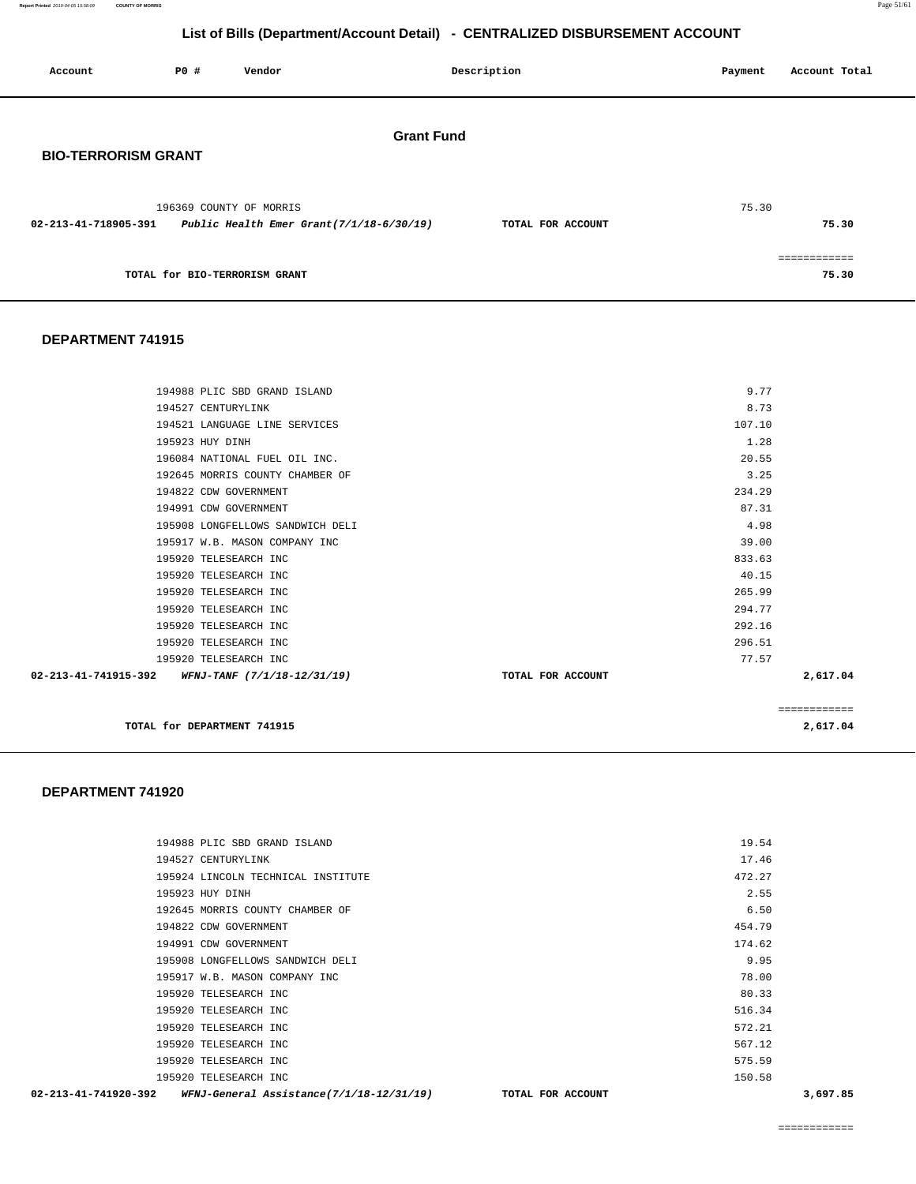# List of Bills (Department/Account Detail) - CENTRALIZED DISBURSEMENT ACCOUNT

| Account | PO # | Vendor | Description | Payment | Account Total |
|---|---|---|---|---|---|

## Grant Fund

### BIO-TERRORISM GRANT

| Account | PO # | Vendor | Description | Payment | Account Total |
|---|---|---|---|---|---|
| | 196369 | COUNTY OF MORRIS | | 75.30 | |
| 02-213-41-718905-391 | | *Public Health Emer Grant(7/1/18-6/30/19)* | TOTAL FOR ACCOUNT | | 75.30 |

**TOTAL for BIO-TERRORISM GRANT** 75.30

### DEPARTMENT 741915

| Account | PO # | Vendor | Description | Payment | Account Total |
|---|---|---|---|---|---|
| | 194988 | PLIC SBD GRAND ISLAND | | 9.77 | |
| | 194527 | CENTURYLINK | | 8.73 | |
| | 194521 | LANGUAGE LINE SERVICES | | 107.10 | |
| | 195923 | HUY DINH | | 1.28 | |
| | 196084 | NATIONAL FUEL OIL INC. | | 20.55 | |
| | 192645 | MORRIS COUNTY CHAMBER OF | | 3.25 | |
| | 194822 | CDW GOVERNMENT | | 234.29 | |
| | 194991 | CDW GOVERNMENT | | 87.31 | |
| | 195908 | LONGFELLOWS SANDWICH DELI | | 4.98 | |
| | 195917 | W.B. MASON COMPANY INC | | 39.00 | |
| | 195920 | TELESEARCH INC | | 833.63 | |
| | 195920 | TELESEARCH INC | | 40.15 | |
| | 195920 | TELESEARCH INC | | 265.99 | |
| | 195920 | TELESEARCH INC | | 294.77 | |
| | 195920 | TELESEARCH INC | | 292.16 | |
| | 195920 | TELESEARCH INC | | 296.51 | |
| | 195920 | TELESEARCH INC | | 77.57 | |
| 02-213-41-741915-392 | | *WFNJ-TANF (7/1/18-12/31/19)* | TOTAL FOR ACCOUNT | | 2,617.04 |

**TOTAL for DEPARTMENT 741915** 2,617.04

### DEPARTMENT 741920

| Account | PO # | Vendor | Description | Payment | Account Total |
|---|---|---|---|---|---|
| | 194988 | PLIC SBD GRAND ISLAND | | 19.54 | |
| | 194527 | CENTURYLINK | | 17.46 | |
| | 195924 | LINCOLN TECHNICAL INSTITUTE | | 472.27 | |
| | 195923 | HUY DINH | | 2.55 | |
| | 192645 | MORRIS COUNTY CHAMBER OF | | 6.50 | |
| | 194822 | CDW GOVERNMENT | | 454.79 | |
| | 194991 | CDW GOVERNMENT | | 174.62 | |
| | 195908 | LONGFELLOWS SANDWICH DELI | | 9.95 | |
| | 195917 | W.B. MASON COMPANY INC | | 78.00 | |
| | 195920 | TELESEARCH INC | | 80.33 | |
| | 195920 | TELESEARCH INC | | 516.34 | |
| | 195920 | TELESEARCH INC | | 572.21 | |
| | 195920 | TELESEARCH INC | | 567.12 | |
| | 195920 | TELESEARCH INC | | 575.59 | |
| | 195920 | TELESEARCH INC | | 150.58 | |
| 02-213-41-741920-392 | | *WFNJ-General Assistance(7/1/18-12/31/19)* | TOTAL FOR ACCOUNT | | 3,697.85 |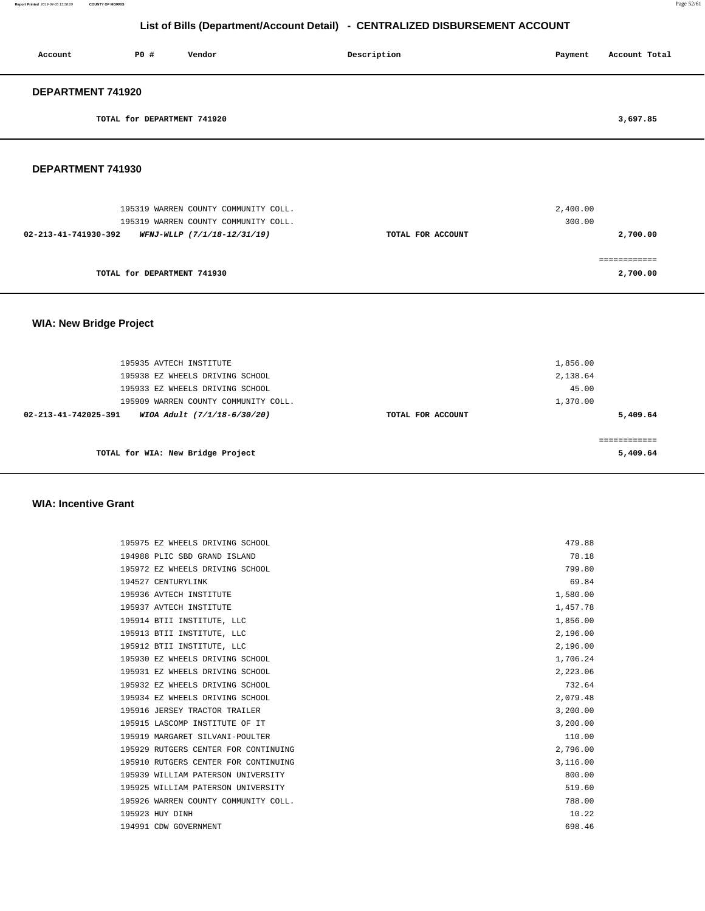## List of Bills (Department/Account Detail) - CENTRALIZED DISBURSEMENT ACCOUNT

| Account | PO # | Vendor | Description | Payment | Account Total |
|---|---|---|---|---|---|

### DEPARTMENT 741920

| | | | | | |
|---|---|---|---|---|---|
| TOTAL for DEPARTMENT 741920 | | | | | 3,697.85 |

### DEPARTMENT 741930

| Account | PO # | Vendor | Description | Payment | Account Total |
|---|---|---|---|---|---|
| | 195319 | WARREN COUNTY COMMUNITY COLL. | | 2,400.00 | |
| | 195319 | WARREN COUNTY COMMUNITY COLL. | | 300.00 | |
| 02-213-41-741930-392 | | *WFNJ-WLLP (7/1/18-12/31/19)* | TOTAL FOR ACCOUNT | | 2,700.00 |
| | | | | | ============ |
| TOTAL for DEPARTMENT 741930 | | | | | 2,700.00 |

### WIA: New Bridge Project

| Account | PO # | Vendor | Description | Payment | Account Total |
|---|---|---|---|---|---|
| | 195935 | AVTECH INSTITUTE | | 1,856.00 | |
| | 195938 | EZ WHEELS DRIVING SCHOOL | | 2,138.64 | |
| | 195933 | EZ WHEELS DRIVING SCHOOL | | 45.00 | |
| | 195909 | WARREN COUNTY COMMUNITY COLL. | | 1,370.00 | |
| 02-213-41-742025-391 | | *WIOA Adult (7/1/18-6/30/20)* | TOTAL FOR ACCOUNT | | 5,409.64 |
| | | | | | ============ |
| TOTAL for WIA: New Bridge Project | | | | | 5,409.64 |

### WIA: Incentive Grant

| Account | PO # | Vendor | Description | Payment | Account Total |
|---|---|---|---|---|---|
| | 195975 | EZ WHEELS DRIVING SCHOOL | | 479.88 | |
| | 194988 | PLIC SBD GRAND ISLAND | | 78.18 | |
| | 195972 | EZ WHEELS DRIVING SCHOOL | | 799.80 | |
| | 194527 | CENTURYLINK | | 69.84 | |
| | 195936 | AVTECH INSTITUTE | | 1,580.00 | |
| | 195937 | AVTECH INSTITUTE | | 1,457.78 | |
| | 195914 | BTII INSTITUTE, LLC | | 1,856.00 | |
| | 195913 | BTII INSTITUTE, LLC | | 2,196.00 | |
| | 195912 | BTII INSTITUTE, LLC | | 2,196.00 | |
| | 195930 | EZ WHEELS DRIVING SCHOOL | | 1,706.24 | |
| | 195931 | EZ WHEELS DRIVING SCHOOL | | 2,223.06 | |
| | 195932 | EZ WHEELS DRIVING SCHOOL | | 732.64 | |
| | 195934 | EZ WHEELS DRIVING SCHOOL | | 2,079.48 | |
| | 195916 | JERSEY TRACTOR TRAILER | | 3,200.00 | |
| | 195915 | LASCOMP INSTITUTE OF IT | | 3,200.00 | |
| | 195919 | MARGARET SILVANI-POULTER | | 110.00 | |
| | 195929 | RUTGERS CENTER FOR CONTINUING | | 2,796.00 | |
| | 195910 | RUTGERS CENTER FOR CONTINUING | | 3,116.00 | |
| | 195939 | WILLIAM PATERSON UNIVERSITY | | 800.00 | |
| | 195925 | WILLIAM PATERSON UNIVERSITY | | 519.60 | |
| | 195926 | WARREN COUNTY COMMUNITY COLL. | | 788.00 | |
| | 195923 | HUY DINH | | 10.22 | |
| | 194991 | CDW GOVERNMENT | | 698.46 | |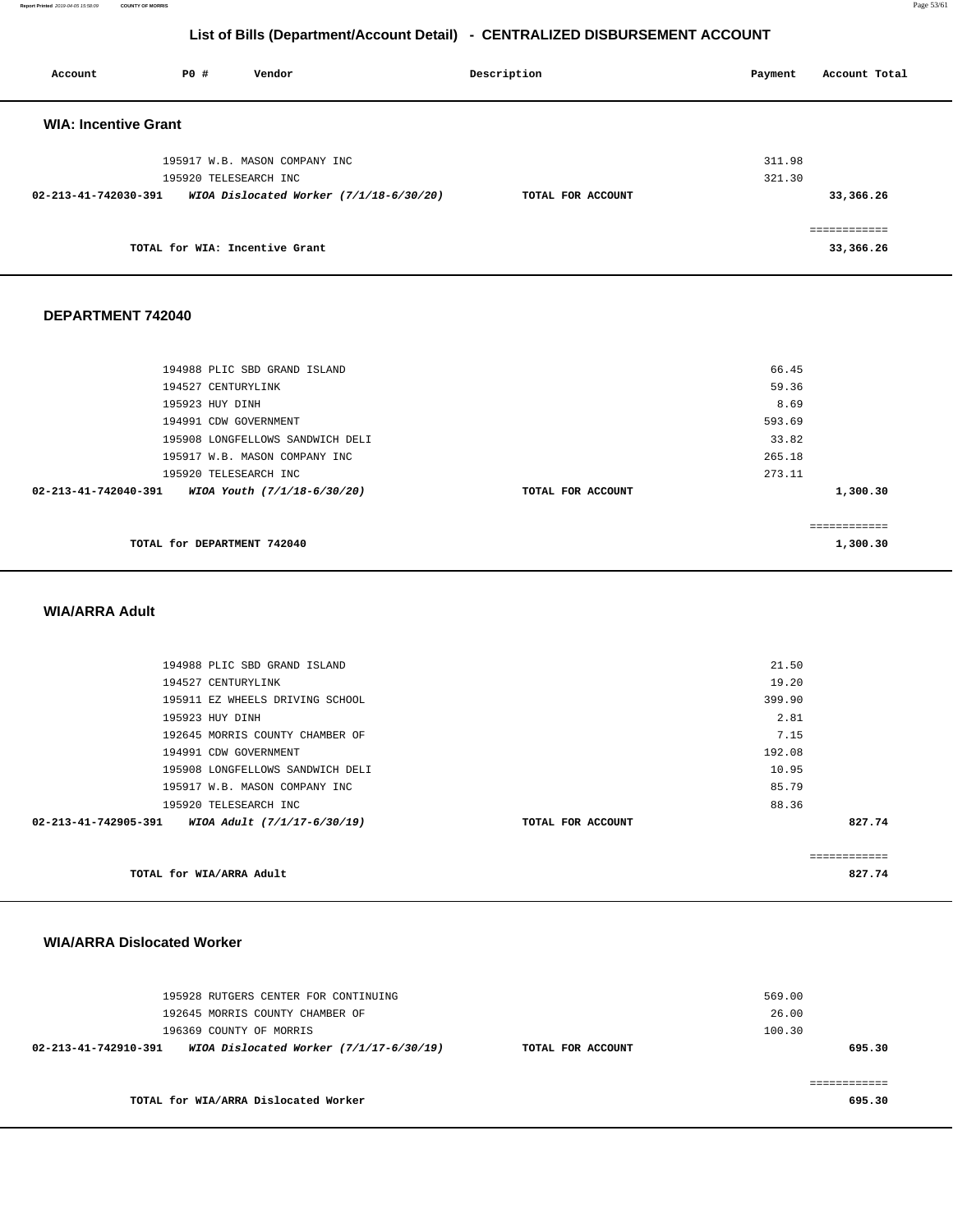## List of Bills (Department/Account Detail) - CENTRALIZED DISBURSEMENT ACCOUNT

| Account | PO # | Vendor | Description | Payment | Account Total |
|---|---|---|---|---|---|

### WIA: Incentive Grant

| Account | PO # | Vendor | Description | Payment | Account Total |
|---|---|---|---|---|---|
| | 195917 | W.B. MASON COMPANY INC | | 311.98 | |
| | 195920 | TELESEARCH INC | | 321.30 | |
| **02-213-41-742030-391** | | ***WIOA Dislocated Worker (7/1/18-6/30/20)*** | **TOTAL FOR ACCOUNT** | | **33,366.26** |

**TOTAL for WIA: Incentive Grant** **33,366.26**

### DEPARTMENT 742040

| Account | PO # | Vendor | Description | Payment | Account Total |
|---|---|---|---|---|---|
| | 194988 | PLIC SBD GRAND ISLAND | | 66.45 | |
| | 194527 | CENTURYLINK | | 59.36 | |
| | 195923 | HUY DINH | | 8.69 | |
| | 194991 | CDW GOVERNMENT | | 593.69 | |
| | 195908 | LONGFELLOWS SANDWICH DELI | | 33.82 | |
| | 195917 | W.B. MASON COMPANY INC | | 265.18 | |
| | 195920 | TELESEARCH INC | | 273.11 | |
| **02-213-41-742040-391** | | ***WIOA Youth (7/1/18-6/30/20)*** | **TOTAL FOR ACCOUNT** | | **1,300.30** |

**TOTAL for DEPARTMENT 742040** **1,300.30**

### WIA/ARRA Adult

| Account | PO # | Vendor | Description | Payment | Account Total |
|---|---|---|---|---|---|
| | 194988 | PLIC SBD GRAND ISLAND | | 21.50 | |
| | 194527 | CENTURYLINK | | 19.20 | |
| | 195911 | EZ WHEELS DRIVING SCHOOL | | 399.90 | |
| | 195923 | HUY DINH | | 2.81 | |
| | 192645 | MORRIS COUNTY CHAMBER OF | | 7.15 | |
| | 194991 | CDW GOVERNMENT | | 192.08 | |
| | 195908 | LONGFELLOWS SANDWICH DELI | | 10.95 | |
| | 195917 | W.B. MASON COMPANY INC | | 85.79 | |
| | 195920 | TELESEARCH INC | | 88.36 | |
| **02-213-41-742905-391** | | ***WIOA Adult (7/1/17-6/30/19)*** | **TOTAL FOR ACCOUNT** | | **827.74** |

**TOTAL for WIA/ARRA Adult** **827.74**

### WIA/ARRA Dislocated Worker

| Account | PO # | Vendor | Description | Payment | Account Total |
|---|---|---|---|---|---|
| | 195928 | RUTGERS CENTER FOR CONTINUING | | 569.00 | |
| | 192645 | MORRIS COUNTY CHAMBER OF | | 26.00 | |
| | 196369 | COUNTY OF MORRIS | | 100.30 | |
| **02-213-41-742910-391** | | ***WIOA Dislocated Worker (7/1/17-6/30/19)*** | **TOTAL FOR ACCOUNT** | | **695.30** |

**TOTAL for WIA/ARRA Dislocated Worker** **695.30**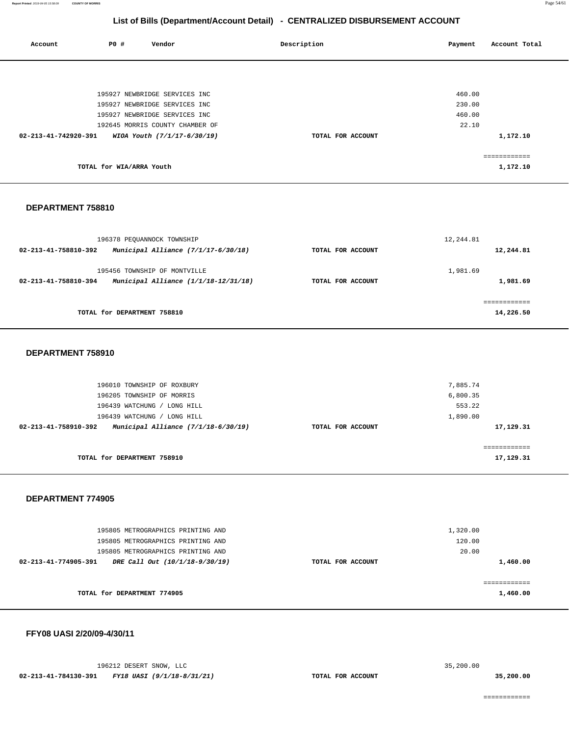## List of Bills (Department/Account Detail) - CENTRALIZED DISBURSEMENT ACCOUNT

| Account | PO # | Vendor | Description | Payment | Account Total |
|---|---|---|---|---|---|
| | 195927 | NEWBRIDGE SERVICES INC | | 460.00 | |
| | 195927 | NEWBRIDGE SERVICES INC | | 230.00 | |
| | 195927 | NEWBRIDGE SERVICES INC | | 460.00 | |
| | 192645 | MORRIS COUNTY CHAMBER OF | | 22.10 | |
| **02-213-41-742920-391** | | ***WIOA Youth (7/1/17-6/30/19)*** | **TOTAL FOR ACCOUNT** | | **1,172.10** |
| | | | | | ============ |
| | **TOTAL for WIA/ARRA Youth** | | | | **1,172.10** |

### DEPARTMENT 758810

| Account | PO # | Vendor | Description | Payment | Account Total |
|---|---|---|---|---|---|
| | 196378 | PEQUANNOCK TOWNSHIP | | 12,244.81 | |
| **02-213-41-758810-392** | | ***Municipal Alliance (7/1/17-6/30/18)*** | **TOTAL FOR ACCOUNT** | | **12,244.81** |
| | 195456 | TOWNSHIP OF MONTVILLE | | 1,981.69 | |
| **02-213-41-758810-394** | | ***Municipal Alliance (1/1/18-12/31/18)*** | **TOTAL FOR ACCOUNT** | | **1,981.69** |
| | | | | | ============ |
| | **TOTAL for DEPARTMENT 758810** | | | | **14,226.50** |

### DEPARTMENT 758910

| Account | PO # | Vendor | Description | Payment | Account Total |
|---|---|---|---|---|---|
| | 196010 | TOWNSHIP OF ROXBURY | | 7,885.74 | |
| | 196205 | TOWNSHIP OF MORRIS | | 6,800.35 | |
| | 196439 | WATCHUNG / LONG HILL | | 553.22 | |
| | 196439 | WATCHUNG / LONG HILL | | 1,890.00 | |
| **02-213-41-758910-392** | | ***Municipal Alliance (7/1/18-6/30/19)*** | **TOTAL FOR ACCOUNT** | | **17,129.31** |
| | | | | | ============ |
| | **TOTAL for DEPARTMENT 758910** | | | | **17,129.31** |

### DEPARTMENT 774905

| Account | PO # | Vendor | Description | Payment | Account Total |
|---|---|---|---|---|---|
| | 195805 | METROGRAPHICS PRINTING AND | | 1,320.00 | |
| | 195805 | METROGRAPHICS PRINTING AND | | 120.00 | |
| | 195805 | METROGRAPHICS PRINTING AND | | 20.00 | |
| **02-213-41-774905-391** | | ***DRE Call Out (10/1/18-9/30/19)*** | **TOTAL FOR ACCOUNT** | | **1,460.00** |
| | | | | | ============ |
| | **TOTAL for DEPARTMENT 774905** | | | | **1,460.00** |

### FFY08 UASI 2/20/09-4/30/11

| Account | PO # | Vendor | Description | Payment | Account Total |
|---|---|---|---|---|---|
| | 196212 | DESERT SNOW, LLC | | 35,200.00 | |
| **02-213-41-784130-391** | | ***FY18 UASI (9/1/18-8/31/21)*** | **TOTAL FOR ACCOUNT** | | **35,200.00** |
| | | | | | ============ |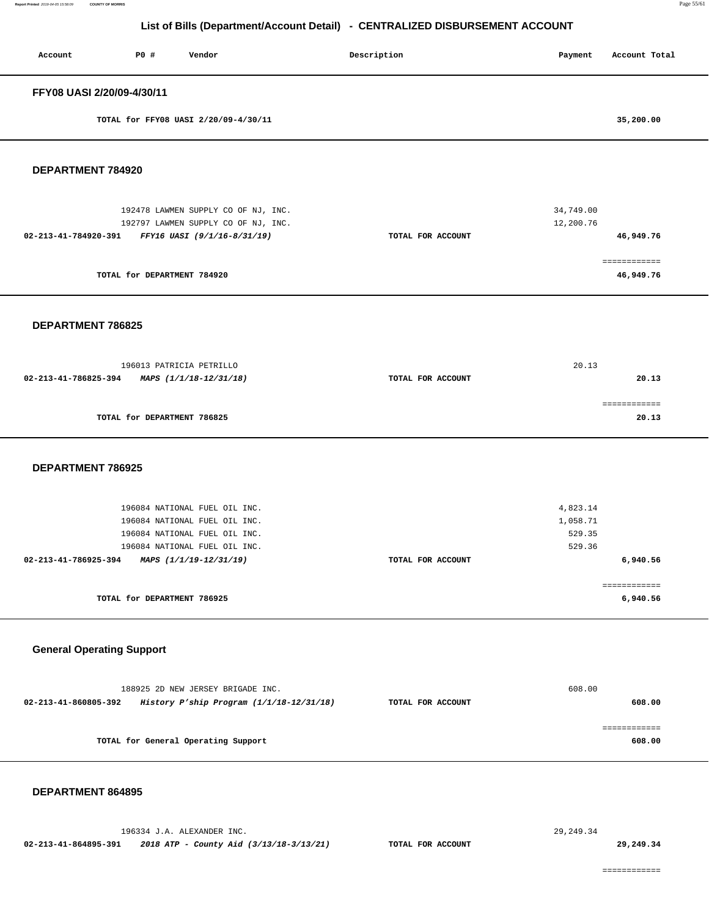# List of Bills (Department/Account Detail) - CENTRALIZED DISBURSEMENT ACCOUNT

| Account | PO # | Vendor | Description | Payment | Account Total |
|---|---|---|---|---|---|

## FFY08 UASI 2/20/09-4/30/11

| | | | | |
|---|---|---|---|---|
| TOTAL for FFY08 UASI 2/20/09-4/30/11 | | | | 35,200.00 |

## DEPARTMENT 784920

| Account | PO # | Vendor | Description | Payment | Account Total |
|---|---|---|---|---|---|
| | 192478 | LAWMEN SUPPLY CO OF NJ, INC. | | 34,749.00 | |
| | 192797 | LAWMEN SUPPLY CO OF NJ, INC. | | 12,200.76 | |
| **02-213-41-784920-391** | | ***FFY16 UASI (9/1/16-8/31/19)*** | **TOTAL FOR ACCOUNT** | | **46,949.76** |
| | | | | | ============ |
| | | **TOTAL for DEPARTMENT 784920** | | | **46,949.76** |

## DEPARTMENT 786825

| Account | PO # | Vendor | Description | Payment | Account Total |
|---|---|---|---|---|---|
| | 196013 | PATRICIA PETRILLO | | 20.13 | |
| **02-213-41-786825-394** | | ***MAPS (1/1/18-12/31/18)*** | **TOTAL FOR ACCOUNT** | | **20.13** |
| | | | | | ============ |
| | | **TOTAL for DEPARTMENT 786825** | | | **20.13** |

## DEPARTMENT 786925

| Account | PO # | Vendor | Description | Payment | Account Total |
|---|---|---|---|---|---|
| | 196084 | NATIONAL FUEL OIL INC. | | 4,823.14 | |
| | 196084 | NATIONAL FUEL OIL INC. | | 1,058.71 | |
| | 196084 | NATIONAL FUEL OIL INC. | | 529.35 | |
| | 196084 | NATIONAL FUEL OIL INC. | | 529.36 | |
| **02-213-41-786925-394** | | ***MAPS (1/1/19-12/31/19)*** | **TOTAL FOR ACCOUNT** | | **6,940.56** |
| | | | | | ============ |
| | | **TOTAL for DEPARTMENT 786925** | | | **6,940.56** |

## General Operating Support

| Account | PO # | Vendor | Description | Payment | Account Total |
|---|---|---|---|---|---|
| | 188925 | 2D NEW JERSEY BRIGADE INC. | | 608.00 | |
| **02-213-41-860805-392** | | ***History P'ship Program (1/1/18-12/31/18)*** | **TOTAL FOR ACCOUNT** | | **608.00** |
| | | | | | ============ |
| | | **TOTAL for General Operating Support** | | | **608.00** |

## DEPARTMENT 864895

| Account | PO # | Vendor | Description | Payment | Account Total |
|---|---|---|---|---|---|
| | 196334 | J.A. ALEXANDER INC. | | 29,249.34 | |
| **02-213-41-864895-391** | | ***2018 ATP - County Aid (3/13/18-3/13/21)*** | **TOTAL FOR ACCOUNT** | | **29,249.34** |
| | | | | | ============ |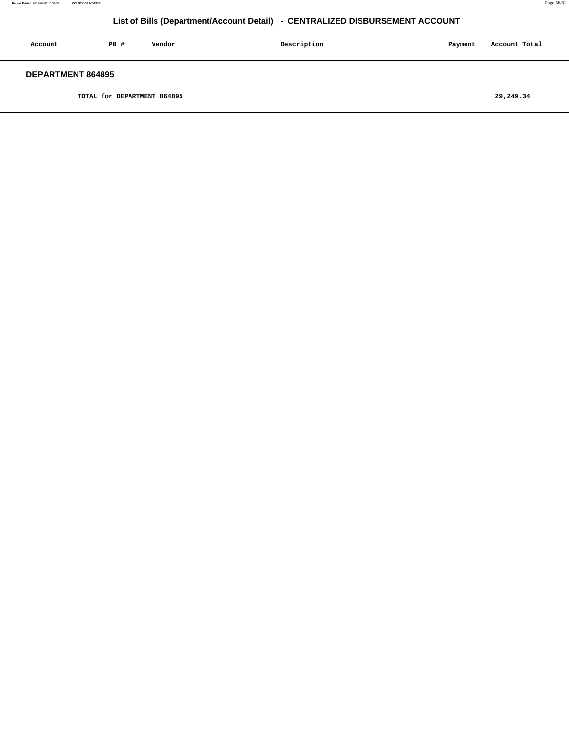## List of Bills (Department/Account Detail) - CENTRALIZED DISBURSEMENT ACCOUNT

| Account | PO # | Vendor | Description | Payment | Account Total |
|---|---|---|---|---|---|

### DEPARTMENT 864895

| | | | | | |
|---|---|---|---|---|---|
| | TOTAL for DEPARTMENT 864895 | | | | 29,249.34 |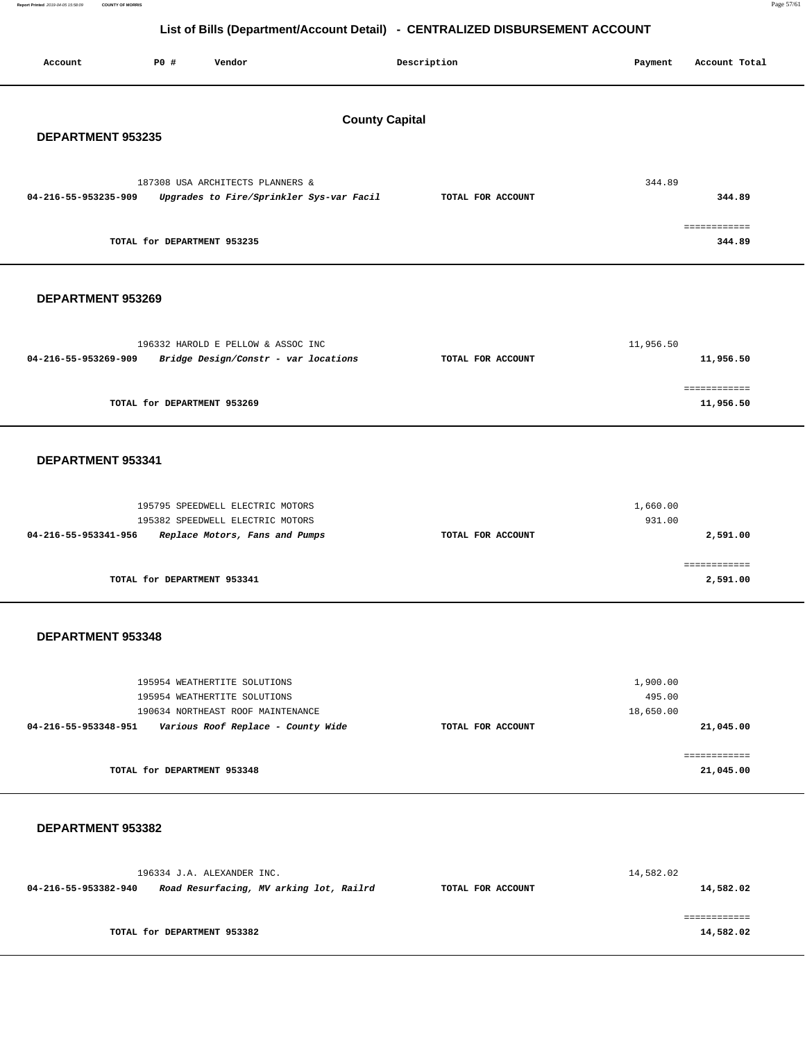# List of Bills (Department/Account Detail) - CENTRALIZED DISBURSEMENT ACCOUNT

| Account | PO # | Vendor | Description | Payment | Account Total |
|---|---|---|---|---|---|

## County Capital

### DEPARTMENT 953235

| Account | PO # | Vendor | Description | Payment | Account Total |
|---|---|---|---|---|---|
| | 187308 | USA ARCHITECTS PLANNERS & | | 344.89 | |
| **04-216-55-953235-909** | | ***Upgrades to Fire/Sprinkler Sys-var Facil*** | **TOTAL FOR ACCOUNT** | | **344.89** |
| | | | | | ============ |
| | **TOTAL for DEPARTMENT 953235** | | | | **344.89** |

### DEPARTMENT 953269

| Account | PO # | Vendor | Description | Payment | Account Total |
|---|---|---|---|---|---|
| | 196332 | HAROLD E PELLOW & ASSOC INC | | 11,956.50 | |
| **04-216-55-953269-909** | | ***Bridge Design/Constr - var locations*** | **TOTAL FOR ACCOUNT** | | **11,956.50** |
| | | | | | ============ |
| | **TOTAL for DEPARTMENT 953269** | | | | **11,956.50** |

### DEPARTMENT 953341

| Account | PO # | Vendor | Description | Payment | Account Total |
|---|---|---|---|---|---|
| | 195795 | SPEEDWELL ELECTRIC MOTORS | | 1,660.00 | |
| | 195382 | SPEEDWELL ELECTRIC MOTORS | | 931.00 | |
| **04-216-55-953341-956** | | ***Replace Motors, Fans and Pumps*** | **TOTAL FOR ACCOUNT** | | **2,591.00** |
| | | | | | ============ |
| | **TOTAL for DEPARTMENT 953341** | | | | **2,591.00** |

### DEPARTMENT 953348

| Account | PO # | Vendor | Description | Payment | Account Total |
|---|---|---|---|---|---|
| | 195954 | WEATHERTITE SOLUTIONS | | 1,900.00 | |
| | 195954 | WEATHERTITE SOLUTIONS | | 495.00 | |
| | 190634 | NORTHEAST ROOF MAINTENANCE | | 18,650.00 | |
| **04-216-55-953348-951** | | ***Various Roof Replace - County Wide*** | **TOTAL FOR ACCOUNT** | | **21,045.00** |
| | | | | | ============ |
| | **TOTAL for DEPARTMENT 953348** | | | | **21,045.00** |

### DEPARTMENT 953382

| Account | PO # | Vendor | Description | Payment | Account Total |
|---|---|---|---|---|---|
| | 196334 | J.A. ALEXANDER INC. | | 14,582.02 | |
| **04-216-55-953382-940** | | ***Road Resurfacing, MV arking lot, Railrd*** | **TOTAL FOR ACCOUNT** | | **14,582.02** |
| | | | | | ============ |
| | **TOTAL for DEPARTMENT 953382** | | | | **14,582.02** |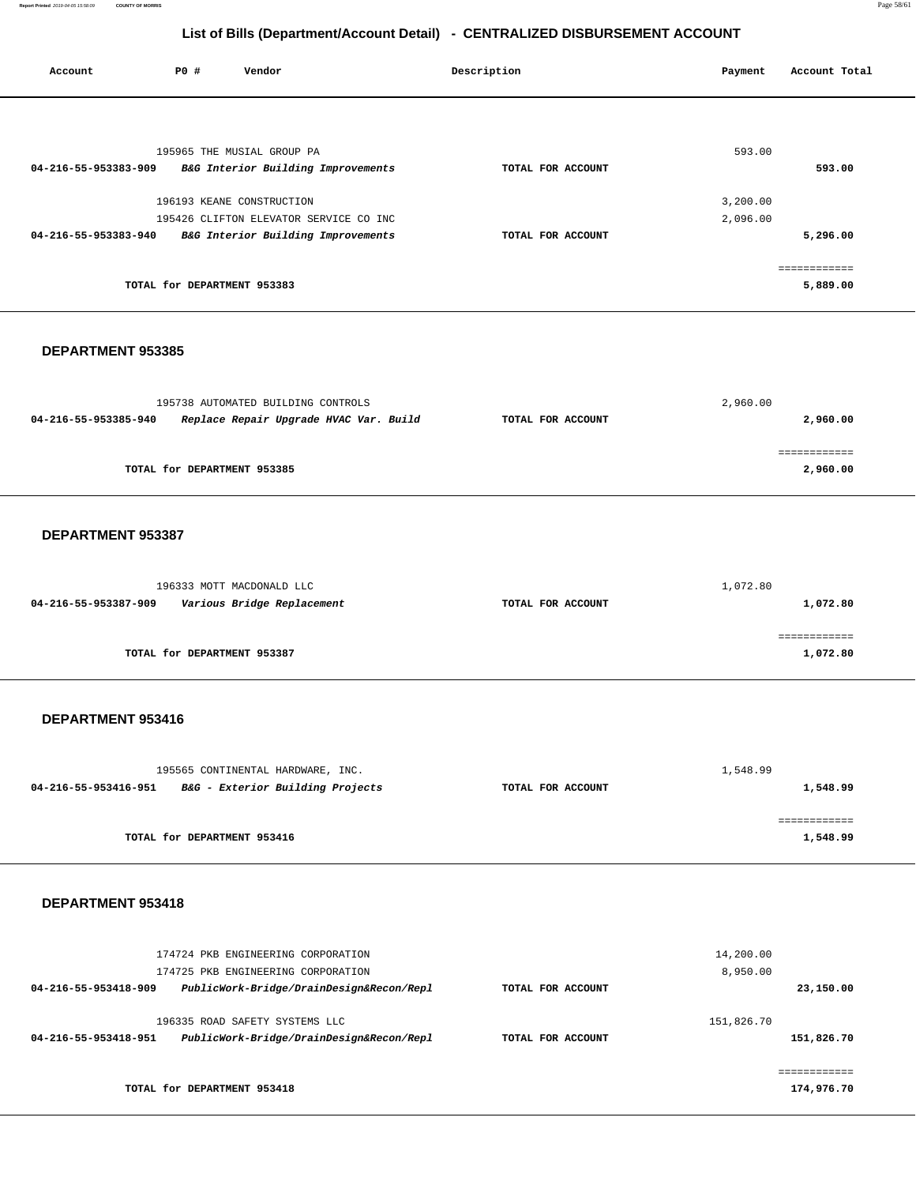# List of Bills (Department/Account Detail) - CENTRALIZED DISBURSEMENT ACCOUNT

| Account | PO # | Vendor | Description | Payment | Account Total |
|---|---|---|---|---|---|
| | 195965 | THE MUSIAL GROUP PA | | 593.00 | |
| 04-216-55-953383-909 | | *B&G Interior Building Improvements* | TOTAL FOR ACCOUNT | | 593.00 |
| | 196193 | KEANE CONSTRUCTION | | 3,200.00 | |
| | 195426 | CLIFTON ELEVATOR SERVICE CO INC | | 2,096.00 | |
| 04-216-55-953383-940 | | *B&G Interior Building Improvements* | TOTAL FOR ACCOUNT | | 5,296.00 |
| | | TOTAL for DEPARTMENT 953383 | | | 5,889.00 |

**DEPARTMENT 953385**

| Account | PO # | Vendor | Description | Payment | Account Total |
|---|---|---|---|---|---|
| | 195738 | AUTOMATED BUILDING CONTROLS | | 2,960.00 | |
| 04-216-55-953385-940 | | *Replace Repair Upgrade HVAC Var. Build* | TOTAL FOR ACCOUNT | | 2,960.00 |
| | | TOTAL for DEPARTMENT 953385 | | | 2,960.00 |

**DEPARTMENT 953387**

| Account | PO # | Vendor | Description | Payment | Account Total |
|---|---|---|---|---|---|
| | 196333 | MOTT MACDONALD LLC | | 1,072.80 | |
| 04-216-55-953387-909 | | *Various Bridge Replacement* | TOTAL FOR ACCOUNT | | 1,072.80 |
| | | TOTAL for DEPARTMENT 953387 | | | 1,072.80 |

**DEPARTMENT 953416**

| Account | PO # | Vendor | Description | Payment | Account Total |
|---|---|---|---|---|---|
| | 195565 | CONTINENTAL HARDWARE, INC. | | 1,548.99 | |
| 04-216-55-953416-951 | | *B&G - Exterior Building Projects* | TOTAL FOR ACCOUNT | | 1,548.99 |
| | | TOTAL for DEPARTMENT 953416 | | | 1,548.99 |

**DEPARTMENT 953418**

| Account | PO # | Vendor | Description | Payment | Account Total |
|---|---|---|---|---|---|
| | 174724 | PKB ENGINEERING CORPORATION | | 14,200.00 | |
| | 174725 | PKB ENGINEERING CORPORATION | | 8,950.00 | |
| 04-216-55-953418-909 | | *PublicWork-Bridge/DrainDesign&Recon/Repl* | TOTAL FOR ACCOUNT | | 23,150.00 |
| | 196335 | ROAD SAFETY SYSTEMS LLC | | 151,826.70 | |
| 04-216-55-953418-951 | | *PublicWork-Bridge/DrainDesign&Recon/Repl* | TOTAL FOR ACCOUNT | | 151,826.70 |
| | | TOTAL for DEPARTMENT 953418 | | | 174,976.70 |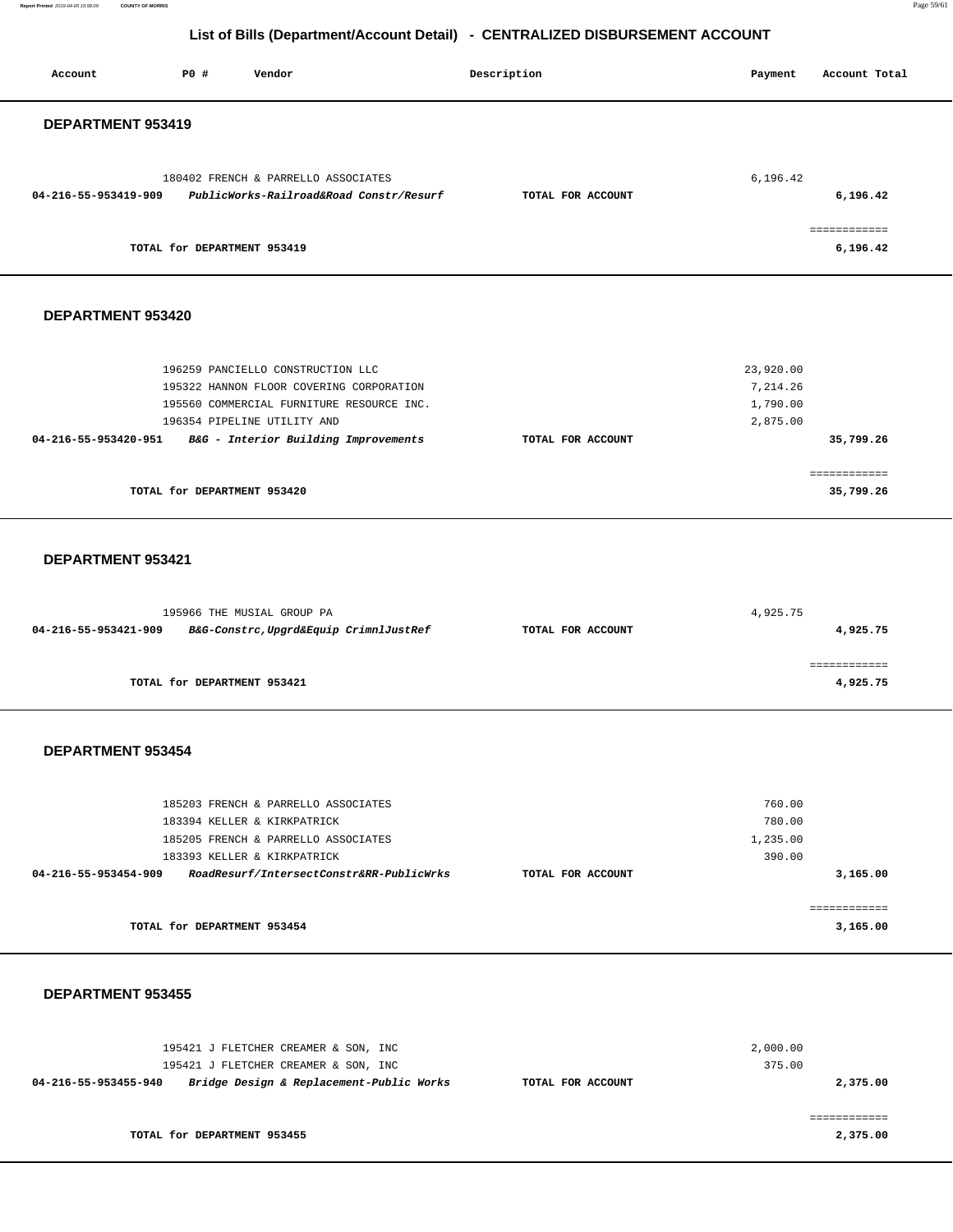# List of Bills (Department/Account Detail) - CENTRALIZED DISBURSEMENT ACCOUNT

| Account | PO # | Vendor | Description | Payment | Account Total |
|---|---|---|---|---|---|

## DEPARTMENT 953419

| Account | PO # | Vendor | Description | Payment | Account Total |
|---|---|---|---|---|---|
| | 180402 | FRENCH & PARRELLO ASSOCIATES | | 6,196.42 | |
| **04-216-55-953419-909** | | ***PublicWorks-Railroad&Road Constr/Resurf*** | **TOTAL FOR ACCOUNT** | | **6,196.42** |
| | | | | | ============ |
| | | **TOTAL for DEPARTMENT 953419** | | | **6,196.42** |

## DEPARTMENT 953420

| Account | PO # | Vendor | Description | Payment | Account Total |
|---|---|---|---|---|---|
| | 196259 | PANCIELLO CONSTRUCTION LLC | | 23,920.00 | |
| | 195322 | HANNON FLOOR COVERING CORPORATION | | 7,214.26 | |
| | 195560 | COMMERCIAL FURNITURE RESOURCE INC. | | 1,790.00 | |
| | 196354 | PIPELINE UTILITY AND | | 2,875.00 | |
| **04-216-55-953420-951** | | ***B&G - Interior Building Improvements*** | **TOTAL FOR ACCOUNT** | | **35,799.26** |
| | | | | | ============ |
| | | **TOTAL for DEPARTMENT 953420** | | | **35,799.26** |

## DEPARTMENT 953421

| Account | PO # | Vendor | Description | Payment | Account Total |
|---|---|---|---|---|---|
| | 195966 | THE MUSIAL GROUP PA | | 4,925.75 | |
| **04-216-55-953421-909** | | ***B&G-Constrc,Upgrd&Equip CrimnlJustRef*** | **TOTAL FOR ACCOUNT** | | **4,925.75** |
| | | | | | ============ |
| | | **TOTAL for DEPARTMENT 953421** | | | **4,925.75** |

## DEPARTMENT 953454

| Account | PO # | Vendor | Description | Payment | Account Total |
|---|---|---|---|---|---|
| | 185203 | FRENCH & PARRELLO ASSOCIATES | | 760.00 | |
| | 183394 | KELLER & KIRKPATRICK | | 780.00 | |
| | 185205 | FRENCH & PARRELLO ASSOCIATES | | 1,235.00 | |
| | 183393 | KELLER & KIRKPATRICK | | 390.00 | |
| **04-216-55-953454-909** | | ***RoadResurf/IntersectConstr&RR-PublicWrks*** | **TOTAL FOR ACCOUNT** | | **3,165.00** |
| | | | | | ============ |
| | | **TOTAL for DEPARTMENT 953454** | | | **3,165.00** |

## DEPARTMENT 953455

| Account | PO # | Vendor | Description | Payment | Account Total |
|---|---|---|---|---|---|
| | 195421 | J FLETCHER CREAMER & SON, INC | | 2,000.00 | |
| | 195421 | J FLETCHER CREAMER & SON, INC | | 375.00 | |
| **04-216-55-953455-940** | | ***Bridge Design & Replacement-Public Works*** | **TOTAL FOR ACCOUNT** | | **2,375.00** |
| | | | | | ============ |
| | | **TOTAL for DEPARTMENT 953455** | | | **2,375.00** |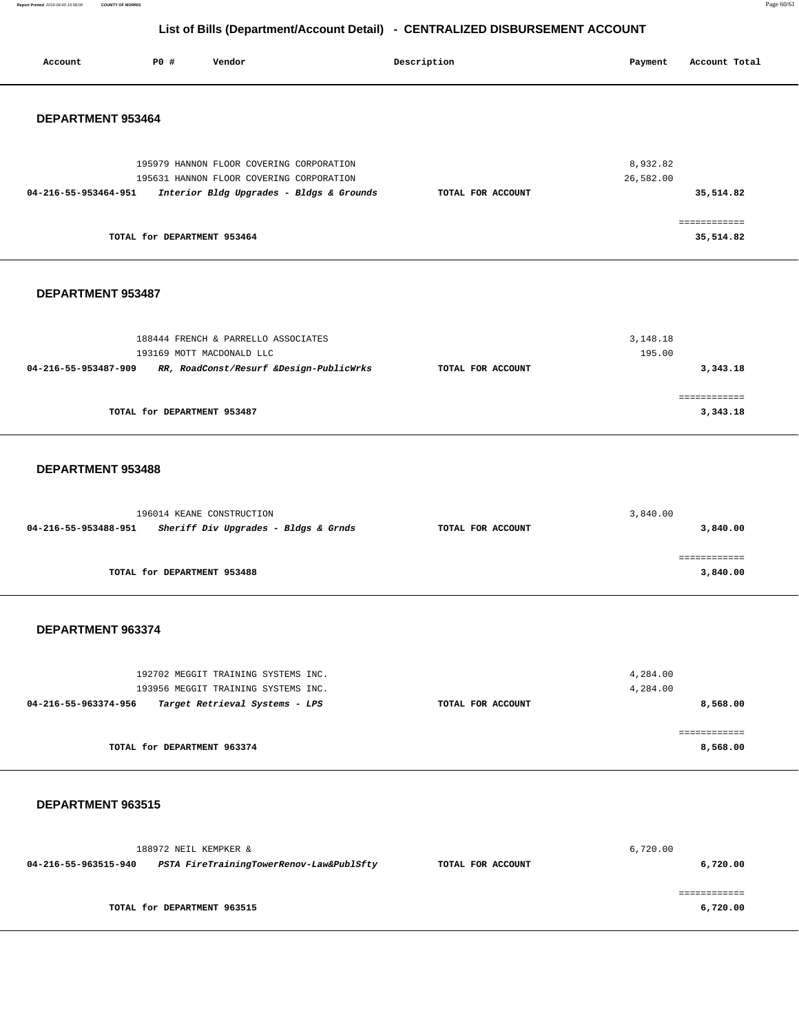## List of Bills (Department/Account Detail) - CENTRALIZED DISBURSEMENT ACCOUNT

| Account | PO # | Vendor | Description | Payment | Account Total |
|---|---|---|---|---|---|

### DEPARTMENT 953464

| Account | PO # | Vendor | Description | Payment | Account Total |
|---|---|---|---|---|---|
| | 195979 | HANNON FLOOR COVERING CORPORATION | | 8,932.82 | |
| | 195631 | HANNON FLOOR COVERING CORPORATION | | 26,582.00 | |
| **04-216-55-953464-951** | | ***Interior Bldg Upgrades - Bldgs & Grounds*** | **TOTAL FOR ACCOUNT** | | **35,514.82** |
| | | | | | ============ |
| | | **TOTAL for DEPARTMENT 953464** | | | **35,514.82** |

### DEPARTMENT 953487

| Account | PO # | Vendor | Description | Payment | Account Total |
|---|---|---|---|---|---|
| | 188444 | FRENCH & PARRELLO ASSOCIATES | | 3,148.18 | |
| | 193169 | MOTT MACDONALD LLC | | 195.00 | |
| **04-216-55-953487-909** | | ***RR, RoadConst/Resurf &Design-PublicWrks*** | **TOTAL FOR ACCOUNT** | | **3,343.18** |
| | | | | | ============ |
| | | **TOTAL for DEPARTMENT 953487** | | | **3,343.18** |

### DEPARTMENT 953488

| Account | PO # | Vendor | Description | Payment | Account Total |
|---|---|---|---|---|---|
| | 196014 | KEANE CONSTRUCTION | | 3,840.00 | |
| **04-216-55-953488-951** | | ***Sheriff Div Upgrades - Bldgs & Grnds*** | **TOTAL FOR ACCOUNT** | | **3,840.00** |
| | | | | | ============ |
| | | **TOTAL for DEPARTMENT 953488** | | | **3,840.00** |

### DEPARTMENT 963374

| Account | PO # | Vendor | Description | Payment | Account Total |
|---|---|---|---|---|---|
| | 192702 | MEGGIT TRAINING SYSTEMS INC. | | 4,284.00 | |
| | 193956 | MEGGIT TRAINING SYSTEMS INC. | | 4,284.00 | |
| **04-216-55-963374-956** | | ***Target Retrieval Systems - LPS*** | **TOTAL FOR ACCOUNT** | | **8,568.00** |
| | | | | | ============ |
| | | **TOTAL for DEPARTMENT 963374** | | | **8,568.00** |

### DEPARTMENT 963515

| Account | PO # | Vendor | Description | Payment | Account Total |
|---|---|---|---|---|---|
| | 188972 | NEIL KEMPKER & | | 6,720.00 | |
| **04-216-55-963515-940** | | ***PSTA FireTrainingTowerRenov-Law&PublSfty*** | **TOTAL FOR ACCOUNT** | | **6,720.00** |
| | | | | | ============ |
| | | **TOTAL for DEPARTMENT 963515** | | | **6,720.00** |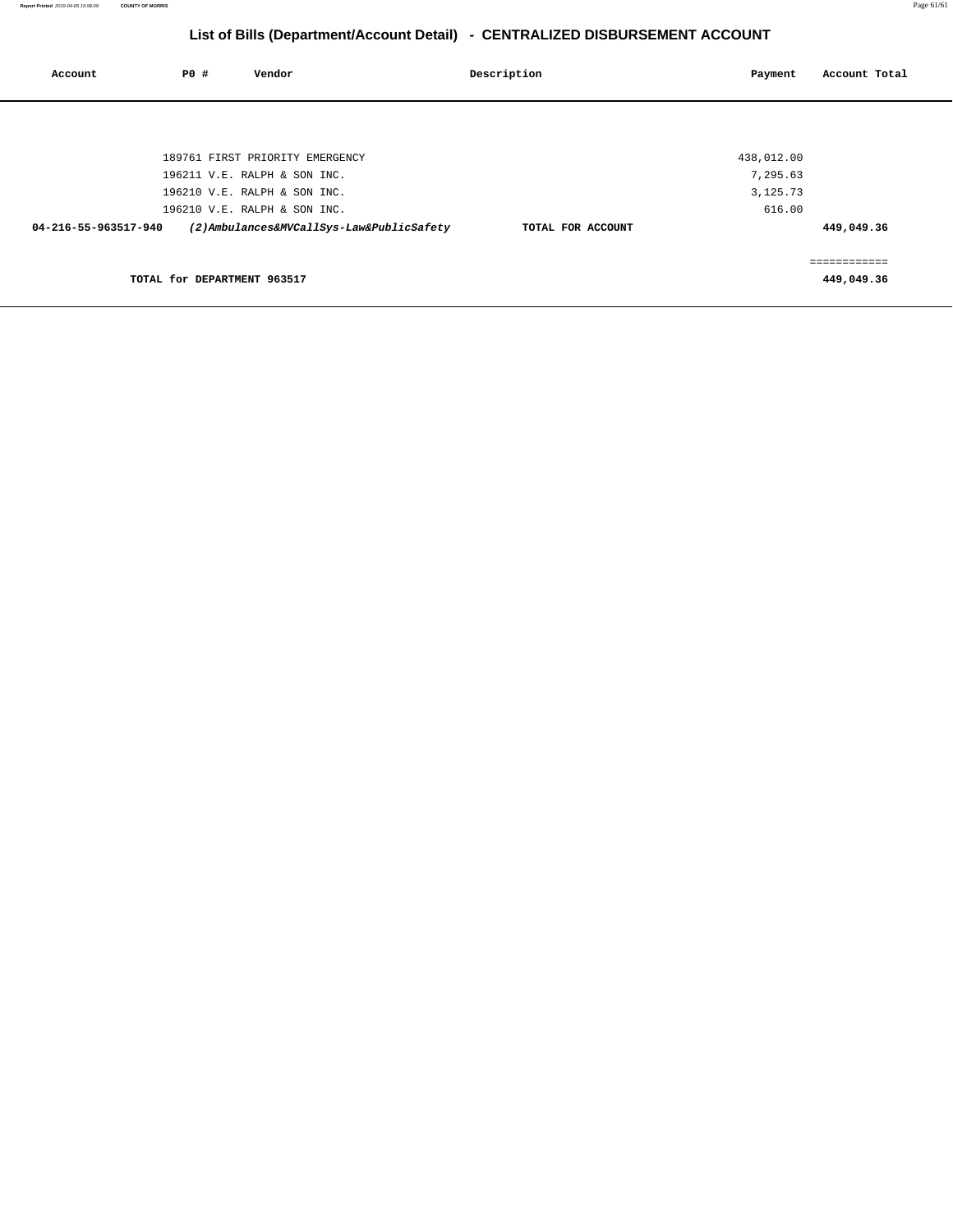## List of Bills (Department/Account Detail) - CENTRALIZED DISBURSEMENT ACCOUNT

| Account | PO # | Vendor | Description | Payment | Account Total |
|---|---|---|---|---|---|
| | 189761 | FIRST PRIORITY EMERGENCY | | 438,012.00 | |
| | 196211 | V.E. RALPH & SON INC. | | 7,295.63 | |
| | 196210 | V.E. RALPH & SON INC. | | 3,125.73 | |
| | 196210 | V.E. RALPH & SON INC. | | 616.00 | |
| **04-216-55-963517-940** | | ***(2)Ambulances&MVCallSys-Law&PublicSafety*** | **TOTAL FOR ACCOUNT** | | **449,049.36** |
| | | | | | ============ |
| | **TOTAL for DEPARTMENT 963517** | | | | **449,049.36** |